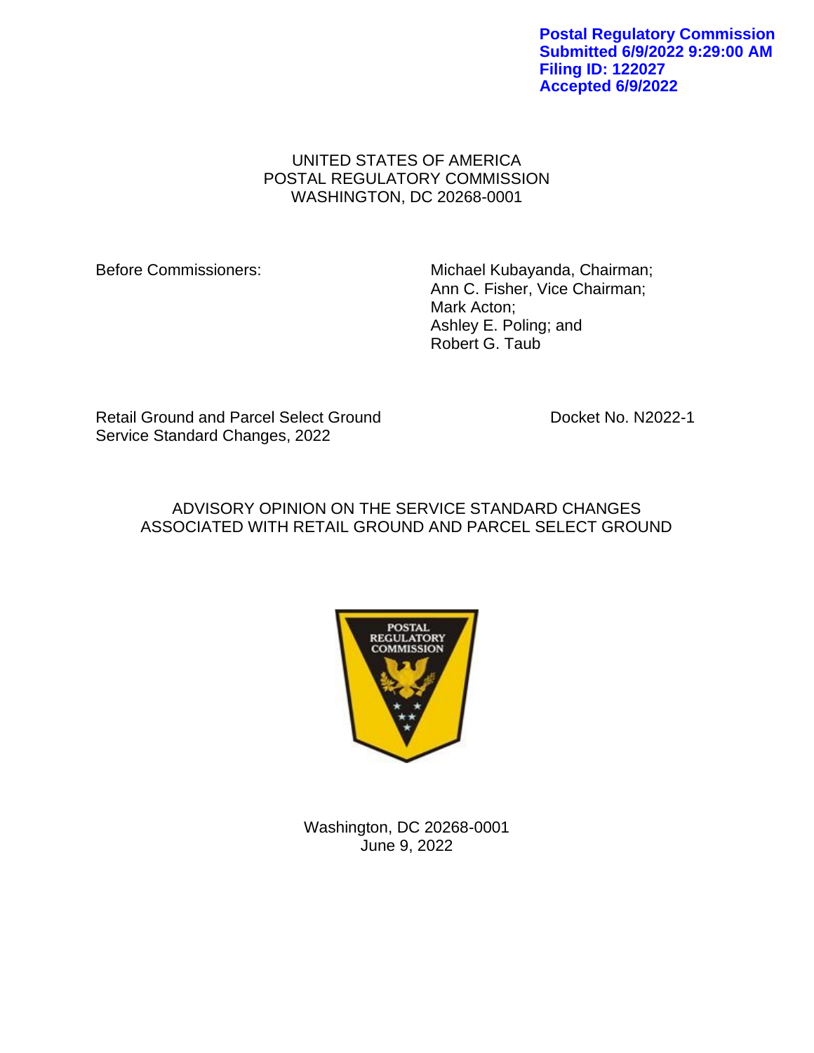Postal Regulatory Commission
Submitted 6/9/2022 9:29:00 AM
Filing ID: 122027
Accepted 6/9/2022

UNITED STATES OF AMERICA
POSTAL REGULATORY COMMISSION
WASHINGTON, DC 20268-0001

Before Commissioners:

Michael Kubayanda, Chairman;
Ann C. Fisher, Vice Chairman;
Mark Acton;
Ashley E. Poling; and
Robert G. Taub

Retail Ground and Parcel Select Ground Service Standard Changes, 2022

Docket No. N2022-1

# ADVISORY OPINION ON THE SERVICE STANDARD CHANGES ASSOCIATED WITH RETAIL GROUND AND PARCEL SELECT GROUND

Washington, DC 20268-0001
June 9, 2022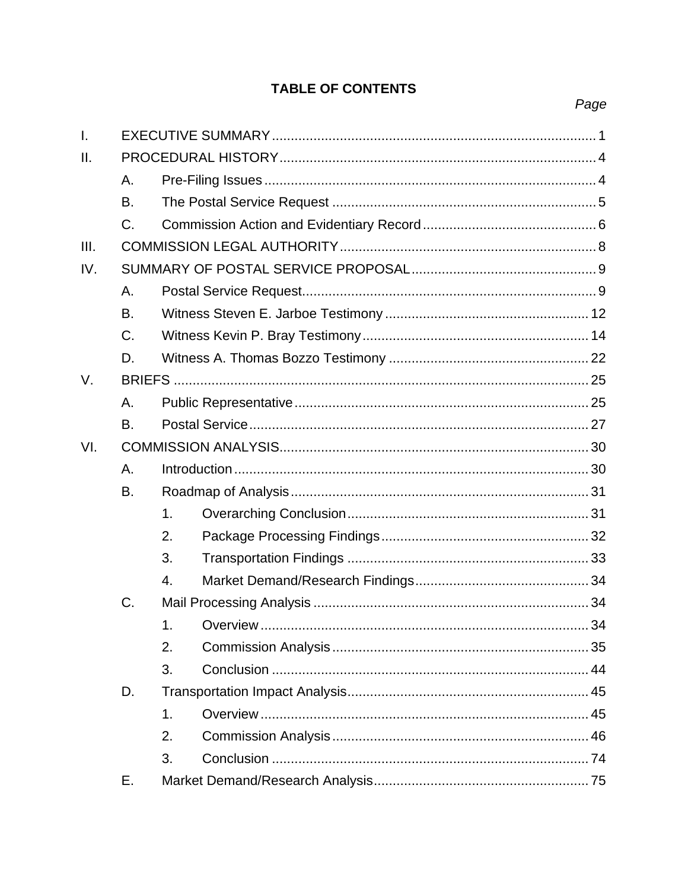# TABLE OF CONTENTS

*Page*

I. EXECUTIVE SUMMARY ..... 1

II. PROCEDURAL HISTORY ..... 4

- A. Pre-Filing Issues ..... 4
- B. The Postal Service Request ..... 5
- C. Commission Action and Evidentiary Record ..... 6

III. COMMISSION LEGAL AUTHORITY ..... 8

IV. SUMMARY OF POSTAL SERVICE PROPOSAL ..... 9

- A. Postal Service Request ..... 9
- B. Witness Steven E. Jarboe Testimony ..... 12
- C. Witness Kevin P. Bray Testimony ..... 14
- D. Witness A. Thomas Bozzo Testimony ..... 22

V. BRIEFS ..... 25

- A. Public Representative ..... 25
- B. Postal Service ..... 27

VI. COMMISSION ANALYSIS ..... 30

- A. Introduction ..... 30
- B. Roadmap of Analysis ..... 31
  1. Overarching Conclusion ..... 31
  2. Package Processing Findings ..... 32
  3. Transportation Findings ..... 33
  4. Market Demand/Research Findings ..... 34
- C. Mail Processing Analysis ..... 34
  1. Overview ..... 34
  2. Commission Analysis ..... 35
  3. Conclusion ..... 44
- D. Transportation Impact Analysis ..... 45
  1. Overview ..... 45
  2. Commission Analysis ..... 46
  3. Conclusion ..... 74
- E. Market Demand/Research Analysis ..... 75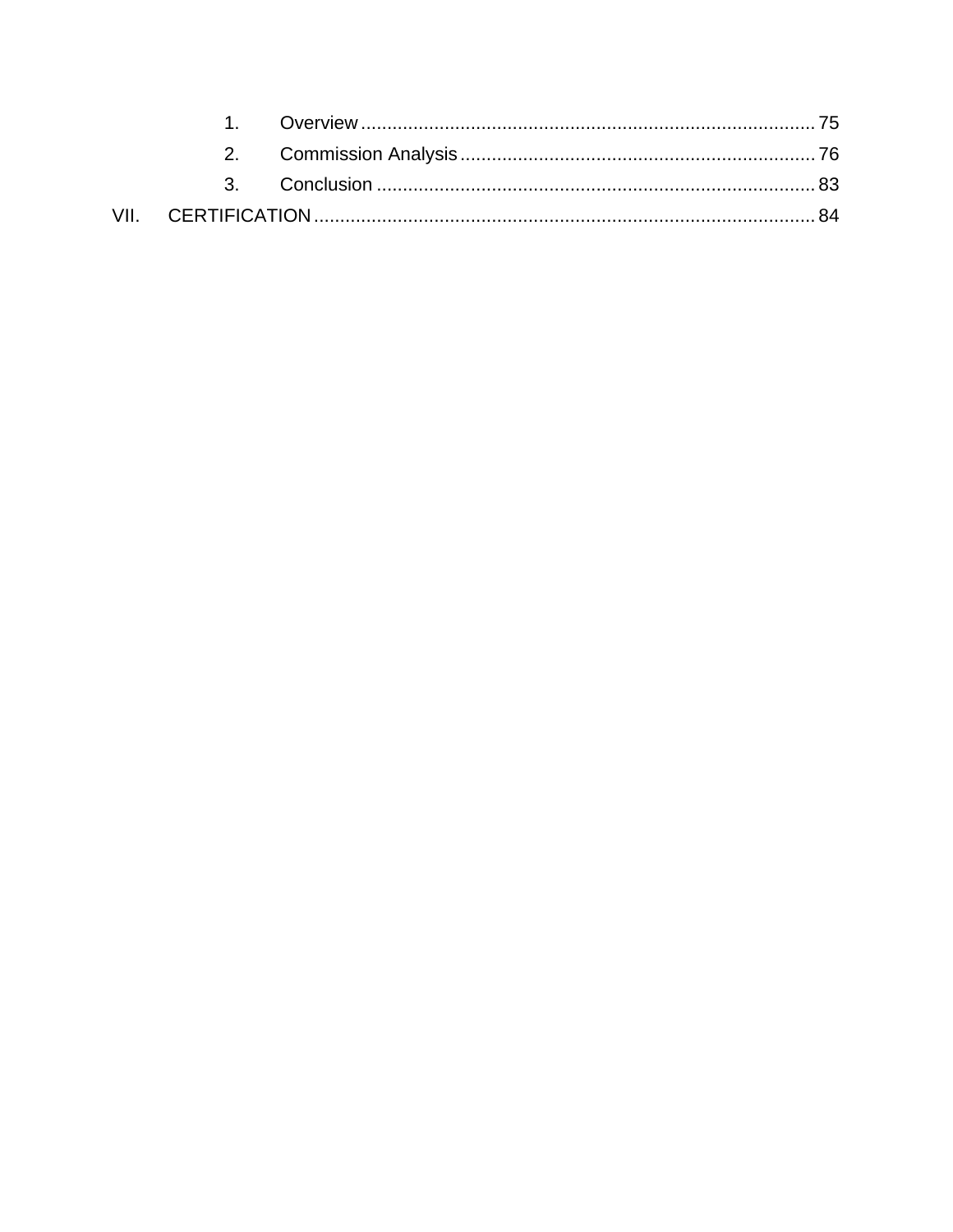1. Overview ..................................................................................... 75
2. Commission Analysis ................................................................... 76
3. Conclusion ................................................................................... 83

VII. CERTIFICATION ............................................................................................... 84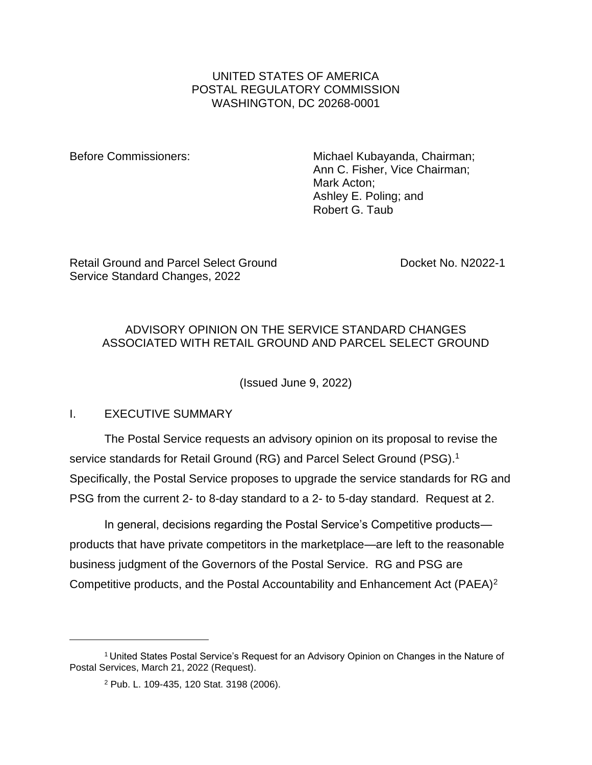UNITED STATES OF AMERICA
POSTAL REGULATORY COMMISSION
WASHINGTON, DC 20268-0001

Before Commissioners:

Michael Kubayanda, Chairman;
Ann C. Fisher, Vice Chairman;
Mark Acton;
Ashley E. Poling; and
Robert G. Taub

Retail Ground and Parcel Select Ground Service Standard Changes, 2022

Docket No. N2022-1

ADVISORY OPINION ON THE SERVICE STANDARD CHANGES ASSOCIATED WITH RETAIL GROUND AND PARCEL SELECT GROUND

(Issued June 9, 2022)

## I. EXECUTIVE SUMMARY

The Postal Service requests an advisory opinion on its proposal to revise the service standards for Retail Ground (RG) and Parcel Select Ground (PSG).[1] Specifically, the Postal Service proposes to upgrade the service standards for RG and PSG from the current 2- to 8-day standard to a 2- to 5-day standard. Request at 2.

In general, decisions regarding the Postal Service's Competitive products—products that have private competitors in the marketplace—are left to the reasonable business judgment of the Governors of the Postal Service. RG and PSG are Competitive products, and the Postal Accountability and Enhancement Act (PAEA)[2]

---

[1] United States Postal Service's Request for an Advisory Opinion on Changes in the Nature of Postal Services, March 21, 2022 (Request).

[2] Pub. L. 109-435, 120 Stat. 3198 (2006).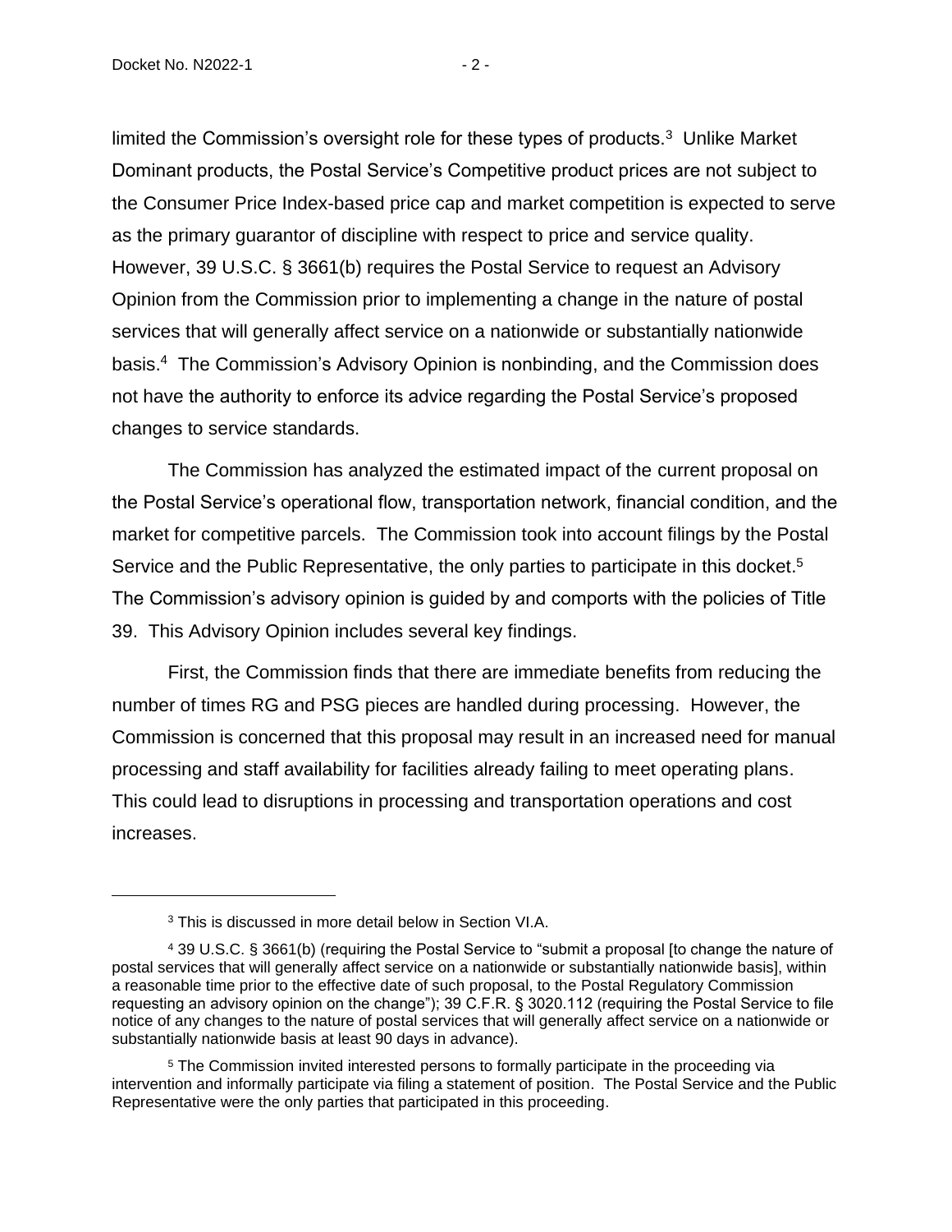limited the Commission's oversight role for these types of products.[3] Unlike Market Dominant products, the Postal Service's Competitive product prices are not subject to the Consumer Price Index-based price cap and market competition is expected to serve as the primary guarantor of discipline with respect to price and service quality. However, 39 U.S.C. § 3661(b) requires the Postal Service to request an Advisory Opinion from the Commission prior to implementing a change in the nature of postal services that will generally affect service on a nationwide or substantially nationwide basis.[4] The Commission's Advisory Opinion is nonbinding, and the Commission does not have the authority to enforce its advice regarding the Postal Service's proposed changes to service standards.

The Commission has analyzed the estimated impact of the current proposal on the Postal Service's operational flow, transportation network, financial condition, and the market for competitive parcels. The Commission took into account filings by the Postal Service and the Public Representative, the only parties to participate in this docket.[5] The Commission's advisory opinion is guided by and comports with the policies of Title 39. This Advisory Opinion includes several key findings.

First, the Commission finds that there are immediate benefits from reducing the number of times RG and PSG pieces are handled during processing. However, the Commission is concerned that this proposal may result in an increased need for manual processing and staff availability for facilities already failing to meet operating plans. This could lead to disruptions in processing and transportation operations and cost increases.

---

[3] This is discussed in more detail below in Section VI.A.

[4] 39 U.S.C. § 3661(b) (requiring the Postal Service to "submit a proposal [to change the nature of postal services that will generally affect service on a nationwide or substantially nationwide basis], within a reasonable time prior to the effective date of such proposal, to the Postal Regulatory Commission requesting an advisory opinion on the change"); 39 C.F.R. § 3020.112 (requiring the Postal Service to file notice of any changes to the nature of postal services that will generally affect service on a nationwide or substantially nationwide basis at least 90 days in advance).

[5] The Commission invited interested persons to formally participate in the proceeding via intervention and informally participate via filing a statement of position. The Postal Service and the Public Representative were the only parties that participated in this proceeding.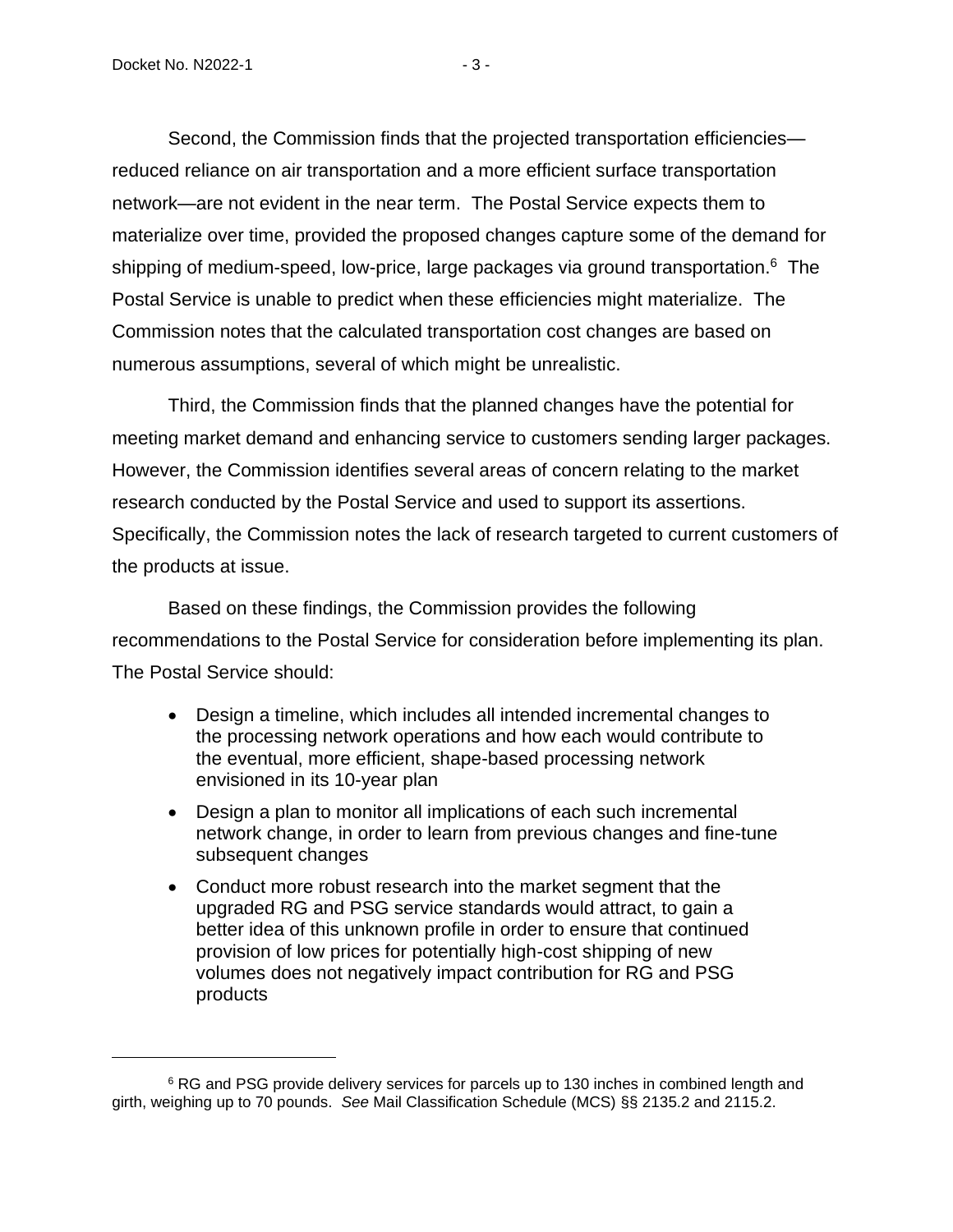Second, the Commission finds that the projected transportation efficiencies—reduced reliance on air transportation and a more efficient surface transportation network—are not evident in the near term. The Postal Service expects them to materialize over time, provided the proposed changes capture some of the demand for shipping of medium-speed, low-price, large packages via ground transportation.[6] The Postal Service is unable to predict when these efficiencies might materialize. The Commission notes that the calculated transportation cost changes are based on numerous assumptions, several of which might be unrealistic.

Third, the Commission finds that the planned changes have the potential for meeting market demand and enhancing service to customers sending larger packages. However, the Commission identifies several areas of concern relating to the market research conducted by the Postal Service and used to support its assertions. Specifically, the Commission notes the lack of research targeted to current customers of the products at issue.

Based on these findings, the Commission provides the following recommendations to the Postal Service for consideration before implementing its plan. The Postal Service should:

- Design a timeline, which includes all intended incremental changes to the processing network operations and how each would contribute to the eventual, more efficient, shape-based processing network envisioned in its 10-year plan
- Design a plan to monitor all implications of each such incremental network change, in order to learn from previous changes and fine-tune subsequent changes
- Conduct more robust research into the market segment that the upgraded RG and PSG service standards would attract, to gain a better idea of this unknown profile in order to ensure that continued provision of low prices for potentially high-cost shipping of new volumes does not negatively impact contribution for RG and PSG products

---

[6] RG and PSG provide delivery services for parcels up to 130 inches in combined length and girth, weighing up to 70 pounds. *See* Mail Classification Schedule (MCS) §§ 2135.2 and 2115.2.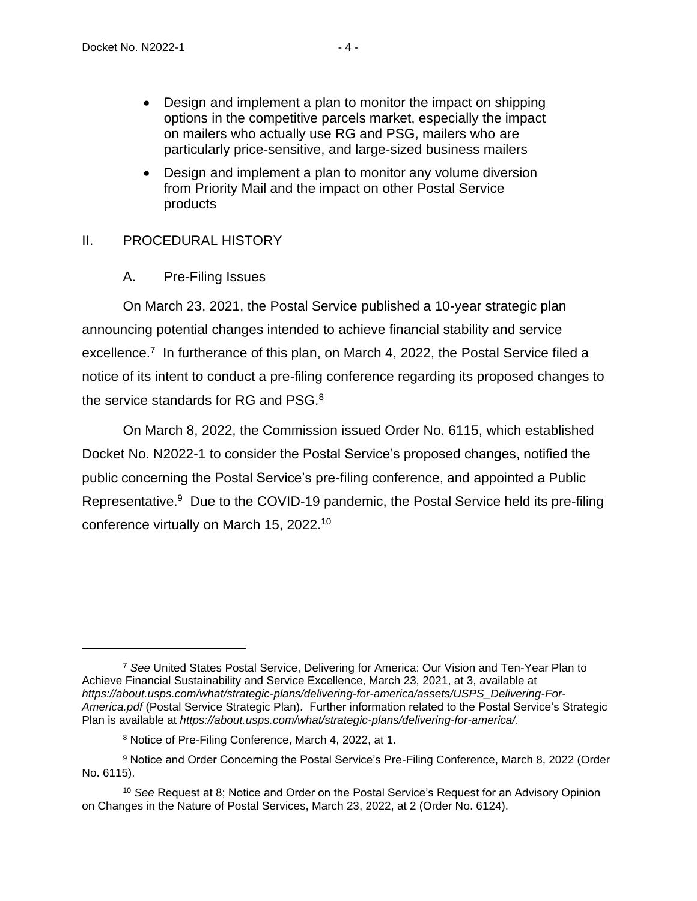- Design and implement a plan to monitor the impact on shipping options in the competitive parcels market, especially the impact on mailers who actually use RG and PSG, mailers who are particularly price-sensitive, and large-sized business mailers
- Design and implement a plan to monitor any volume diversion from Priority Mail and the impact on other Postal Service products

## II. PROCEDURAL HISTORY

### A. Pre-Filing Issues

On March 23, 2021, the Postal Service published a 10-year strategic plan announcing potential changes intended to achieve financial stability and service excellence.[7] In furtherance of this plan, on March 4, 2022, the Postal Service filed a notice of its intent to conduct a pre-filing conference regarding its proposed changes to the service standards for RG and PSG.[8]

On March 8, 2022, the Commission issued Order No. 6115, which established Docket No. N2022-1 to consider the Postal Service's proposed changes, notified the public concerning the Postal Service's pre-filing conference, and appointed a Public Representative.[9] Due to the COVID-19 pandemic, the Postal Service held its pre-filing conference virtually on March 15, 2022.[10]

---

[7] *See* United States Postal Service, Delivering for America: Our Vision and Ten-Year Plan to Achieve Financial Sustainability and Service Excellence, March 23, 2021, at 3, available at *https://about.usps.com/what/strategic-plans/delivering-for-america/assets/USPS_Delivering-For-America.pdf* (Postal Service Strategic Plan). Further information related to the Postal Service's Strategic Plan is available at *https://about.usps.com/what/strategic-plans/delivering-for-america/*.

[8] Notice of Pre-Filing Conference, March 4, 2022, at 1.

[9] Notice and Order Concerning the Postal Service's Pre-Filing Conference, March 8, 2022 (Order No. 6115).

[10] *See* Request at 8; Notice and Order on the Postal Service's Request for an Advisory Opinion on Changes in the Nature of Postal Services, March 23, 2022, at 2 (Order No. 6124).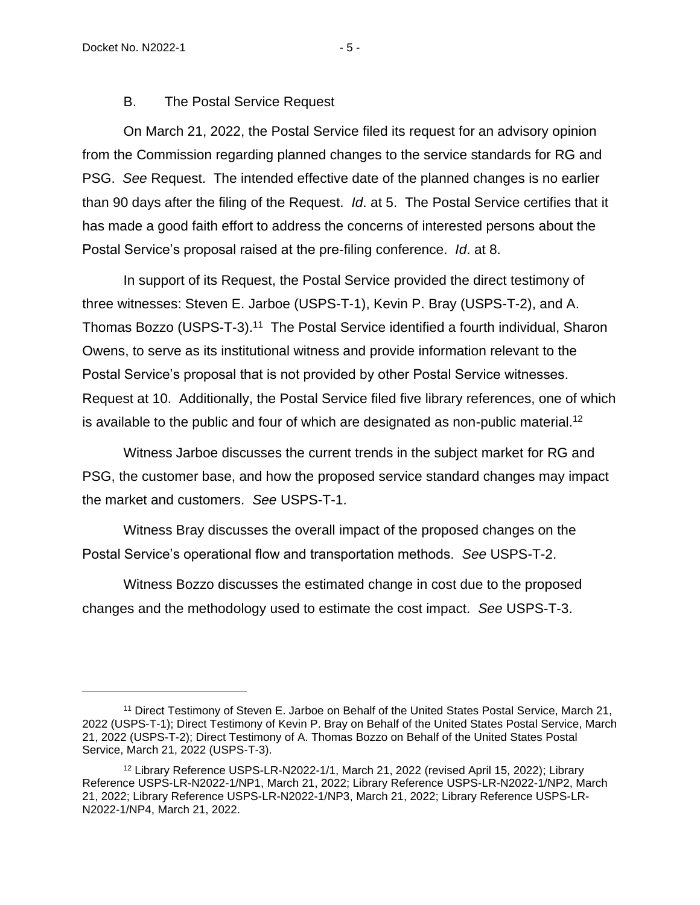### B. The Postal Service Request

On March 21, 2022, the Postal Service filed its request for an advisory opinion from the Commission regarding planned changes to the service standards for RG and PSG. *See* Request. The intended effective date of the planned changes is no earlier than 90 days after the filing of the Request. *Id*. at 5. The Postal Service certifies that it has made a good faith effort to address the concerns of interested persons about the Postal Service's proposal raised at the pre-filing conference. *Id*. at 8.

In support of its Request, the Postal Service provided the direct testimony of three witnesses: Steven E. Jarboe (USPS-T-1), Kevin P. Bray (USPS-T-2), and A. Thomas Bozzo (USPS-T-3).[11] The Postal Service identified a fourth individual, Sharon Owens, to serve as its institutional witness and provide information relevant to the Postal Service's proposal that is not provided by other Postal Service witnesses. Request at 10. Additionally, the Postal Service filed five library references, one of which is available to the public and four of which are designated as non-public material.[12]

Witness Jarboe discusses the current trends in the subject market for RG and PSG, the customer base, and how the proposed service standard changes may impact the market and customers. *See* USPS-T-1.

Witness Bray discusses the overall impact of the proposed changes on the Postal Service's operational flow and transportation methods. *See* USPS-T-2.

Witness Bozzo discusses the estimated change in cost due to the proposed changes and the methodology used to estimate the cost impact. *See* USPS-T-3.

---

[11] Direct Testimony of Steven E. Jarboe on Behalf of the United States Postal Service, March 21, 2022 (USPS-T-1); Direct Testimony of Kevin P. Bray on Behalf of the United States Postal Service, March 21, 2022 (USPS-T-2); Direct Testimony of A. Thomas Bozzo on Behalf of the United States Postal Service, March 21, 2022 (USPS-T-3).

[12] Library Reference USPS-LR-N2022-1/1, March 21, 2022 (revised April 15, 2022); Library Reference USPS-LR-N2022-1/NP1, March 21, 2022; Library Reference USPS-LR-N2022-1/NP2, March 21, 2022; Library Reference USPS-LR-N2022-1/NP3, March 21, 2022; Library Reference USPS-LR-N2022-1/NP4, March 21, 2022.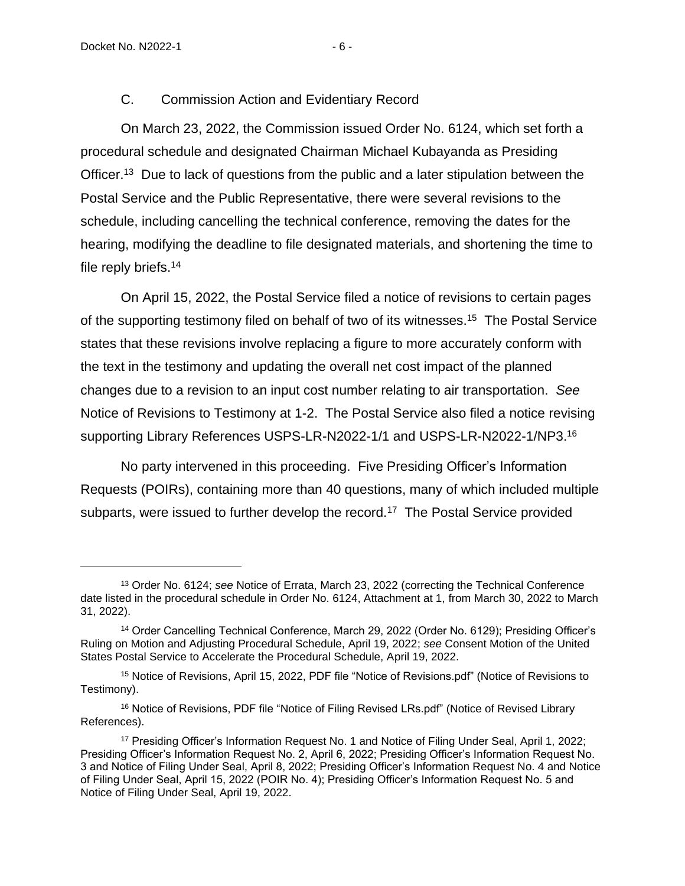## C. Commission Action and Evidentiary Record

On March 23, 2022, the Commission issued Order No. 6124, which set forth a procedural schedule and designated Chairman Michael Kubayanda as Presiding Officer.[13] Due to lack of questions from the public and a later stipulation between the Postal Service and the Public Representative, there were several revisions to the schedule, including cancelling the technical conference, removing the dates for the hearing, modifying the deadline to file designated materials, and shortening the time to file reply briefs.[14]

On April 15, 2022, the Postal Service filed a notice of revisions to certain pages of the supporting testimony filed on behalf of two of its witnesses.[15] The Postal Service states that these revisions involve replacing a figure to more accurately conform with the text in the testimony and updating the overall net cost impact of the planned changes due to a revision to an input cost number relating to air transportation. *See* Notice of Revisions to Testimony at 1-2. The Postal Service also filed a notice revising supporting Library References USPS-LR-N2022-1/1 and USPS-LR-N2022-1/NP3.[16]

No party intervened in this proceeding. Five Presiding Officer's Information Requests (POIRs), containing more than 40 questions, many of which included multiple subparts, were issued to further develop the record.[17] The Postal Service provided

---

[13] Order No. 6124; *see* Notice of Errata, March 23, 2022 (correcting the Technical Conference date listed in the procedural schedule in Order No. 6124, Attachment at 1, from March 30, 2022 to March 31, 2022).

[14] Order Cancelling Technical Conference, March 29, 2022 (Order No. 6129); Presiding Officer's Ruling on Motion and Adjusting Procedural Schedule, April 19, 2022; *see* Consent Motion of the United States Postal Service to Accelerate the Procedural Schedule, April 19, 2022.

[15] Notice of Revisions, April 15, 2022, PDF file "Notice of Revisions.pdf" (Notice of Revisions to Testimony).

[16] Notice of Revisions, PDF file "Notice of Filing Revised LRs.pdf" (Notice of Revised Library References).

[17] Presiding Officer's Information Request No. 1 and Notice of Filing Under Seal, April 1, 2022; Presiding Officer's Information Request No. 2, April 6, 2022; Presiding Officer's Information Request No. 3 and Notice of Filing Under Seal, April 8, 2022; Presiding Officer's Information Request No. 4 and Notice of Filing Under Seal, April 15, 2022 (POIR No. 4); Presiding Officer's Information Request No. 5 and Notice of Filing Under Seal, April 19, 2022.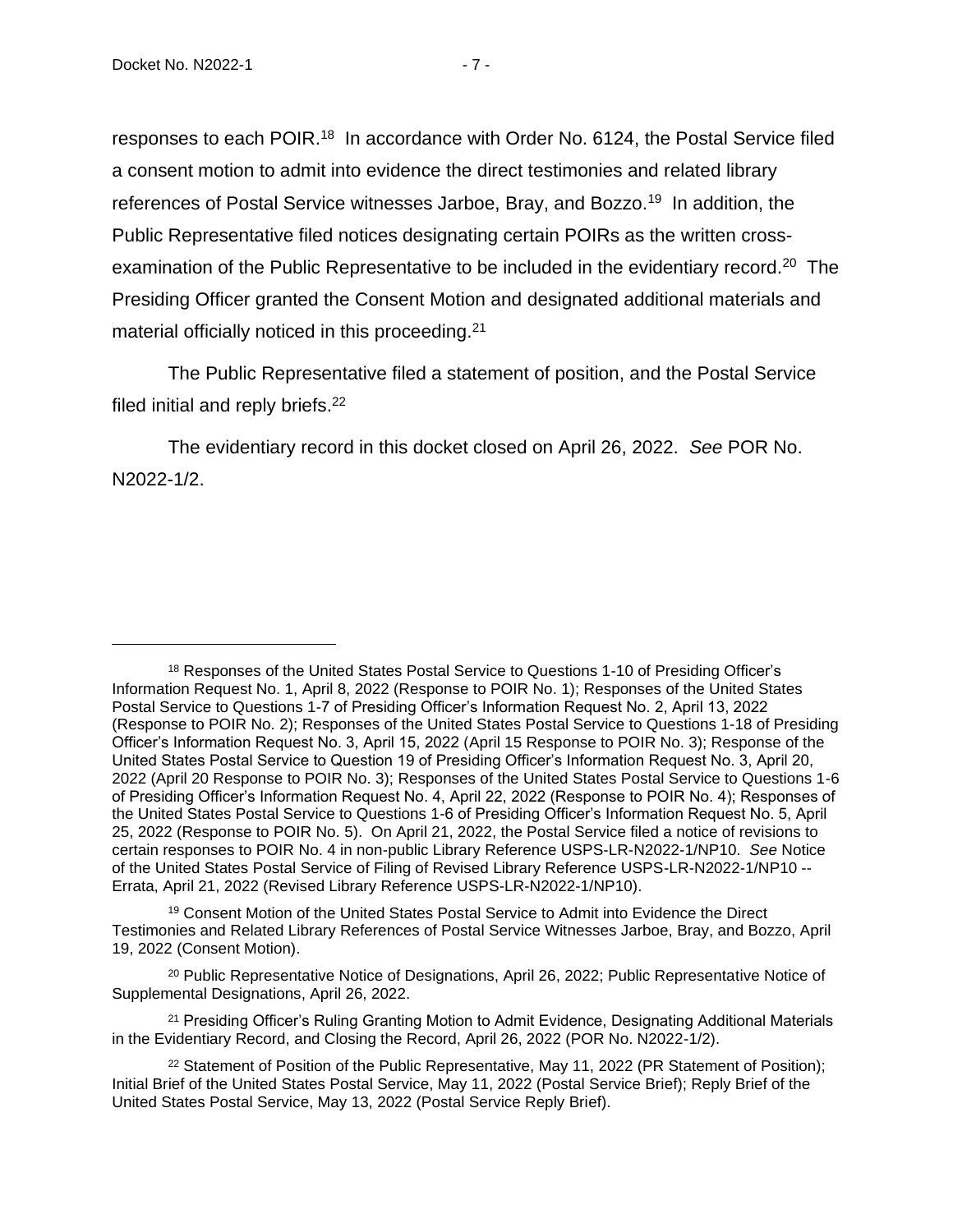responses to each POIR.[18] In accordance with Order No. 6124, the Postal Service filed a consent motion to admit into evidence the direct testimonies and related library references of Postal Service witnesses Jarboe, Bray, and Bozzo.[19] In addition, the Public Representative filed notices designating certain POIRs as the written cross-examination of the Public Representative to be included in the evidentiary record.[20] The Presiding Officer granted the Consent Motion and designated additional materials and material officially noticed in this proceeding.[21]

The Public Representative filed a statement of position, and the Postal Service filed initial and reply briefs.[22]

The evidentiary record in this docket closed on April 26, 2022. *See* POR No. N2022-1/2.

---

[18] Responses of the United States Postal Service to Questions 1-10 of Presiding Officer's Information Request No. 1, April 8, 2022 (Response to POIR No. 1); Responses of the United States Postal Service to Questions 1-7 of Presiding Officer's Information Request No. 2, April 13, 2022 (Response to POIR No. 2); Responses of the United States Postal Service to Questions 1-18 of Presiding Officer's Information Request No. 3, April 15, 2022 (April 15 Response to POIR No. 3); Response of the United States Postal Service to Question 19 of Presiding Officer's Information Request No. 3, April 20, 2022 (April 20 Response to POIR No. 3); Responses of the United States Postal Service to Questions 1-6 of Presiding Officer's Information Request No. 4, April 22, 2022 (Response to POIR No. 4); Responses of the United States Postal Service to Questions 1-6 of Presiding Officer's Information Request No. 5, April 25, 2022 (Response to POIR No. 5). On April 21, 2022, the Postal Service filed a notice of revisions to certain responses to POIR No. 4 in non-public Library Reference USPS-LR-N2022-1/NP10. *See* Notice of the United States Postal Service of Filing of Revised Library Reference USPS-LR-N2022-1/NP10 -- Errata, April 21, 2022 (Revised Library Reference USPS-LR-N2022-1/NP10).

[19] Consent Motion of the United States Postal Service to Admit into Evidence the Direct Testimonies and Related Library References of Postal Service Witnesses Jarboe, Bray, and Bozzo, April 19, 2022 (Consent Motion).

[20] Public Representative Notice of Designations, April 26, 2022; Public Representative Notice of Supplemental Designations, April 26, 2022.

[21] Presiding Officer's Ruling Granting Motion to Admit Evidence, Designating Additional Materials in the Evidentiary Record, and Closing the Record, April 26, 2022 (POR No. N2022-1/2).

[22] Statement of Position of the Public Representative, May 11, 2022 (PR Statement of Position); Initial Brief of the United States Postal Service, May 11, 2022 (Postal Service Brief); Reply Brief of the United States Postal Service, May 13, 2022 (Postal Service Reply Brief).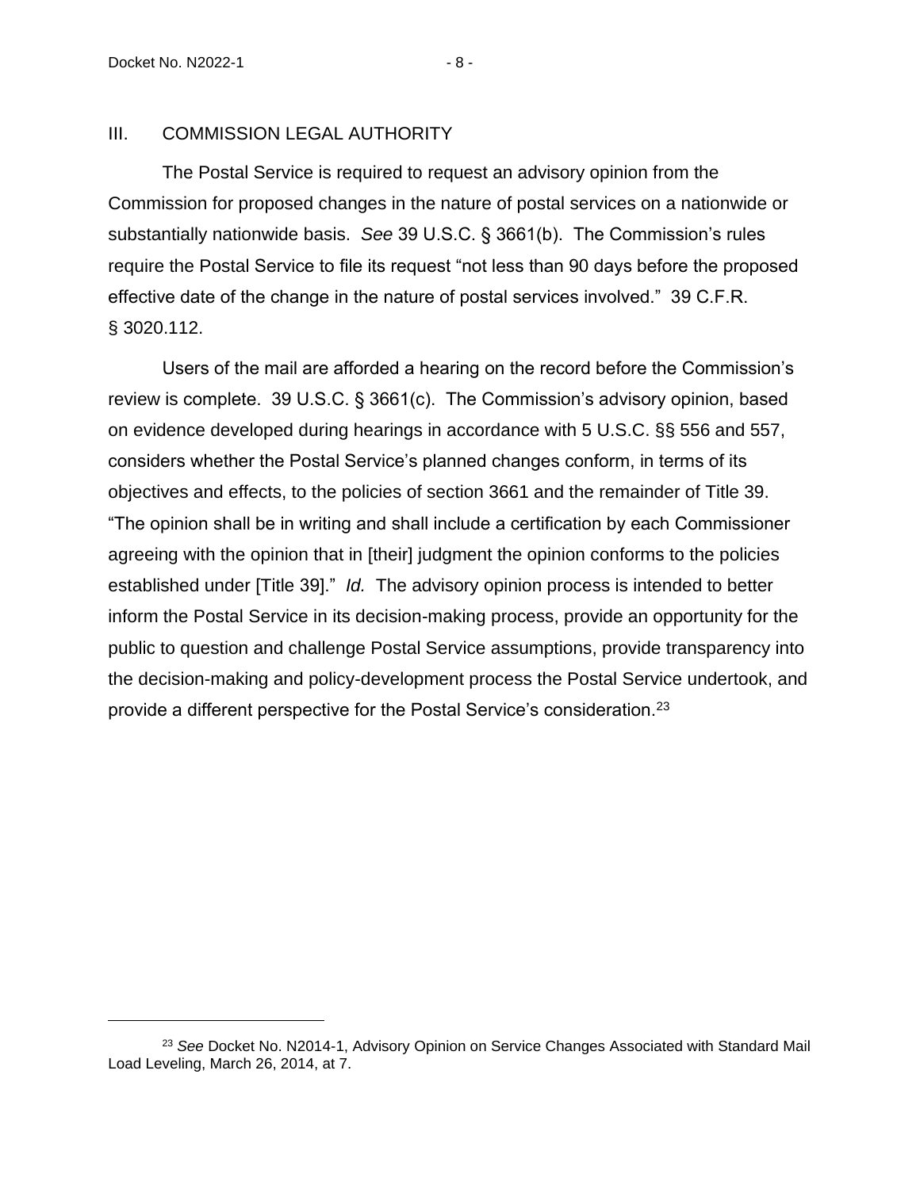## III. COMMISSION LEGAL AUTHORITY

The Postal Service is required to request an advisory opinion from the Commission for proposed changes in the nature of postal services on a nationwide or substantially nationwide basis. *See* 39 U.S.C. § 3661(b). The Commission's rules require the Postal Service to file its request "not less than 90 days before the proposed effective date of the change in the nature of postal services involved." 39 C.F.R. § 3020.112.

Users of the mail are afforded a hearing on the record before the Commission's review is complete. 39 U.S.C. § 3661(c). The Commission's advisory opinion, based on evidence developed during hearings in accordance with 5 U.S.C. §§ 556 and 557, considers whether the Postal Service's planned changes conform, in terms of its objectives and effects, to the policies of section 3661 and the remainder of Title 39. "The opinion shall be in writing and shall include a certification by each Commissioner agreeing with the opinion that in [their] judgment the opinion conforms to the policies established under [Title 39]." *Id.* The advisory opinion process is intended to better inform the Postal Service in its decision-making process, provide an opportunity for the public to question and challenge Postal Service assumptions, provide transparency into the decision-making and policy-development process the Postal Service undertook, and provide a different perspective for the Postal Service's consideration.[23]

---

[23] *See* Docket No. N2014-1, Advisory Opinion on Service Changes Associated with Standard Mail Load Leveling, March 26, 2014, at 7.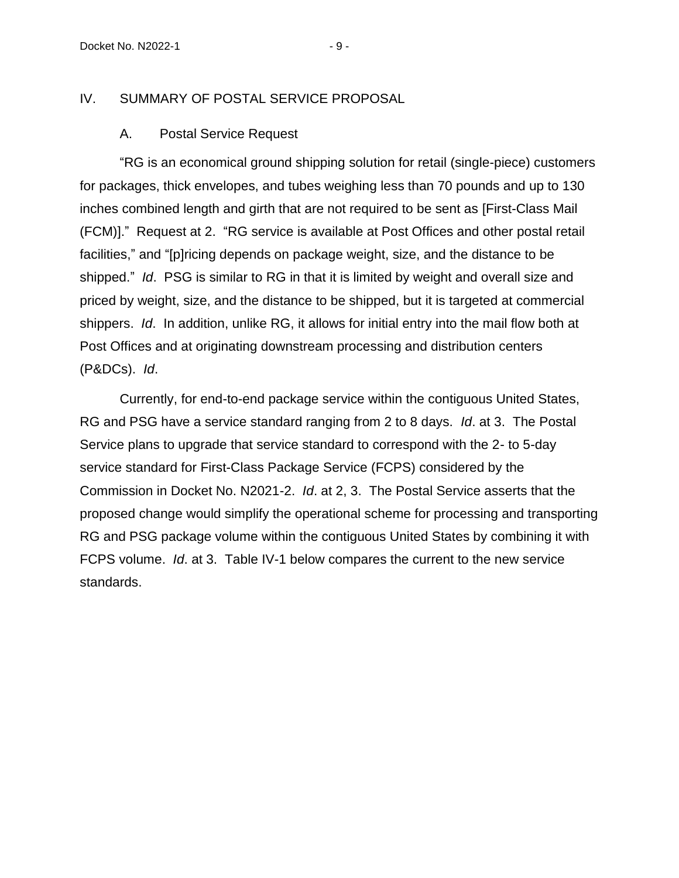## IV. SUMMARY OF POSTAL SERVICE PROPOSAL

### A. Postal Service Request

"RG is an economical ground shipping solution for retail (single-piece) customers for packages, thick envelopes, and tubes weighing less than 70 pounds and up to 130 inches combined length and girth that are not required to be sent as [First-Class Mail (FCM)]." Request at 2. "RG service is available at Post Offices and other postal retail facilities," and "[p]ricing depends on package weight, size, and the distance to be shipped." *Id*. PSG is similar to RG in that it is limited by weight and overall size and priced by weight, size, and the distance to be shipped, but it is targeted at commercial shippers. *Id*. In addition, unlike RG, it allows for initial entry into the mail flow both at Post Offices and at originating downstream processing and distribution centers (P&DCs). *Id*.

Currently, for end-to-end package service within the contiguous United States, RG and PSG have a service standard ranging from 2 to 8 days. *Id*. at 3. The Postal Service plans to upgrade that service standard to correspond with the 2- to 5-day service standard for First-Class Package Service (FCPS) considered by the Commission in Docket No. N2021-2. *Id*. at 2, 3. The Postal Service asserts that the proposed change would simplify the operational scheme for processing and transporting RG and PSG package volume within the contiguous United States by combining it with FCPS volume. *Id*. at 3. Table IV-1 below compares the current to the new service standards.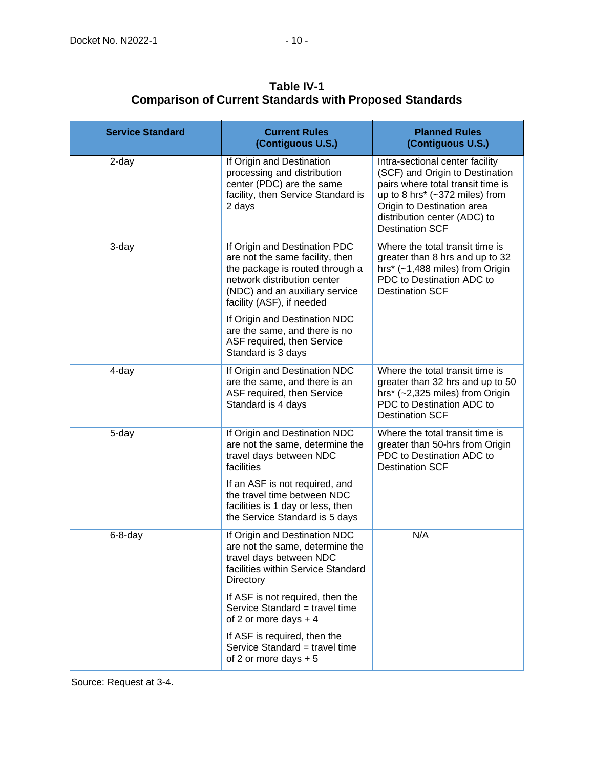**Table IV-1**
**Comparison of Current Standards with Proposed Standards**

| Service Standard | Current Rules (Contiguous U.S.) | Planned Rules (Contiguous U.S.) |
|---|---|---|
| 2-day | If Origin and Destination processing and distribution center (PDC) are the same facility, then Service Standard is 2 days | Intra-sectional center facility (SCF) and Origin to Destination pairs where total transit time is up to 8 hrs* (~372 miles) from Origin to Destination area distribution center (ADC) to Destination SCF |
| 3-day | If Origin and Destination PDC are not the same facility, then the package is routed through a network distribution center (NDC) and an auxiliary service facility (ASF), if needed<br><br>If Origin and Destination NDC are the same, and there is no ASF required, then Service Standard is 3 days | Where the total transit time is greater than 8 hrs and up to 32 hrs* (~1,488 miles) from Origin PDC to Destination ADC to Destination SCF |
| 4-day | If Origin and Destination NDC are the same, and there is an ASF required, then Service Standard is 4 days | Where the total transit time is greater than 32 hrs and up to 50 hrs* (~2,325 miles) from Origin PDC to Destination ADC to Destination SCF |
| 5-day | If Origin and Destination NDC are not the same, determine the travel days between NDC facilities<br><br>If an ASF is not required, and the travel time between NDC facilities is 1 day or less, then the Service Standard is 5 days | Where the total transit time is greater than 50-hrs from Origin PDC to Destination ADC to Destination SCF |
| 6-8-day | If Origin and Destination NDC are not the same, determine the travel days between NDC facilities within Service Standard Directory<br><br>If ASF is not required, then the Service Standard = travel time of 2 or more days + 4<br><br>If ASF is required, then the Service Standard = travel time of 2 or more days + 5 | N/A |

Source: Request at 3-4.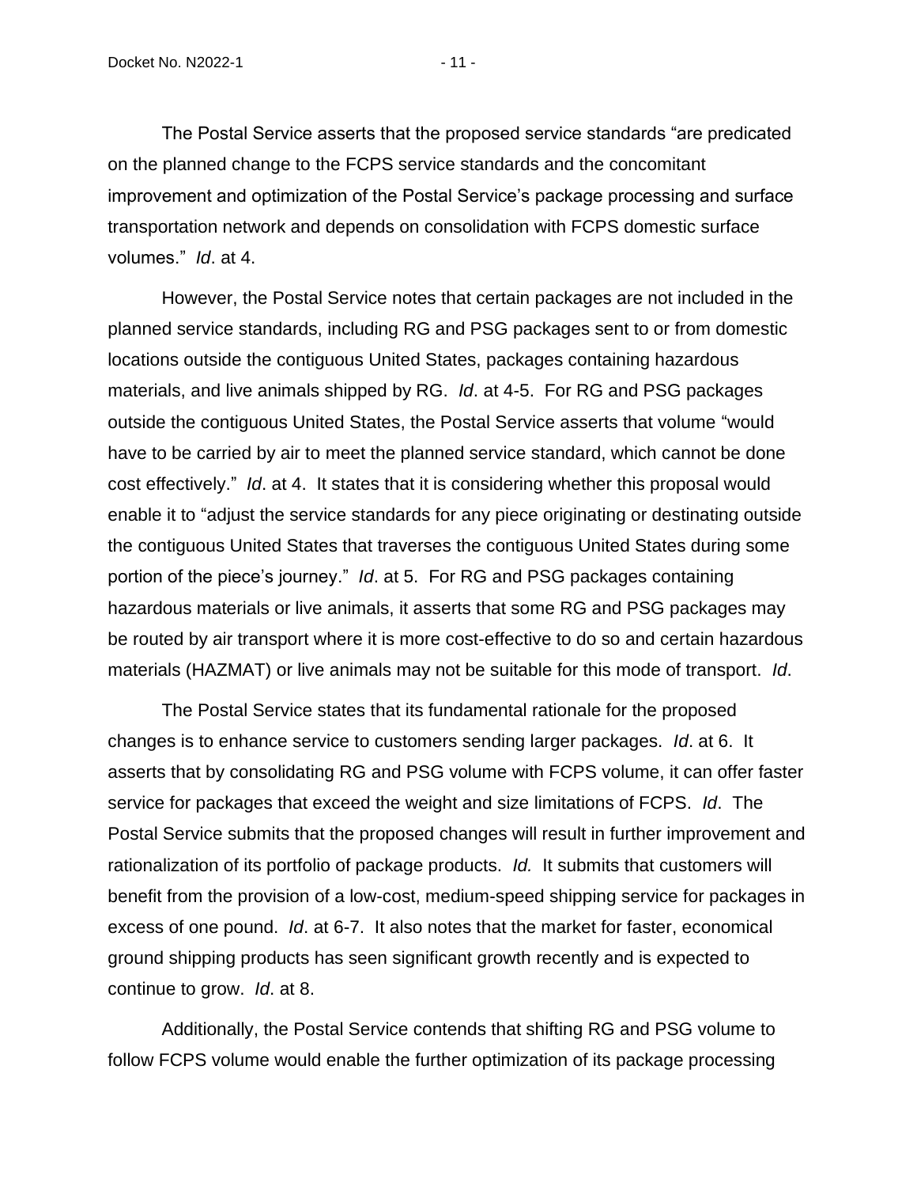The Postal Service asserts that the proposed service standards "are predicated on the planned change to the FCPS service standards and the concomitant improvement and optimization of the Postal Service's package processing and surface transportation network and depends on consolidation with FCPS domestic surface volumes." *Id*. at 4.

However, the Postal Service notes that certain packages are not included in the planned service standards, including RG and PSG packages sent to or from domestic locations outside the contiguous United States, packages containing hazardous materials, and live animals shipped by RG. *Id*. at 4-5. For RG and PSG packages outside the contiguous United States, the Postal Service asserts that volume "would have to be carried by air to meet the planned service standard, which cannot be done cost effectively." *Id*. at 4. It states that it is considering whether this proposal would enable it to "adjust the service standards for any piece originating or destinating outside the contiguous United States that traverses the contiguous United States during some portion of the piece's journey." *Id*. at 5. For RG and PSG packages containing hazardous materials or live animals, it asserts that some RG and PSG packages may be routed by air transport where it is more cost-effective to do so and certain hazardous materials (HAZMAT) or live animals may not be suitable for this mode of transport. *Id*.

The Postal Service states that its fundamental rationale for the proposed changes is to enhance service to customers sending larger packages. *Id*. at 6. It asserts that by consolidating RG and PSG volume with FCPS volume, it can offer faster service for packages that exceed the weight and size limitations of FCPS. *Id*. The Postal Service submits that the proposed changes will result in further improvement and rationalization of its portfolio of package products. *Id.* It submits that customers will benefit from the provision of a low-cost, medium-speed shipping service for packages in excess of one pound. *Id*. at 6-7. It also notes that the market for faster, economical ground shipping products has seen significant growth recently and is expected to continue to grow. *Id*. at 8.

Additionally, the Postal Service contends that shifting RG and PSG volume to follow FCPS volume would enable the further optimization of its package processing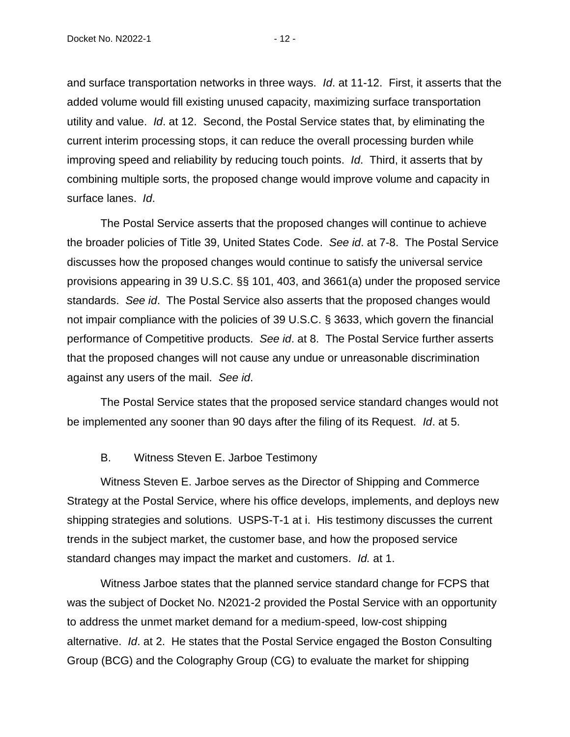and surface transportation networks in three ways. *Id*. at 11-12. First, it asserts that the added volume would fill existing unused capacity, maximizing surface transportation utility and value. *Id*. at 12. Second, the Postal Service states that, by eliminating the current interim processing stops, it can reduce the overall processing burden while improving speed and reliability by reducing touch points. *Id*. Third, it asserts that by combining multiple sorts, the proposed change would improve volume and capacity in surface lanes. *Id*.

The Postal Service asserts that the proposed changes will continue to achieve the broader policies of Title 39, United States Code. *See id*. at 7-8. The Postal Service discusses how the proposed changes would continue to satisfy the universal service provisions appearing in 39 U.S.C. §§ 101, 403, and 3661(a) under the proposed service standards. *See id*. The Postal Service also asserts that the proposed changes would not impair compliance with the policies of 39 U.S.C. § 3633, which govern the financial performance of Competitive products. *See id*. at 8. The Postal Service further asserts that the proposed changes will not cause any undue or unreasonable discrimination against any users of the mail. *See id*.

The Postal Service states that the proposed service standard changes would not be implemented any sooner than 90 days after the filing of its Request. *Id*. at 5.

### B. Witness Steven E. Jarboe Testimony

Witness Steven E. Jarboe serves as the Director of Shipping and Commerce Strategy at the Postal Service, where his office develops, implements, and deploys new shipping strategies and solutions. USPS-T-1 at i. His testimony discusses the current trends in the subject market, the customer base, and how the proposed service standard changes may impact the market and customers. *Id.* at 1.

Witness Jarboe states that the planned service standard change for FCPS that was the subject of Docket No. N2021-2 provided the Postal Service with an opportunity to address the unmet market demand for a medium-speed, low-cost shipping alternative. *Id*. at 2. He states that the Postal Service engaged the Boston Consulting Group (BCG) and the Colography Group (CG) to evaluate the market for shipping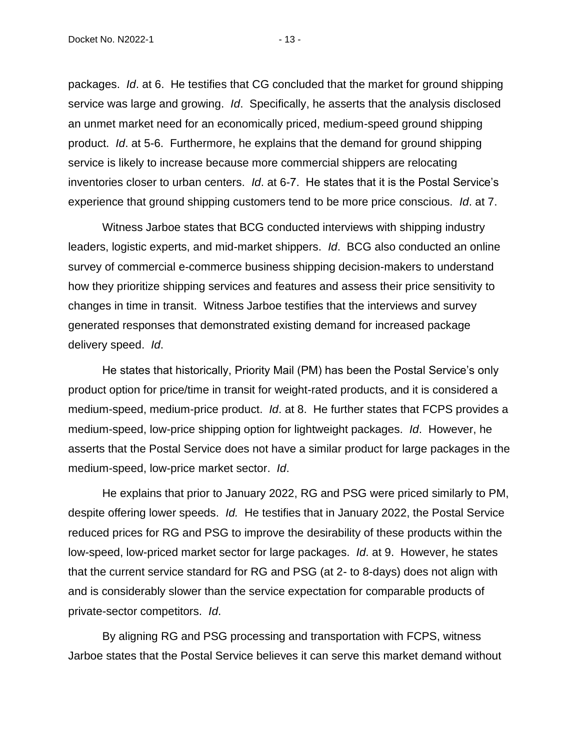packages. *Id*. at 6. He testifies that CG concluded that the market for ground shipping service was large and growing. *Id*. Specifically, he asserts that the analysis disclosed an unmet market need for an economically priced, medium-speed ground shipping product. *Id*. at 5-6. Furthermore, he explains that the demand for ground shipping service is likely to increase because more commercial shippers are relocating inventories closer to urban centers. *Id*. at 6-7. He states that it is the Postal Service's experience that ground shipping customers tend to be more price conscious. *Id*. at 7.

Witness Jarboe states that BCG conducted interviews with shipping industry leaders, logistic experts, and mid-market shippers. *Id*. BCG also conducted an online survey of commercial e-commerce business shipping decision-makers to understand how they prioritize shipping services and features and assess their price sensitivity to changes in time in transit. Witness Jarboe testifies that the interviews and survey generated responses that demonstrated existing demand for increased package delivery speed. *Id*.

He states that historically, Priority Mail (PM) has been the Postal Service's only product option for price/time in transit for weight-rated products, and it is considered a medium-speed, medium-price product. *Id*. at 8. He further states that FCPS provides a medium-speed, low-price shipping option for lightweight packages. *Id*. However, he asserts that the Postal Service does not have a similar product for large packages in the medium-speed, low-price market sector. *Id*.

He explains that prior to January 2022, RG and PSG were priced similarly to PM, despite offering lower speeds. *Id.* He testifies that in January 2022, the Postal Service reduced prices for RG and PSG to improve the desirability of these products within the low-speed, low-priced market sector for large packages. *Id*. at 9. However, he states that the current service standard for RG and PSG (at 2- to 8-days) does not align with and is considerably slower than the service expectation for comparable products of private-sector competitors. *Id*.

By aligning RG and PSG processing and transportation with FCPS, witness Jarboe states that the Postal Service believes it can serve this market demand without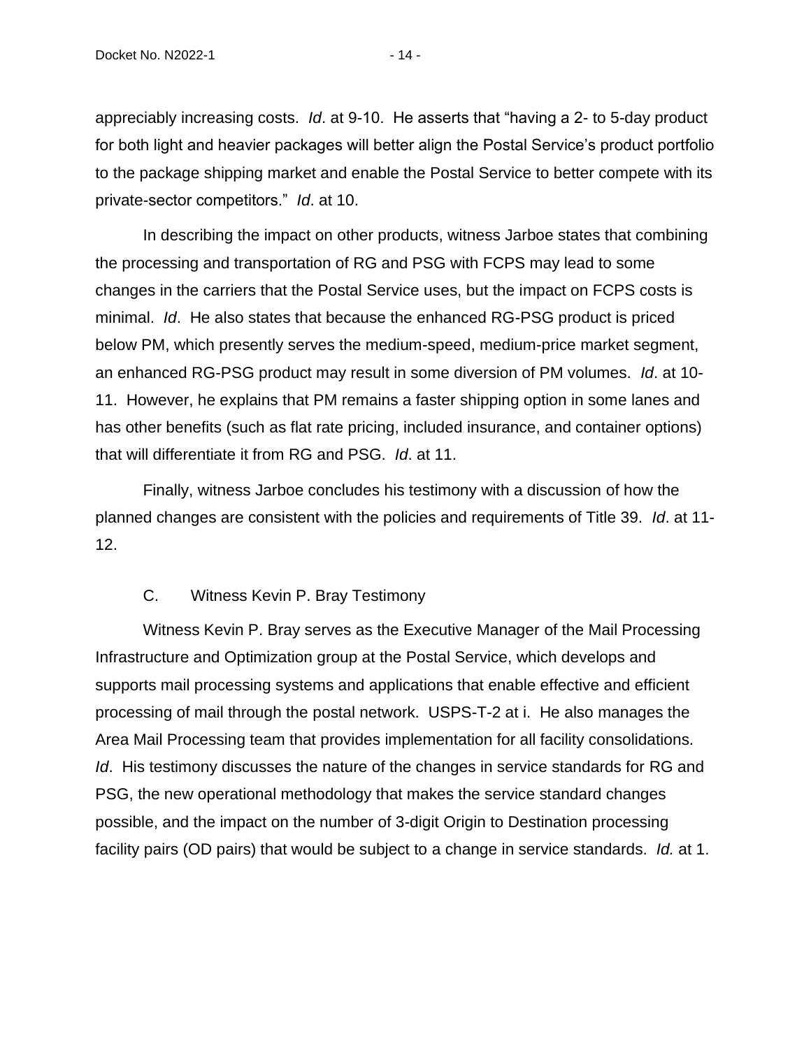appreciably increasing costs. *Id*. at 9-10. He asserts that "having a 2- to 5-day product for both light and heavier packages will better align the Postal Service's product portfolio to the package shipping market and enable the Postal Service to better compete with its private-sector competitors." *Id*. at 10.

In describing the impact on other products, witness Jarboe states that combining the processing and transportation of RG and PSG with FCPS may lead to some changes in the carriers that the Postal Service uses, but the impact on FCPS costs is minimal. *Id*. He also states that because the enhanced RG-PSG product is priced below PM, which presently serves the medium-speed, medium-price market segment, an enhanced RG-PSG product may result in some diversion of PM volumes. *Id*. at 10-11. However, he explains that PM remains a faster shipping option in some lanes and has other benefits (such as flat rate pricing, included insurance, and container options) that will differentiate it from RG and PSG. *Id*. at 11.

Finally, witness Jarboe concludes his testimony with a discussion of how the planned changes are consistent with the policies and requirements of Title 39. *Id*. at 11-12.

### C. Witness Kevin P. Bray Testimony

Witness Kevin P. Bray serves as the Executive Manager of the Mail Processing Infrastructure and Optimization group at the Postal Service, which develops and supports mail processing systems and applications that enable effective and efficient processing of mail through the postal network. USPS-T-2 at i. He also manages the Area Mail Processing team that provides implementation for all facility consolidations. *Id*. His testimony discusses the nature of the changes in service standards for RG and PSG, the new operational methodology that makes the service standard changes possible, and the impact on the number of 3-digit Origin to Destination processing facility pairs (OD pairs) that would be subject to a change in service standards. *Id.* at 1.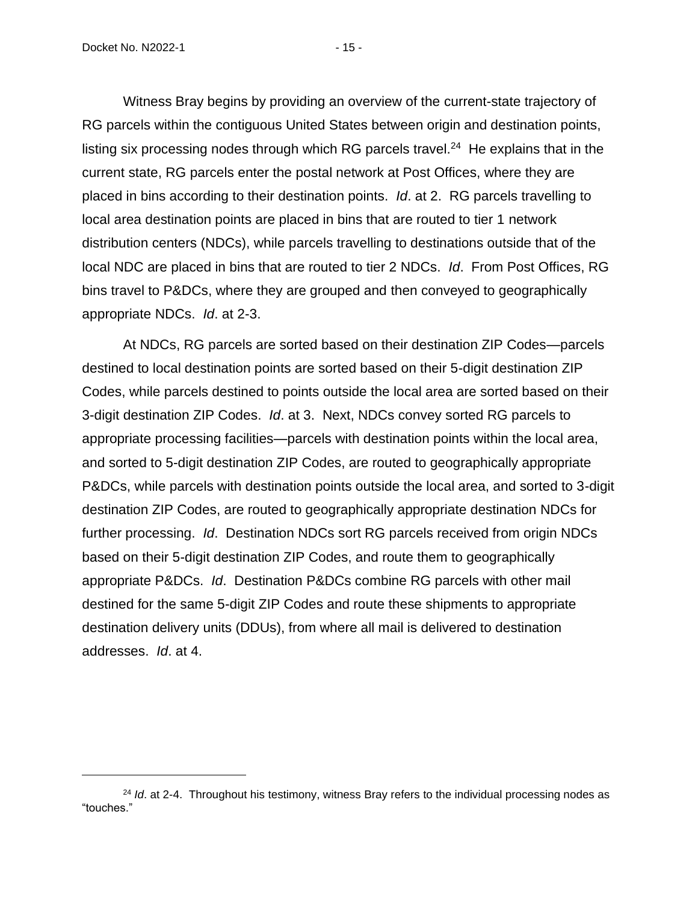Witness Bray begins by providing an overview of the current-state trajectory of RG parcels within the contiguous United States between origin and destination points, listing six processing nodes through which RG parcels travel.[24] He explains that in the current state, RG parcels enter the postal network at Post Offices, where they are placed in bins according to their destination points. *Id*. at 2. RG parcels travelling to local area destination points are placed in bins that are routed to tier 1 network distribution centers (NDCs), while parcels travelling to destinations outside that of the local NDC are placed in bins that are routed to tier 2 NDCs. *Id*. From Post Offices, RG bins travel to P&DCs, where they are grouped and then conveyed to geographically appropriate NDCs. *Id*. at 2-3.

At NDCs, RG parcels are sorted based on their destination ZIP Codes—parcels destined to local destination points are sorted based on their 5-digit destination ZIP Codes, while parcels destined to points outside the local area are sorted based on their 3-digit destination ZIP Codes. *Id*. at 3. Next, NDCs convey sorted RG parcels to appropriate processing facilities—parcels with destination points within the local area, and sorted to 5-digit destination ZIP Codes, are routed to geographically appropriate P&DCs, while parcels with destination points outside the local area, and sorted to 3-digit destination ZIP Codes, are routed to geographically appropriate destination NDCs for further processing. *Id*. Destination NDCs sort RG parcels received from origin NDCs based on their 5-digit destination ZIP Codes, and route them to geographically appropriate P&DCs. *Id*. Destination P&DCs combine RG parcels with other mail destined for the same 5-digit ZIP Codes and route these shipments to appropriate destination delivery units (DDUs), from where all mail is delivered to destination addresses. *Id*. at 4.

---

[24] *Id*. at 2-4. Throughout his testimony, witness Bray refers to the individual processing nodes as "touches."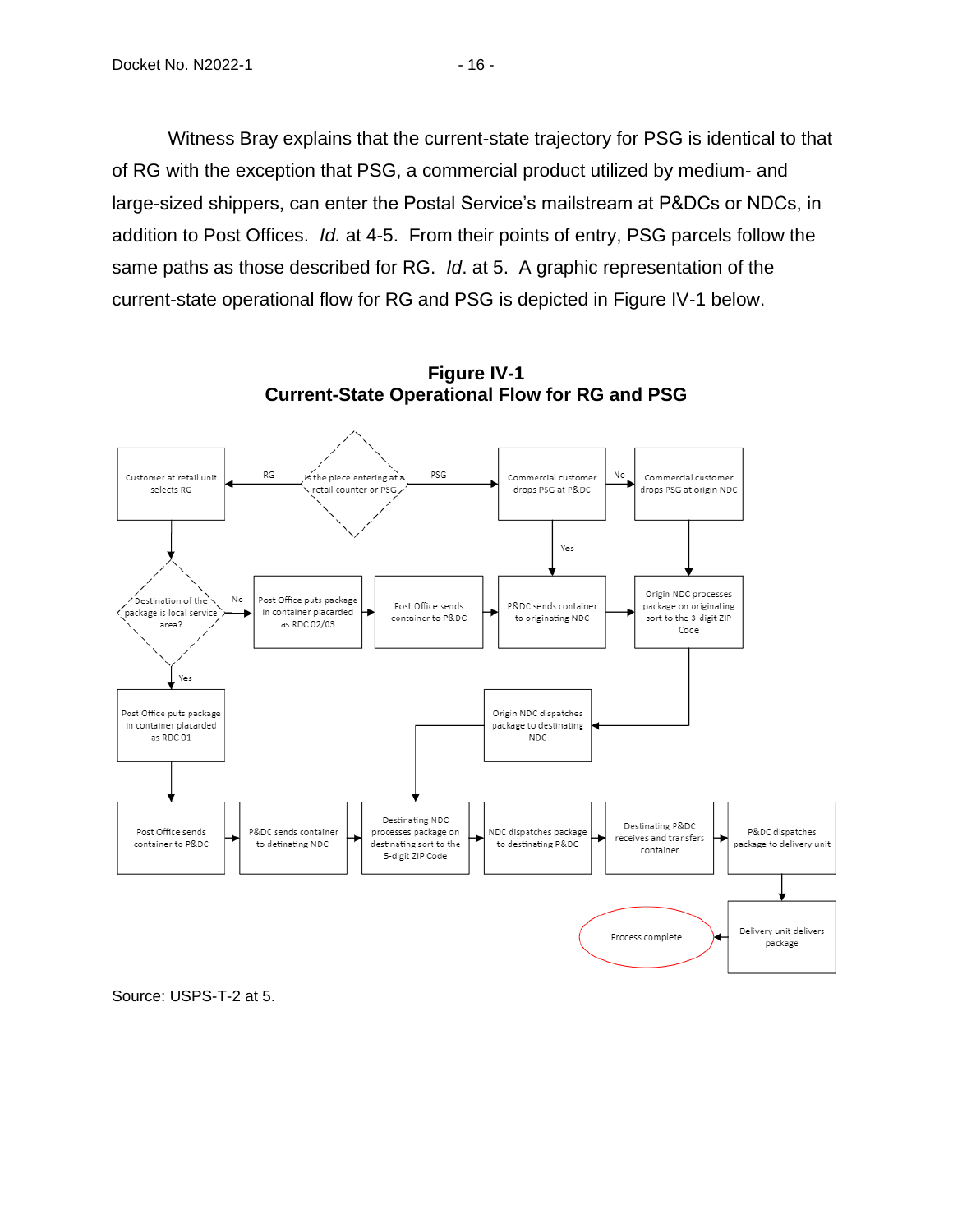Witness Bray explains that the current-state trajectory for PSG is identical to that of RG with the exception that PSG, a commercial product utilized by medium- and large-sized shippers, can enter the Postal Service's mailstream at P&DCs or NDCs, in addition to Post Offices. *Id.* at 4-5. From their points of entry, PSG parcels follow the same paths as those described for RG. *Id*. at 5. A graphic representation of the current-state operational flow for RG and PSG is depicted in Figure IV-1 below.

**Figure IV-1**
**Current-State Operational Flow for RG and PSG**

Is the piece entering at a retail counter or PSG

RG

PSG

Customer at retail unit selects RG

Commercial customer drops PSG at P&DC

No

Commercial customer drops PSG at origin NDC

Yes

Destination of the package is local service area?

No

Post Office puts package in container placarded as RDC 02/03

Post Office sends container to P&DC

P&DC sends container to originating NDC

Origin NDC processes package on originating sort to the 3-digit ZIP Code

Yes

Post Office puts package in container placarded as RDC 01

Origin NDC dispatches package to destinating NDC

Post Office sends container to P&DC

P&DC sends container to detinating NDC

Destinating NDC processes package on destinating sort to the 5-digit ZIP Code

NDC dispatches package to destinating P&DC

Destinating P&DC receives and transfers container

P&DC dispatches package to delivery unit

Delivery unit delivers package

Process complete

Source: USPS-T-2 at 5.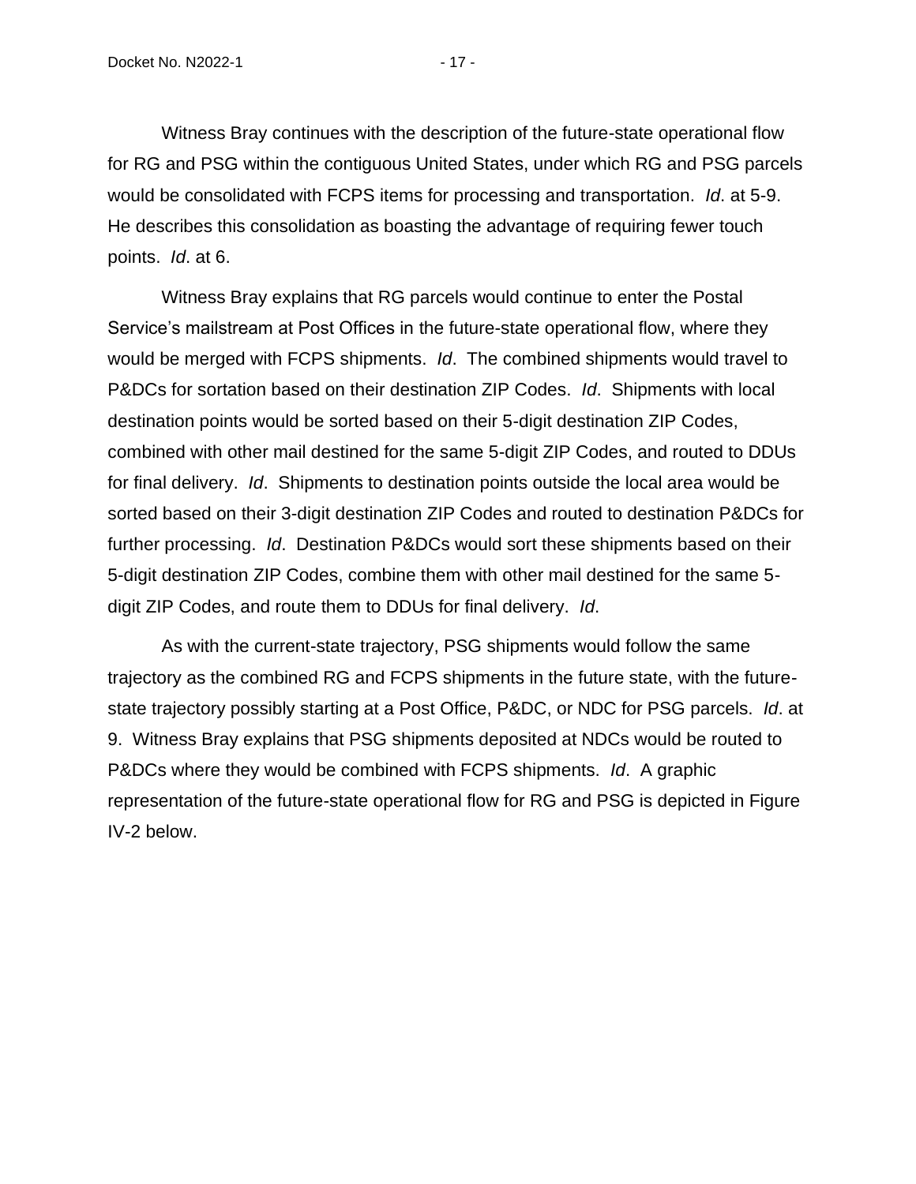Witness Bray continues with the description of the future-state operational flow for RG and PSG within the contiguous United States, under which RG and PSG parcels would be consolidated with FCPS items for processing and transportation. *Id*. at 5-9. He describes this consolidation as boasting the advantage of requiring fewer touch points. *Id*. at 6.

Witness Bray explains that RG parcels would continue to enter the Postal Service's mailstream at Post Offices in the future-state operational flow, where they would be merged with FCPS shipments. *Id*. The combined shipments would travel to P&DCs for sortation based on their destination ZIP Codes. *Id*. Shipments with local destination points would be sorted based on their 5-digit destination ZIP Codes, combined with other mail destined for the same 5-digit ZIP Codes, and routed to DDUs for final delivery. *Id*. Shipments to destination points outside the local area would be sorted based on their 3-digit destination ZIP Codes and routed to destination P&DCs for further processing. *Id*. Destination P&DCs would sort these shipments based on their 5-digit destination ZIP Codes, combine them with other mail destined for the same 5-digit ZIP Codes, and route them to DDUs for final delivery. *Id*.

As with the current-state trajectory, PSG shipments would follow the same trajectory as the combined RG and FCPS shipments in the future state, with the future-state trajectory possibly starting at a Post Office, P&DC, or NDC for PSG parcels. *Id*. at 9. Witness Bray explains that PSG shipments deposited at NDCs would be routed to P&DCs where they would be combined with FCPS shipments. *Id*. A graphic representation of the future-state operational flow for RG and PSG is depicted in Figure IV-2 below.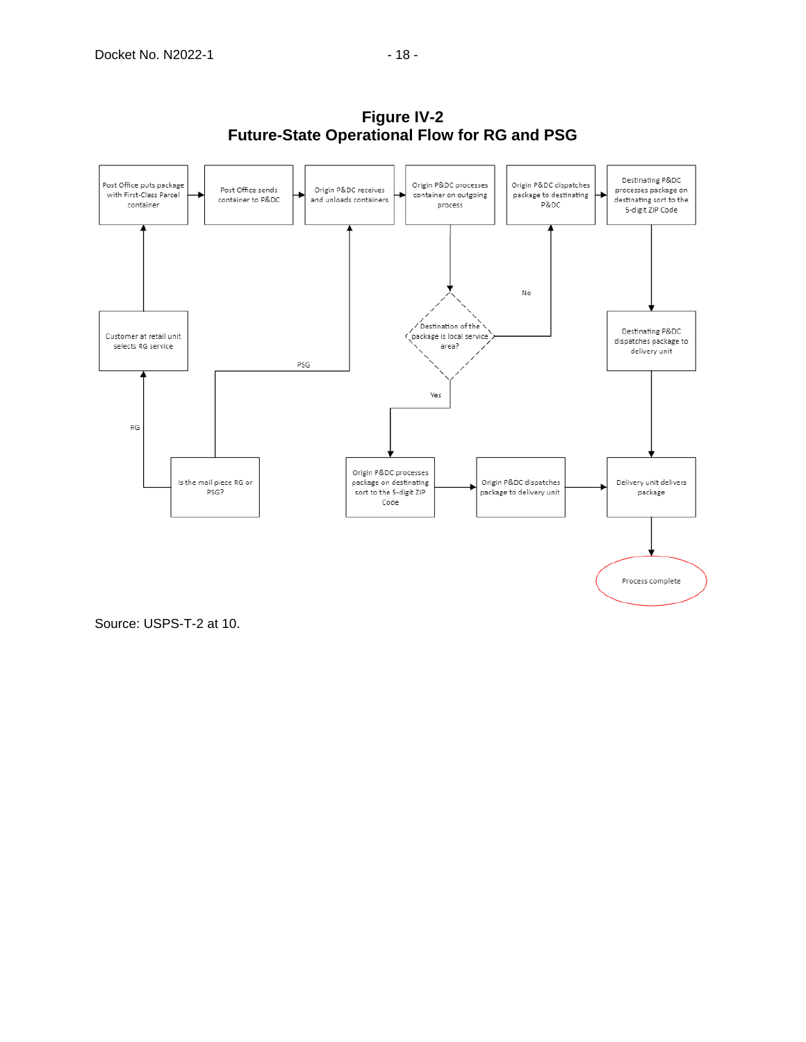**Figure IV-2**
**Future-State Operational Flow for RG and PSG**

Post Office puts package with First-Class Parcel container

Post Office sends container to P&DC

Origin P&DC receives and unloads containers

Origin P&DC processes container on outgoing process

Origin P&DC dispatches package to destinating P&DC

Destinating P&DC processes package on destinating sort to the 5-digit ZIP Code

Customer at retail unit selects RG service

Destination of the package is local service area?

No

Yes

PSG

RG

Destinating P&DC dispatches package to delivery unit

Is the mail piece RG or PSG?

Origin P&DC processes package on destinating sort to the 5-digit ZIP Code

Origin P&DC dispatches package to delivery unit

Delivery unit delivers package

Process complete

Source: USPS-T-2 at 10.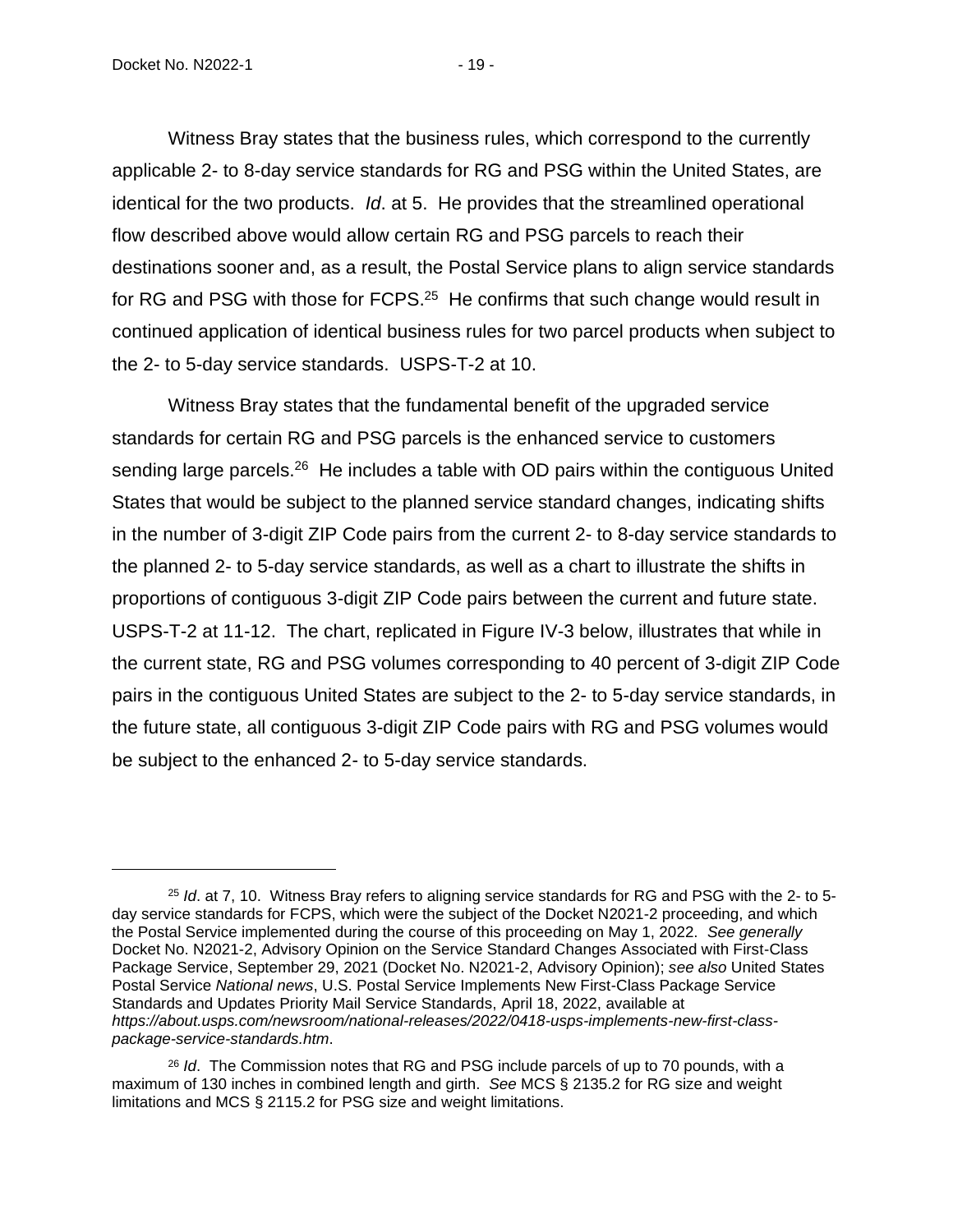Witness Bray states that the business rules, which correspond to the currently applicable 2- to 8-day service standards for RG and PSG within the United States, are identical for the two products. *Id*. at 5. He provides that the streamlined operational flow described above would allow certain RG and PSG parcels to reach their destinations sooner and, as a result, the Postal Service plans to align service standards for RG and PSG with those for FCPS.[25] He confirms that such change would result in continued application of identical business rules for two parcel products when subject to the 2- to 5-day service standards. USPS-T-2 at 10.

Witness Bray states that the fundamental benefit of the upgraded service standards for certain RG and PSG parcels is the enhanced service to customers sending large parcels.[26] He includes a table with OD pairs within the contiguous United States that would be subject to the planned service standard changes, indicating shifts in the number of 3-digit ZIP Code pairs from the current 2- to 8-day service standards to the planned 2- to 5-day service standards, as well as a chart to illustrate the shifts in proportions of contiguous 3-digit ZIP Code pairs between the current and future state. USPS-T-2 at 11-12. The chart, replicated in Figure IV-3 below, illustrates that while in the current state, RG and PSG volumes corresponding to 40 percent of 3-digit ZIP Code pairs in the contiguous United States are subject to the 2- to 5-day service standards, in the future state, all contiguous 3-digit ZIP Code pairs with RG and PSG volumes would be subject to the enhanced 2- to 5-day service standards.

---

[25] *Id*. at 7, 10. Witness Bray refers to aligning service standards for RG and PSG with the 2- to 5-day service standards for FCPS, which were the subject of the Docket N2021-2 proceeding, and which the Postal Service implemented during the course of this proceeding on May 1, 2022. *See generally* Docket No. N2021-2, Advisory Opinion on the Service Standard Changes Associated with First-Class Package Service, September 29, 2021 (Docket No. N2021-2, Advisory Opinion); *see also* United States Postal Service *National news*, U.S. Postal Service Implements New First-Class Package Service Standards and Updates Priority Mail Service Standards, April 18, 2022, available at *https://about.usps.com/newsroom/national-releases/2022/0418-usps-implements-new-first-class-package-service-standards.htm*.

[26] *Id*. The Commission notes that RG and PSG include parcels of up to 70 pounds, with a maximum of 130 inches in combined length and girth. *See* MCS § 2135.2 for RG size and weight limitations and MCS § 2115.2 for PSG size and weight limitations.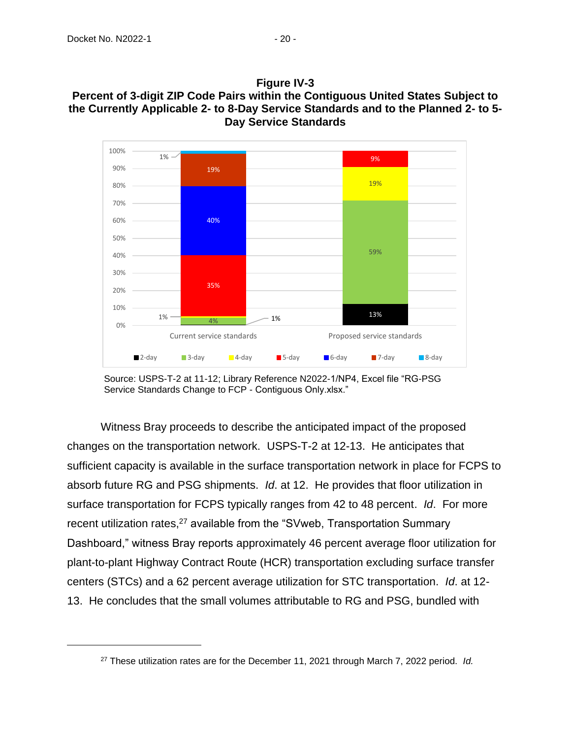**Figure IV-3**
**Percent of 3-digit ZIP Code Pairs within the Contiguous United States Subject to the Currently Applicable 2- to 8-Day Service Standards and to the Planned 2- to 5-Day Service Standards**

| Service standard | Current service standards | Proposed service standards |
|---|---|---|
| 2-day | 1% | 13% |
| 3-day | 4% | 59% |
| 4-day | 1% | 19% |
| 5-day | 35% | 9% |
| 6-day | 40% | |
| 7-day | 19% | |
| 8-day | 1% | |

Source: USPS-T-2 at 11-12; Library Reference N2022-1/NP4, Excel file "RG-PSG Service Standards Change to FCP - Contiguous Only.xlsx."

Witness Bray proceeds to describe the anticipated impact of the proposed changes on the transportation network. USPS-T-2 at 12-13. He anticipates that sufficient capacity is available in the surface transportation network in place for FCPS to absorb future RG and PSG shipments. *Id*. at 12. He provides that floor utilization in surface transportation for FCPS typically ranges from 42 to 48 percent. *Id*. For more recent utilization rates,[27] available from the "SVweb, Transportation Summary Dashboard," witness Bray reports approximately 46 percent average floor utilization for plant-to-plant Highway Contract Route (HCR) transportation excluding surface transfer centers (STCs) and a 62 percent average utilization for STC transportation. *Id*. at 12-13. He concludes that the small volumes attributable to RG and PSG, bundled with

[27] These utilization rates are for the December 11, 2021 through March 7, 2022 period. *Id.*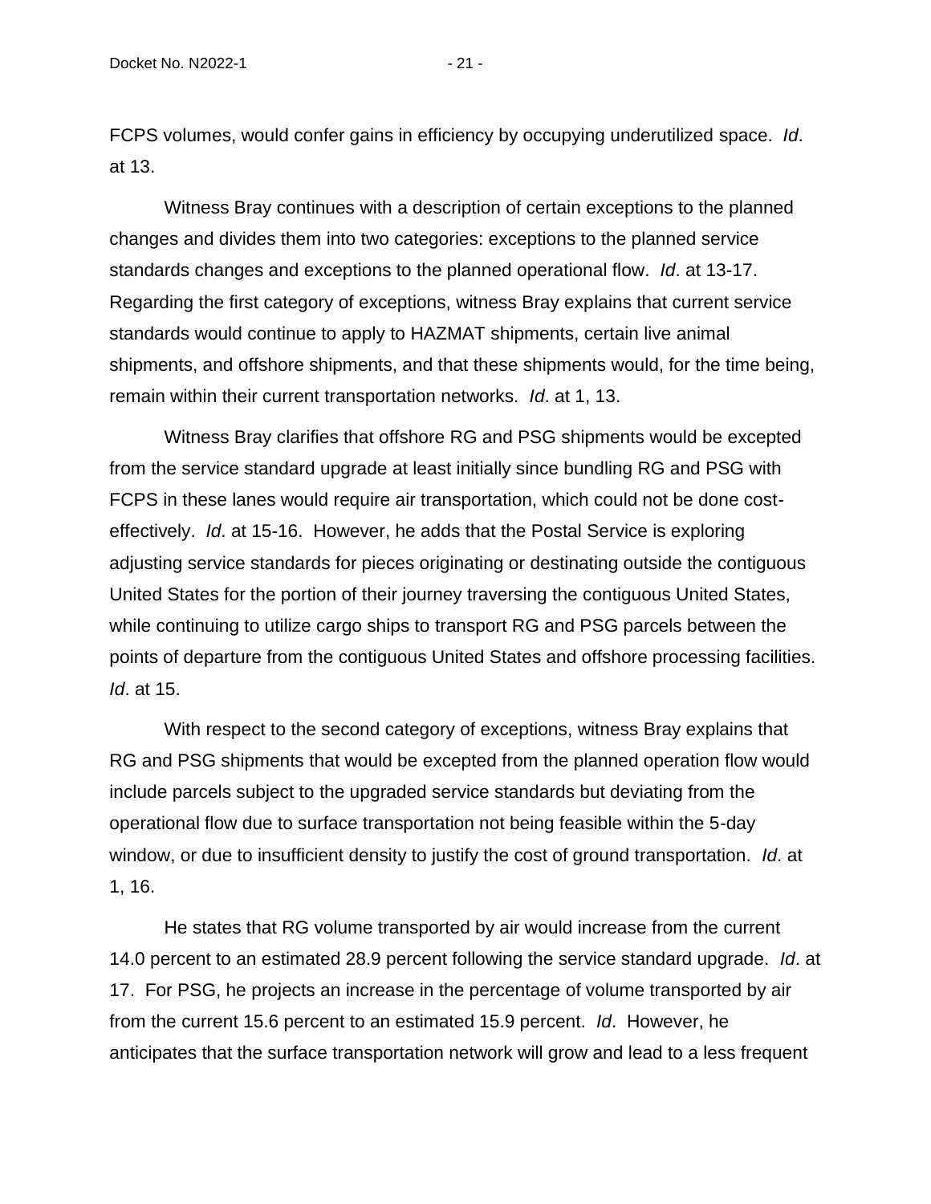FCPS volumes, would confer gains in efficiency by occupying underutilized space. *Id*. at 13.

Witness Bray continues with a description of certain exceptions to the planned changes and divides them into two categories: exceptions to the planned service standards changes and exceptions to the planned operational flow. *Id*. at 13-17. Regarding the first category of exceptions, witness Bray explains that current service standards would continue to apply to HAZMAT shipments, certain live animal shipments, and offshore shipments, and that these shipments would, for the time being, remain within their current transportation networks. *Id*. at 1, 13.

Witness Bray clarifies that offshore RG and PSG shipments would be excepted from the service standard upgrade at least initially since bundling RG and PSG with FCPS in these lanes would require air transportation, which could not be done cost-effectively. *Id*. at 15-16. However, he adds that the Postal Service is exploring adjusting service standards for pieces originating or destinating outside the contiguous United States for the portion of their journey traversing the contiguous United States, while continuing to utilize cargo ships to transport RG and PSG parcels between the points of departure from the contiguous United States and offshore processing facilities. *Id*. at 15.

With respect to the second category of exceptions, witness Bray explains that RG and PSG shipments that would be excepted from the planned operation flow would include parcels subject to the upgraded service standards but deviating from the operational flow due to surface transportation not being feasible within the 5-day window, or due to insufficient density to justify the cost of ground transportation. *Id*. at 1, 16.

He states that RG volume transported by air would increase from the current 14.0 percent to an estimated 28.9 percent following the service standard upgrade. *Id*. at 17. For PSG, he projects an increase in the percentage of volume transported by air from the current 15.6 percent to an estimated 15.9 percent. *Id*. However, he anticipates that the surface transportation network will grow and lead to a less frequent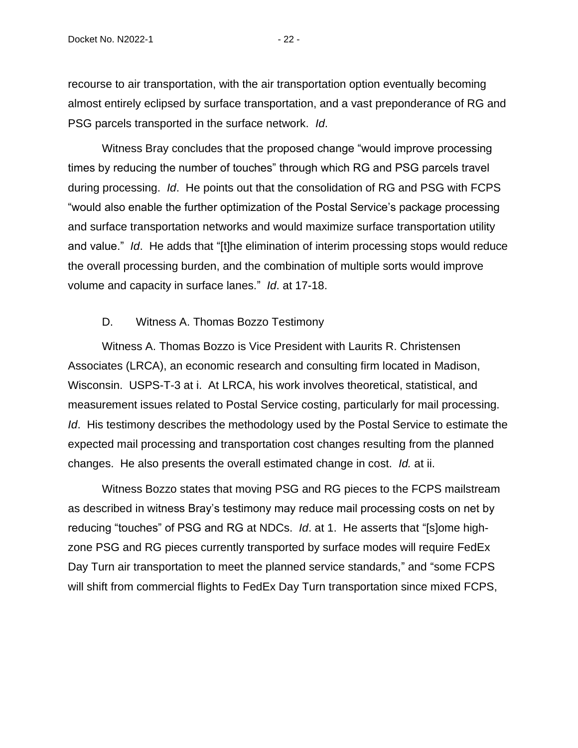recourse to air transportation, with the air transportation option eventually becoming almost entirely eclipsed by surface transportation, and a vast preponderance of RG and PSG parcels transported in the surface network. *Id*.

Witness Bray concludes that the proposed change "would improve processing times by reducing the number of touches" through which RG and PSG parcels travel during processing. *Id*. He points out that the consolidation of RG and PSG with FCPS "would also enable the further optimization of the Postal Service's package processing and surface transportation networks and would maximize surface transportation utility and value." *Id*. He adds that "[t]he elimination of interim processing stops would reduce the overall processing burden, and the combination of multiple sorts would improve volume and capacity in surface lanes." *Id*. at 17-18.

### D. Witness A. Thomas Bozzo Testimony

Witness A. Thomas Bozzo is Vice President with Laurits R. Christensen Associates (LRCA), an economic research and consulting firm located in Madison, Wisconsin. USPS-T-3 at i. At LRCA, his work involves theoretical, statistical, and measurement issues related to Postal Service costing, particularly for mail processing. *Id*. His testimony describes the methodology used by the Postal Service to estimate the expected mail processing and transportation cost changes resulting from the planned changes. He also presents the overall estimated change in cost. *Id.* at ii.

Witness Bozzo states that moving PSG and RG pieces to the FCPS mailstream as described in witness Bray's testimony may reduce mail processing costs on net by reducing "touches" of PSG and RG at NDCs. *Id*. at 1. He asserts that "[s]ome high-zone PSG and RG pieces currently transported by surface modes will require FedEx Day Turn air transportation to meet the planned service standards," and "some FCPS will shift from commercial flights to FedEx Day Turn transportation since mixed FCPS,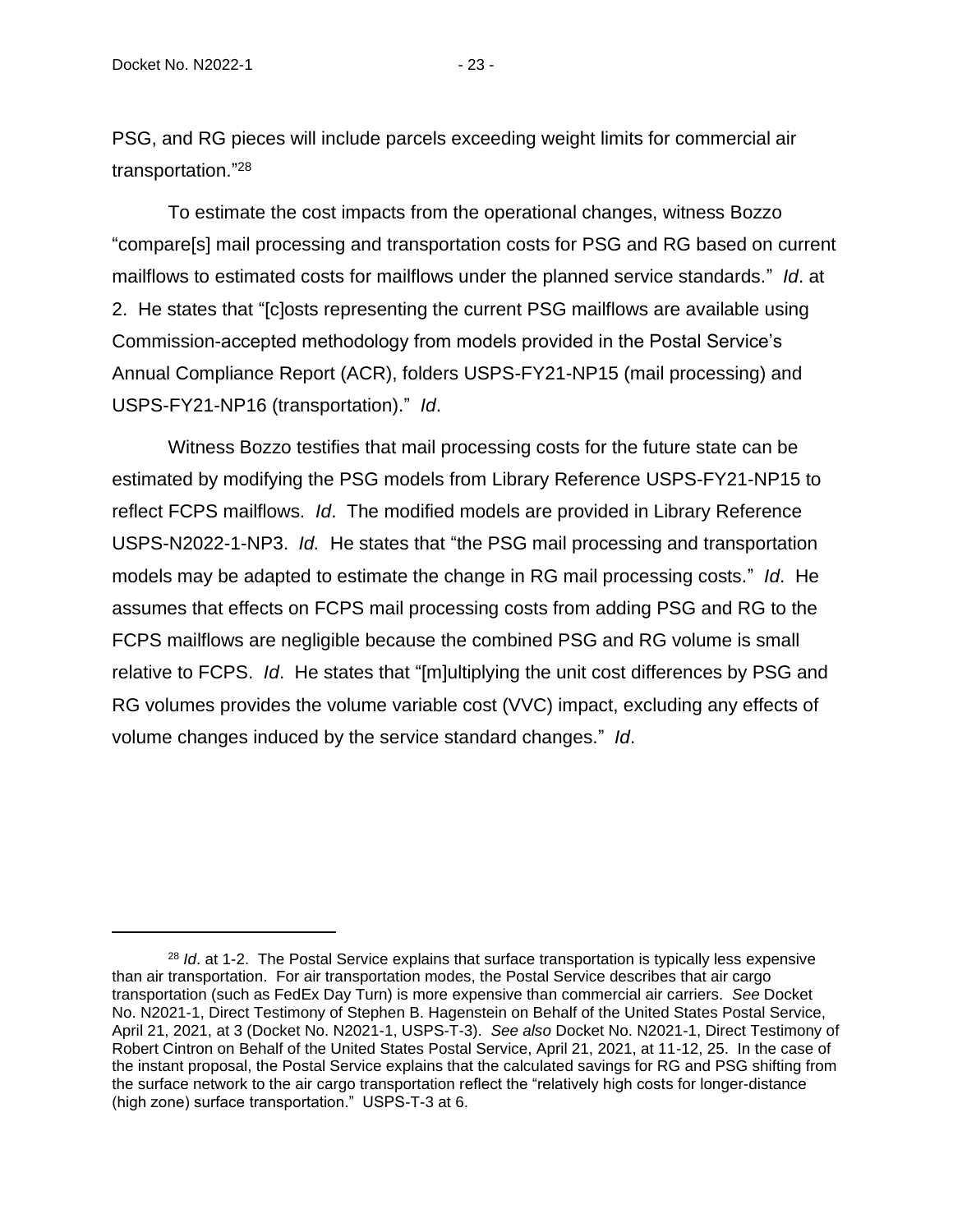PSG, and RG pieces will include parcels exceeding weight limits for commercial air transportation."[28]

To estimate the cost impacts from the operational changes, witness Bozzo "compare[s] mail processing and transportation costs for PSG and RG based on current mailflows to estimated costs for mailflows under the planned service standards." *Id*. at 2. He states that "[c]osts representing the current PSG mailflows are available using Commission-accepted methodology from models provided in the Postal Service's Annual Compliance Report (ACR), folders USPS-FY21-NP15 (mail processing) and USPS-FY21-NP16 (transportation)." *Id*.

Witness Bozzo testifies that mail processing costs for the future state can be estimated by modifying the PSG models from Library Reference USPS-FY21-NP15 to reflect FCPS mailflows. *Id*. The modified models are provided in Library Reference USPS-N2022-1-NP3. *Id.* He states that "the PSG mail processing and transportation models may be adapted to estimate the change in RG mail processing costs." *Id*. He assumes that effects on FCPS mail processing costs from adding PSG and RG to the FCPS mailflows are negligible because the combined PSG and RG volume is small relative to FCPS. *Id*. He states that "[m]ultiplying the unit cost differences by PSG and RG volumes provides the volume variable cost (VVC) impact, excluding any effects of volume changes induced by the service standard changes." *Id*.

---

[28] *Id*. at 1-2. The Postal Service explains that surface transportation is typically less expensive than air transportation. For air transportation modes, the Postal Service describes that air cargo transportation (such as FedEx Day Turn) is more expensive than commercial air carriers. *See* Docket No. N2021-1, Direct Testimony of Stephen B. Hagenstein on Behalf of the United States Postal Service, April 21, 2021, at 3 (Docket No. N2021-1, USPS-T-3). *See also* Docket No. N2021-1, Direct Testimony of Robert Cintron on Behalf of the United States Postal Service, April 21, 2021, at 11-12, 25. In the case of the instant proposal, the Postal Service explains that the calculated savings for RG and PSG shifting from the surface network to the air cargo transportation reflect the "relatively high costs for longer-distance (high zone) surface transportation." USPS-T-3 at 6.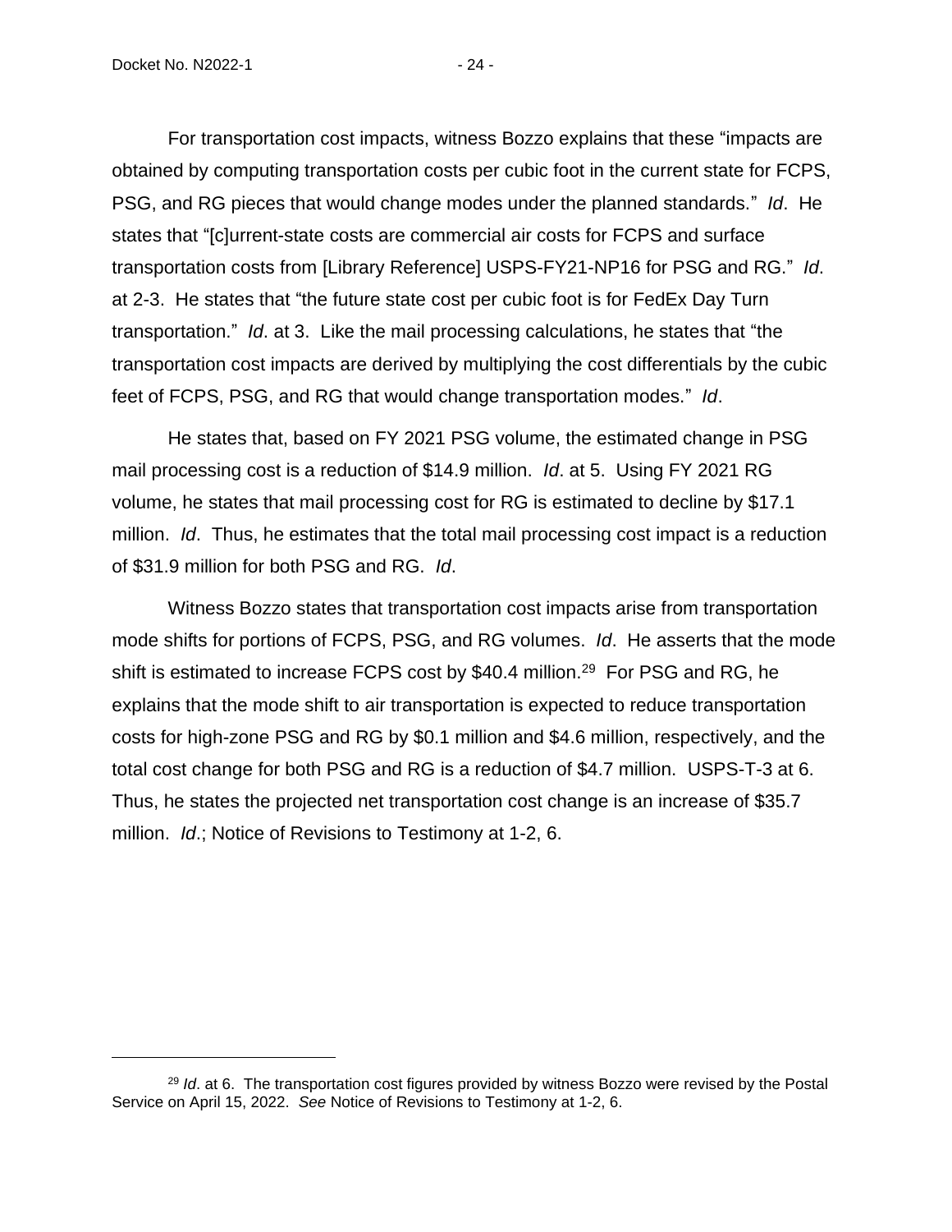For transportation cost impacts, witness Bozzo explains that these "impacts are obtained by computing transportation costs per cubic foot in the current state for FCPS, PSG, and RG pieces that would change modes under the planned standards." *Id*. He states that "[c]urrent-state costs are commercial air costs for FCPS and surface transportation costs from [Library Reference] USPS-FY21-NP16 for PSG and RG." *Id*. at 2-3. He states that "the future state cost per cubic foot is for FedEx Day Turn transportation." *Id*. at 3. Like the mail processing calculations, he states that "the transportation cost impacts are derived by multiplying the cost differentials by the cubic feet of FCPS, PSG, and RG that would change transportation modes." *Id*.

He states that, based on FY 2021 PSG volume, the estimated change in PSG mail processing cost is a reduction of $14.9 million. *Id*. at 5. Using FY 2021 RG volume, he states that mail processing cost for RG is estimated to decline by $17.1 million. *Id*. Thus, he estimates that the total mail processing cost impact is a reduction of $31.9 million for both PSG and RG. *Id*.

Witness Bozzo states that transportation cost impacts arise from transportation mode shifts for portions of FCPS, PSG, and RG volumes. *Id*. He asserts that the mode shift is estimated to increase FCPS cost by $40.4 million.[29] For PSG and RG, he explains that the mode shift to air transportation is expected to reduce transportation costs for high-zone PSG and RG by $0.1 million and $4.6 million, respectively, and the total cost change for both PSG and RG is a reduction of $4.7 million. USPS-T-3 at 6. Thus, he states the projected net transportation cost change is an increase of $35.7 million. *Id*.; Notice of Revisions to Testimony at 1-2, 6.

---

[29] *Id*. at 6. The transportation cost figures provided by witness Bozzo were revised by the Postal Service on April 15, 2022. *See* Notice of Revisions to Testimony at 1-2, 6.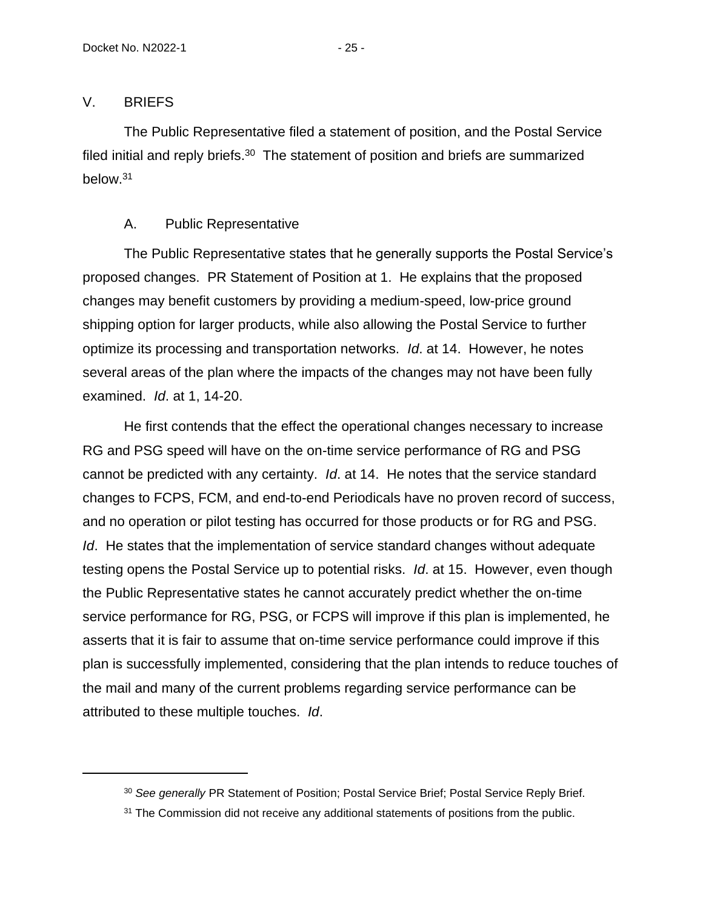## V. BRIEFS

The Public Representative filed a statement of position, and the Postal Service filed initial and reply briefs.[30] The statement of position and briefs are summarized below.[31]

### A. Public Representative

The Public Representative states that he generally supports the Postal Service's proposed changes. PR Statement of Position at 1. He explains that the proposed changes may benefit customers by providing a medium-speed, low-price ground shipping option for larger products, while also allowing the Postal Service to further optimize its processing and transportation networks. *Id*. at 14. However, he notes several areas of the plan where the impacts of the changes may not have been fully examined. *Id*. at 1, 14-20.

He first contends that the effect the operational changes necessary to increase RG and PSG speed will have on the on-time service performance of RG and PSG cannot be predicted with any certainty. *Id*. at 14. He notes that the service standard changes to FCPS, FCM, and end-to-end Periodicals have no proven record of success, and no operation or pilot testing has occurred for those products or for RG and PSG. *Id*. He states that the implementation of service standard changes without adequate testing opens the Postal Service up to potential risks. *Id*. at 15. However, even though the Public Representative states he cannot accurately predict whether the on-time service performance for RG, PSG, or FCPS will improve if this plan is implemented, he asserts that it is fair to assume that on-time service performance could improve if this plan is successfully implemented, considering that the plan intends to reduce touches of the mail and many of the current problems regarding service performance can be attributed to these multiple touches. *Id*.

---

[30] *See generally* PR Statement of Position; Postal Service Brief; Postal Service Reply Brief.

[31] The Commission did not receive any additional statements of positions from the public.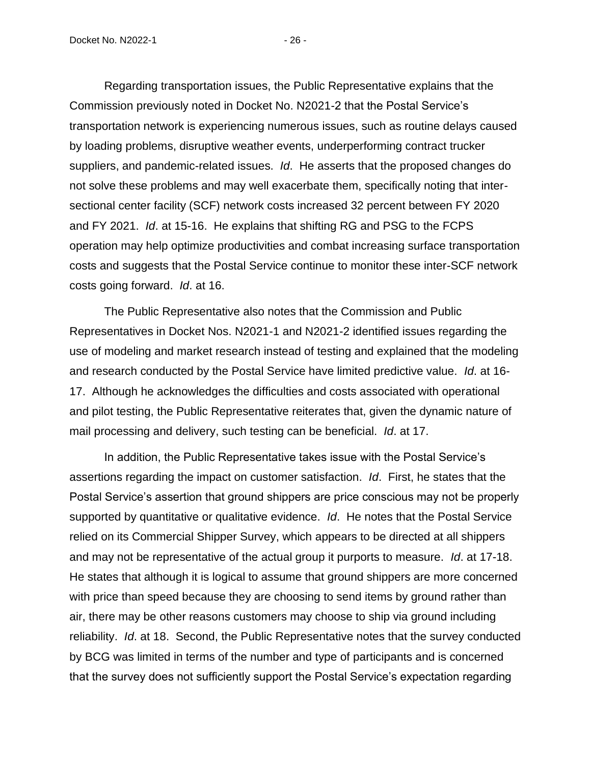Regarding transportation issues, the Public Representative explains that the Commission previously noted in Docket No. N2021-2 that the Postal Service's transportation network is experiencing numerous issues, such as routine delays caused by loading problems, disruptive weather events, underperforming contract trucker suppliers, and pandemic-related issues. *Id*. He asserts that the proposed changes do not solve these problems and may well exacerbate them, specifically noting that inter-sectional center facility (SCF) network costs increased 32 percent between FY 2020 and FY 2021. *Id*. at 15-16. He explains that shifting RG and PSG to the FCPS operation may help optimize productivities and combat increasing surface transportation costs and suggests that the Postal Service continue to monitor these inter-SCF network costs going forward. *Id*. at 16.

The Public Representative also notes that the Commission and Public Representatives in Docket Nos. N2021-1 and N2021-2 identified issues regarding the use of modeling and market research instead of testing and explained that the modeling and research conducted by the Postal Service have limited predictive value. *Id*. at 16-17. Although he acknowledges the difficulties and costs associated with operational and pilot testing, the Public Representative reiterates that, given the dynamic nature of mail processing and delivery, such testing can be beneficial. *Id*. at 17.

In addition, the Public Representative takes issue with the Postal Service's assertions regarding the impact on customer satisfaction. *Id*. First, he states that the Postal Service's assertion that ground shippers are price conscious may not be properly supported by quantitative or qualitative evidence. *Id*. He notes that the Postal Service relied on its Commercial Shipper Survey, which appears to be directed at all shippers and may not be representative of the actual group it purports to measure. *Id*. at 17-18. He states that although it is logical to assume that ground shippers are more concerned with price than speed because they are choosing to send items by ground rather than air, there may be other reasons customers may choose to ship via ground including reliability. *Id*. at 18. Second, the Public Representative notes that the survey conducted by BCG was limited in terms of the number and type of participants and is concerned that the survey does not sufficiently support the Postal Service's expectation regarding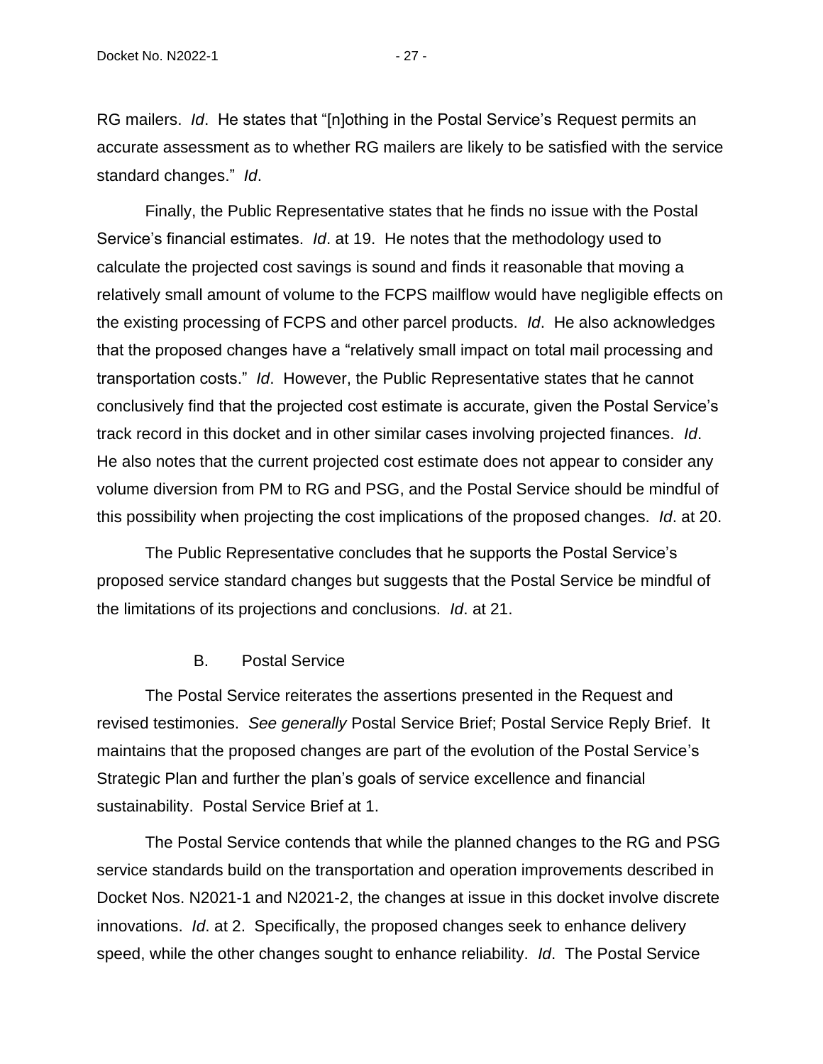RG mailers. *Id*. He states that "[n]othing in the Postal Service's Request permits an accurate assessment as to whether RG mailers are likely to be satisfied with the service standard changes." *Id*.

Finally, the Public Representative states that he finds no issue with the Postal Service's financial estimates. *Id*. at 19. He notes that the methodology used to calculate the projected cost savings is sound and finds it reasonable that moving a relatively small amount of volume to the FCPS mailflow would have negligible effects on the existing processing of FCPS and other parcel products. *Id*. He also acknowledges that the proposed changes have a "relatively small impact on total mail processing and transportation costs." *Id*. However, the Public Representative states that he cannot conclusively find that the projected cost estimate is accurate, given the Postal Service's track record in this docket and in other similar cases involving projected finances. *Id*. He also notes that the current projected cost estimate does not appear to consider any volume diversion from PM to RG and PSG, and the Postal Service should be mindful of this possibility when projecting the cost implications of the proposed changes. *Id*. at 20.

The Public Representative concludes that he supports the Postal Service's proposed service standard changes but suggests that the Postal Service be mindful of the limitations of its projections and conclusions. *Id*. at 21.

### B. Postal Service

The Postal Service reiterates the assertions presented in the Request and revised testimonies. *See generally* Postal Service Brief; Postal Service Reply Brief. It maintains that the proposed changes are part of the evolution of the Postal Service's Strategic Plan and further the plan's goals of service excellence and financial sustainability. Postal Service Brief at 1.

The Postal Service contends that while the planned changes to the RG and PSG service standards build on the transportation and operation improvements described in Docket Nos. N2021-1 and N2021-2, the changes at issue in this docket involve discrete innovations. *Id*. at 2. Specifically, the proposed changes seek to enhance delivery speed, while the other changes sought to enhance reliability. *Id*. The Postal Service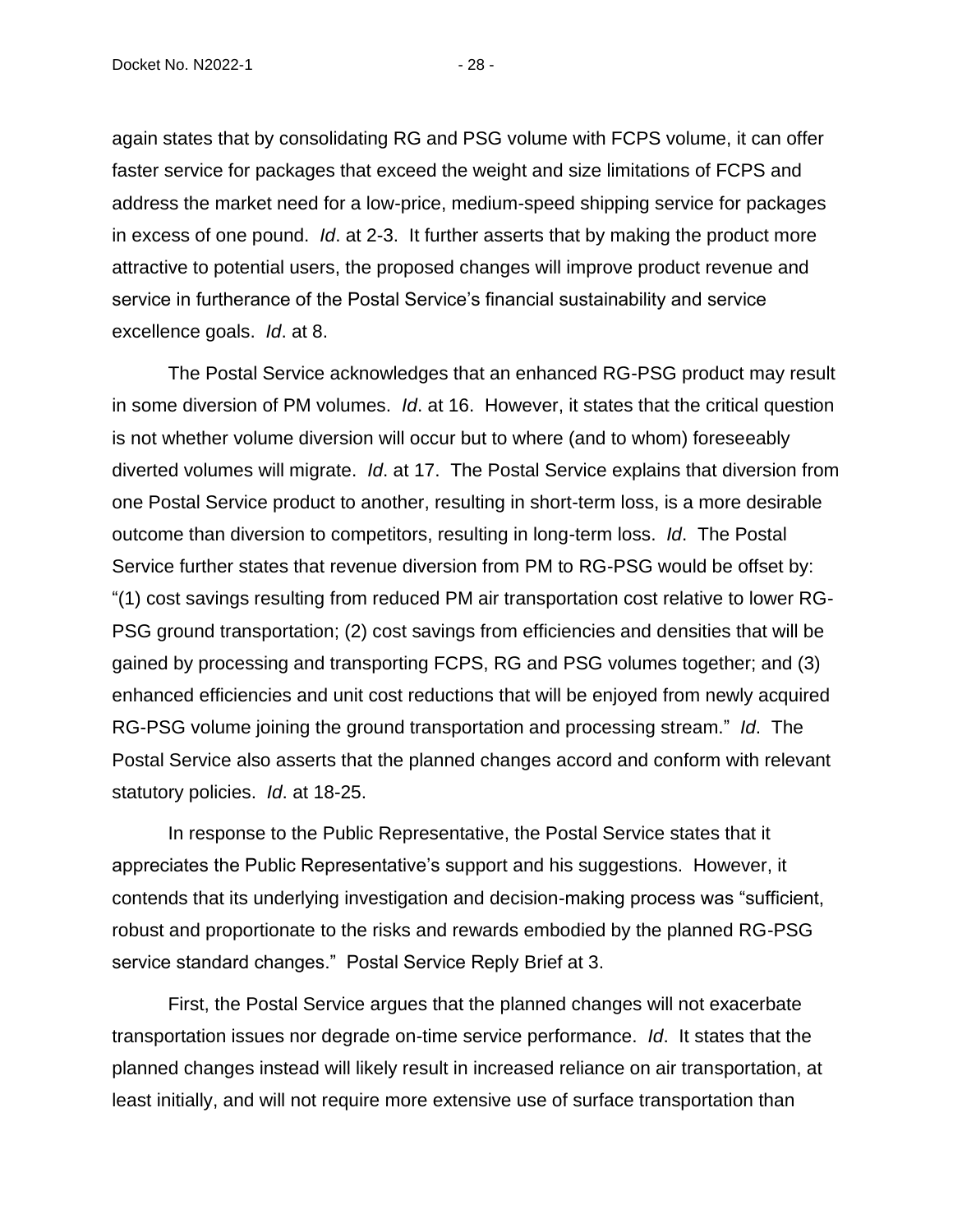again states that by consolidating RG and PSG volume with FCPS volume, it can offer faster service for packages that exceed the weight and size limitations of FCPS and address the market need for a low-price, medium-speed shipping service for packages in excess of one pound. *Id*. at 2-3. It further asserts that by making the product more attractive to potential users, the proposed changes will improve product revenue and service in furtherance of the Postal Service's financial sustainability and service excellence goals. *Id*. at 8.

The Postal Service acknowledges that an enhanced RG-PSG product may result in some diversion of PM volumes. *Id*. at 16. However, it states that the critical question is not whether volume diversion will occur but to where (and to whom) foreseeably diverted volumes will migrate. *Id*. at 17. The Postal Service explains that diversion from one Postal Service product to another, resulting in short-term loss, is a more desirable outcome than diversion to competitors, resulting in long-term loss. *Id*. The Postal Service further states that revenue diversion from PM to RG-PSG would be offset by: "(1) cost savings resulting from reduced PM air transportation cost relative to lower RG-PSG ground transportation; (2) cost savings from efficiencies and densities that will be gained by processing and transporting FCPS, RG and PSG volumes together; and (3) enhanced efficiencies and unit cost reductions that will be enjoyed from newly acquired RG-PSG volume joining the ground transportation and processing stream." *Id*. The Postal Service also asserts that the planned changes accord and conform with relevant statutory policies. *Id*. at 18-25.

In response to the Public Representative, the Postal Service states that it appreciates the Public Representative's support and his suggestions. However, it contends that its underlying investigation and decision-making process was "sufficient, robust and proportionate to the risks and rewards embodied by the planned RG-PSG service standard changes." Postal Service Reply Brief at 3.

First, the Postal Service argues that the planned changes will not exacerbate transportation issues nor degrade on-time service performance. *Id*. It states that the planned changes instead will likely result in increased reliance on air transportation, at least initially, and will not require more extensive use of surface transportation than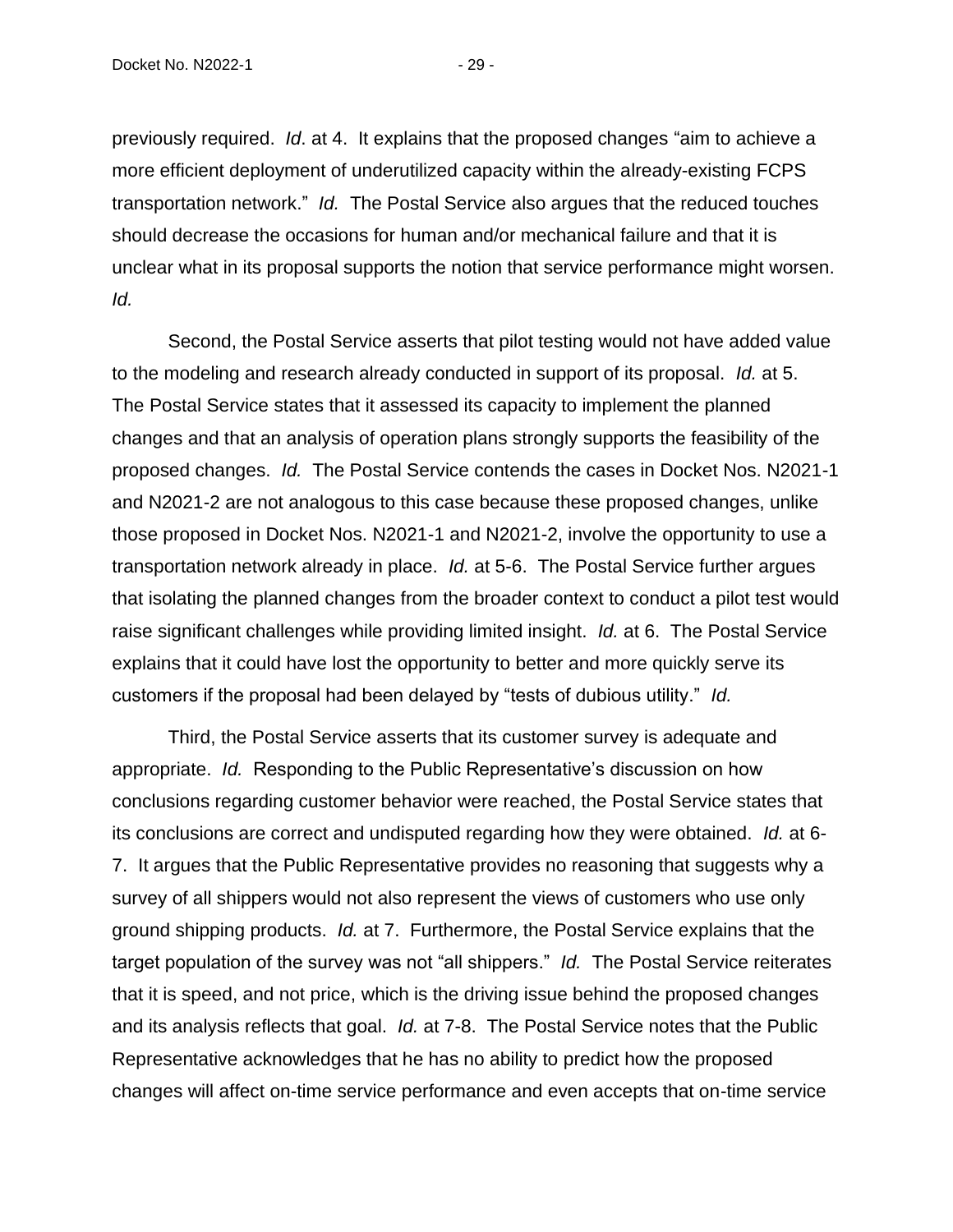previously required. *Id*. at 4. It explains that the proposed changes "aim to achieve a more efficient deployment of underutilized capacity within the already-existing FCPS transportation network." *Id.* The Postal Service also argues that the reduced touches should decrease the occasions for human and/or mechanical failure and that it is unclear what in its proposal supports the notion that service performance might worsen. *Id.*

Second, the Postal Service asserts that pilot testing would not have added value to the modeling and research already conducted in support of its proposal. *Id.* at 5. The Postal Service states that it assessed its capacity to implement the planned changes and that an analysis of operation plans strongly supports the feasibility of the proposed changes. *Id.* The Postal Service contends the cases in Docket Nos. N2021-1 and N2021-2 are not analogous to this case because these proposed changes, unlike those proposed in Docket Nos. N2021-1 and N2021-2, involve the opportunity to use a transportation network already in place. *Id.* at 5-6. The Postal Service further argues that isolating the planned changes from the broader context to conduct a pilot test would raise significant challenges while providing limited insight. *Id.* at 6. The Postal Service explains that it could have lost the opportunity to better and more quickly serve its customers if the proposal had been delayed by "tests of dubious utility." *Id.*

Third, the Postal Service asserts that its customer survey is adequate and appropriate. *Id.* Responding to the Public Representative's discussion on how conclusions regarding customer behavior were reached, the Postal Service states that its conclusions are correct and undisputed regarding how they were obtained. *Id.* at 6-7. It argues that the Public Representative provides no reasoning that suggests why a survey of all shippers would not also represent the views of customers who use only ground shipping products. *Id.* at 7. Furthermore, the Postal Service explains that the target population of the survey was not "all shippers." *Id.* The Postal Service reiterates that it is speed, and not price, which is the driving issue behind the proposed changes and its analysis reflects that goal. *Id.* at 7-8. The Postal Service notes that the Public Representative acknowledges that he has no ability to predict how the proposed changes will affect on-time service performance and even accepts that on-time service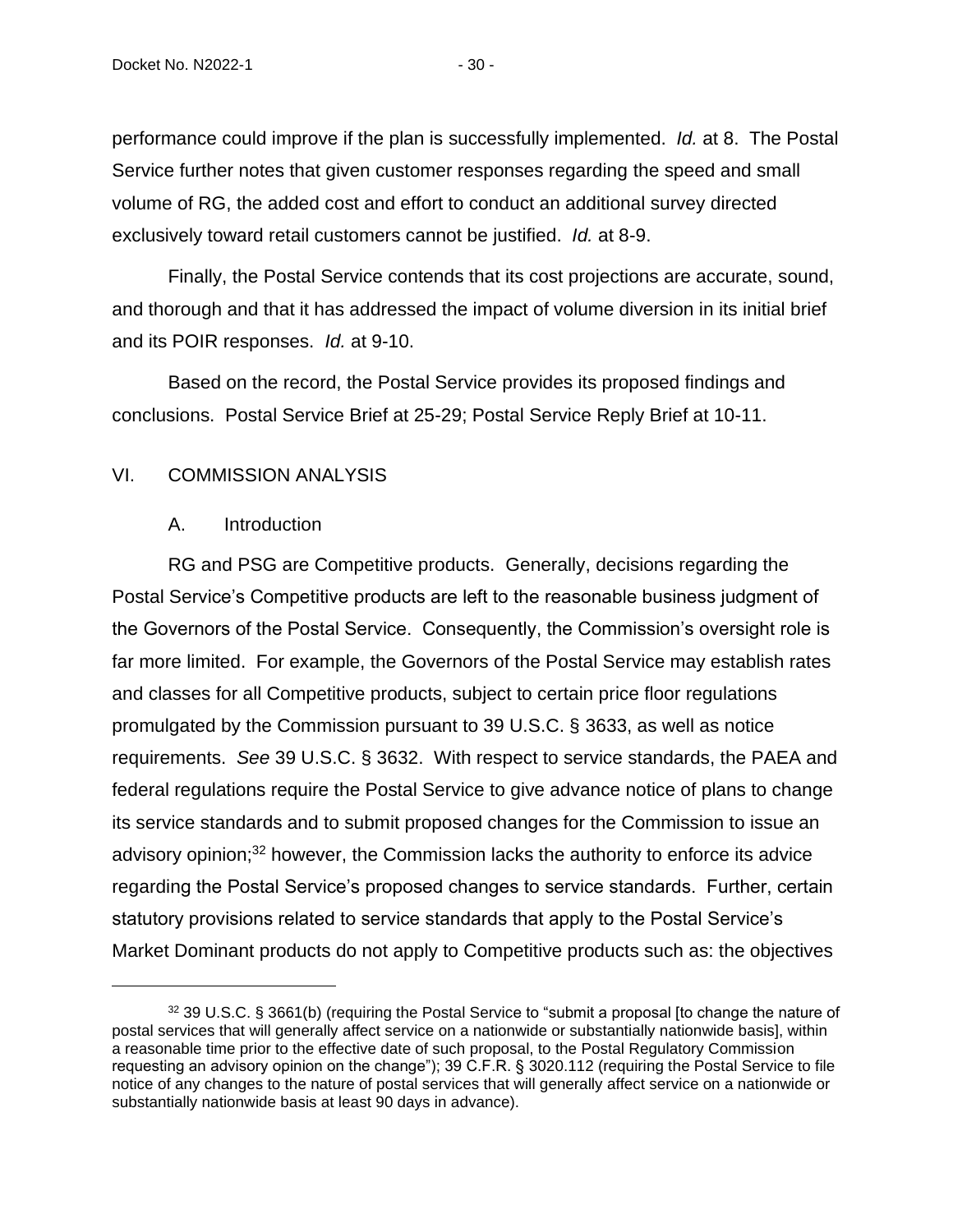performance could improve if the plan is successfully implemented. *Id.* at 8. The Postal Service further notes that given customer responses regarding the speed and small volume of RG, the added cost and effort to conduct an additional survey directed exclusively toward retail customers cannot be justified. *Id.* at 8-9.

Finally, the Postal Service contends that its cost projections are accurate, sound, and thorough and that it has addressed the impact of volume diversion in its initial brief and its POIR responses. *Id.* at 9-10.

Based on the record, the Postal Service provides its proposed findings and conclusions. Postal Service Brief at 25-29; Postal Service Reply Brief at 10-11.

## VI. COMMISSION ANALYSIS

### A. Introduction

RG and PSG are Competitive products. Generally, decisions regarding the Postal Service's Competitive products are left to the reasonable business judgment of the Governors of the Postal Service. Consequently, the Commission's oversight role is far more limited. For example, the Governors of the Postal Service may establish rates and classes for all Competitive products, subject to certain price floor regulations promulgated by the Commission pursuant to 39 U.S.C. § 3633, as well as notice requirements. *See* 39 U.S.C. § 3632. With respect to service standards, the PAEA and federal regulations require the Postal Service to give advance notice of plans to change its service standards and to submit proposed changes for the Commission to issue an advisory opinion;[32] however, the Commission lacks the authority to enforce its advice regarding the Postal Service's proposed changes to service standards. Further, certain statutory provisions related to service standards that apply to the Postal Service's Market Dominant products do not apply to Competitive products such as: the objectives

[32] 39 U.S.C. § 3661(b) (requiring the Postal Service to "submit a proposal [to change the nature of postal services that will generally affect service on a nationwide or substantially nationwide basis], within a reasonable time prior to the effective date of such proposal, to the Postal Regulatory Commission requesting an advisory opinion on the change"); 39 C.F.R. § 3020.112 (requiring the Postal Service to file notice of any changes to the nature of postal services that will generally affect service on a nationwide or substantially nationwide basis at least 90 days in advance).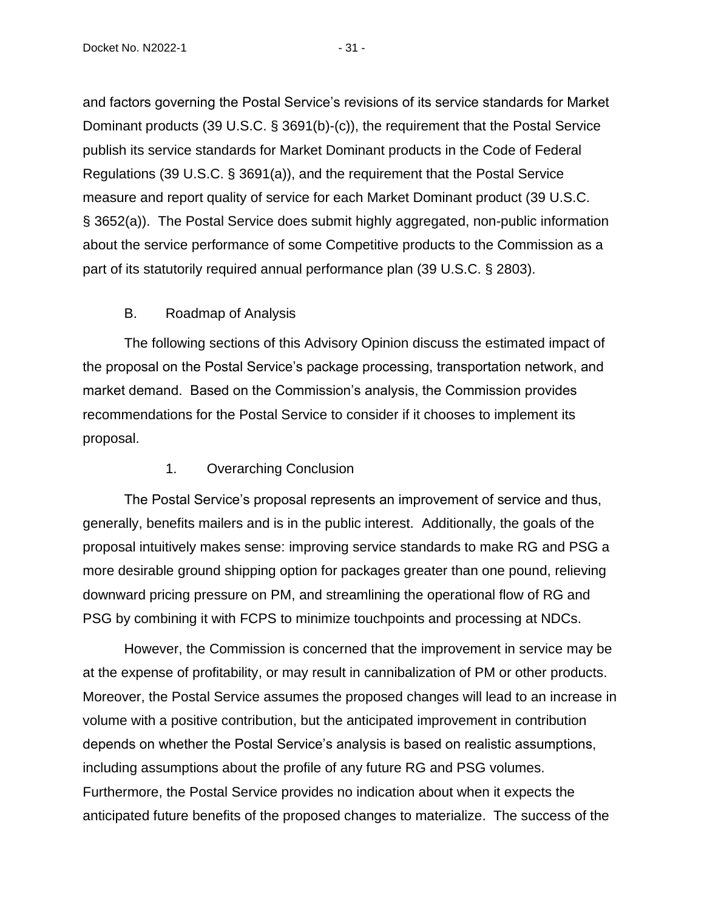and factors governing the Postal Service's revisions of its service standards for Market Dominant products (39 U.S.C. § 3691(b)-(c)), the requirement that the Postal Service publish its service standards for Market Dominant products in the Code of Federal Regulations (39 U.S.C. § 3691(a)), and the requirement that the Postal Service measure and report quality of service for each Market Dominant product (39 U.S.C. § 3652(a)). The Postal Service does submit highly aggregated, non-public information about the service performance of some Competitive products to the Commission as a part of its statutorily required annual performance plan (39 U.S.C. § 2803).

## B. Roadmap of Analysis

The following sections of this Advisory Opinion discuss the estimated impact of the proposal on the Postal Service's package processing, transportation network, and market demand. Based on the Commission's analysis, the Commission provides recommendations for the Postal Service to consider if it chooses to implement its proposal.

### 1. Overarching Conclusion

The Postal Service's proposal represents an improvement of service and thus, generally, benefits mailers and is in the public interest. Additionally, the goals of the proposal intuitively makes sense: improving service standards to make RG and PSG a more desirable ground shipping option for packages greater than one pound, relieving downward pricing pressure on PM, and streamlining the operational flow of RG and PSG by combining it with FCPS to minimize touchpoints and processing at NDCs.

However, the Commission is concerned that the improvement in service may be at the expense of profitability, or may result in cannibalization of PM or other products. Moreover, the Postal Service assumes the proposed changes will lead to an increase in volume with a positive contribution, but the anticipated improvement in contribution depends on whether the Postal Service's analysis is based on realistic assumptions, including assumptions about the profile of any future RG and PSG volumes. Furthermore, the Postal Service provides no indication about when it expects the anticipated future benefits of the proposed changes to materialize. The success of the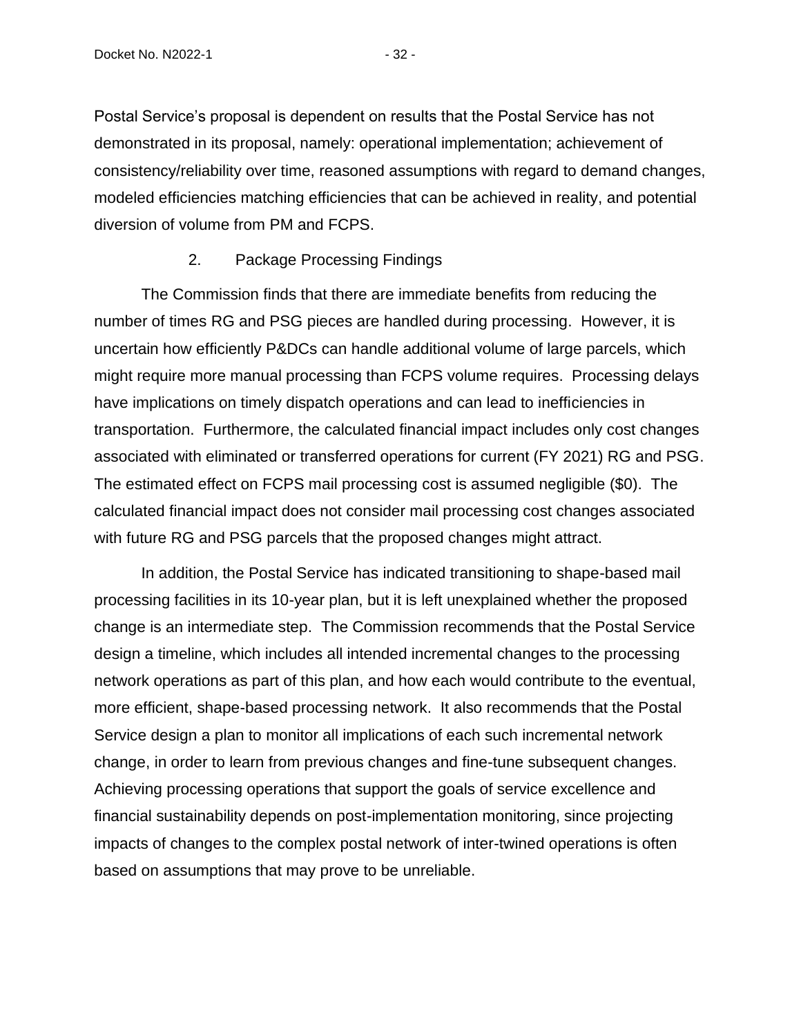Postal Service's proposal is dependent on results that the Postal Service has not demonstrated in its proposal, namely: operational implementation; achievement of consistency/reliability over time, reasoned assumptions with regard to demand changes, modeled efficiencies matching efficiencies that can be achieved in reality, and potential diversion of volume from PM and FCPS.

### 2. Package Processing Findings

The Commission finds that there are immediate benefits from reducing the number of times RG and PSG pieces are handled during processing. However, it is uncertain how efficiently P&DCs can handle additional volume of large parcels, which might require more manual processing than FCPS volume requires. Processing delays have implications on timely dispatch operations and can lead to inefficiencies in transportation. Furthermore, the calculated financial impact includes only cost changes associated with eliminated or transferred operations for current (FY 2021) RG and PSG. The estimated effect on FCPS mail processing cost is assumed negligible ($0). The calculated financial impact does not consider mail processing cost changes associated with future RG and PSG parcels that the proposed changes might attract.

In addition, the Postal Service has indicated transitioning to shape-based mail processing facilities in its 10-year plan, but it is left unexplained whether the proposed change is an intermediate step. The Commission recommends that the Postal Service design a timeline, which includes all intended incremental changes to the processing network operations as part of this plan, and how each would contribute to the eventual, more efficient, shape-based processing network. It also recommends that the Postal Service design a plan to monitor all implications of each such incremental network change, in order to learn from previous changes and fine-tune subsequent changes. Achieving processing operations that support the goals of service excellence and financial sustainability depends on post-implementation monitoring, since projecting impacts of changes to the complex postal network of inter-twined operations is often based on assumptions that may prove to be unreliable.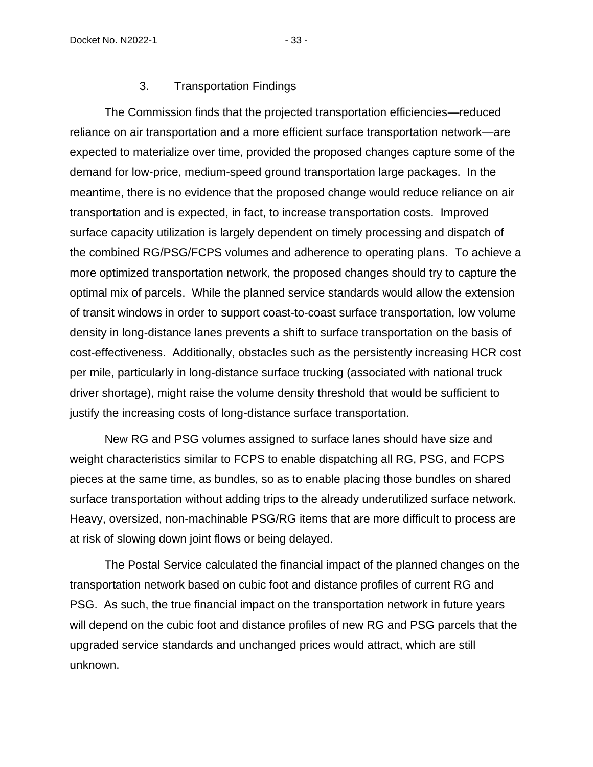### 3. Transportation Findings

The Commission finds that the projected transportation efficiencies—reduced reliance on air transportation and a more efficient surface transportation network—are expected to materialize over time, provided the proposed changes capture some of the demand for low-price, medium-speed ground transportation large packages. In the meantime, there is no evidence that the proposed change would reduce reliance on air transportation and is expected, in fact, to increase transportation costs. Improved surface capacity utilization is largely dependent on timely processing and dispatch of the combined RG/PSG/FCPS volumes and adherence to operating plans. To achieve a more optimized transportation network, the proposed changes should try to capture the optimal mix of parcels. While the planned service standards would allow the extension of transit windows in order to support coast-to-coast surface transportation, low volume density in long-distance lanes prevents a shift to surface transportation on the basis of cost-effectiveness. Additionally, obstacles such as the persistently increasing HCR cost per mile, particularly in long-distance surface trucking (associated with national truck driver shortage), might raise the volume density threshold that would be sufficient to justify the increasing costs of long-distance surface transportation.

New RG and PSG volumes assigned to surface lanes should have size and weight characteristics similar to FCPS to enable dispatching all RG, PSG, and FCPS pieces at the same time, as bundles, so as to enable placing those bundles on shared surface transportation without adding trips to the already underutilized surface network. Heavy, oversized, non-machinable PSG/RG items that are more difficult to process are at risk of slowing down joint flows or being delayed.

The Postal Service calculated the financial impact of the planned changes on the transportation network based on cubic foot and distance profiles of current RG and PSG. As such, the true financial impact on the transportation network in future years will depend on the cubic foot and distance profiles of new RG and PSG parcels that the upgraded service standards and unchanged prices would attract, which are still unknown.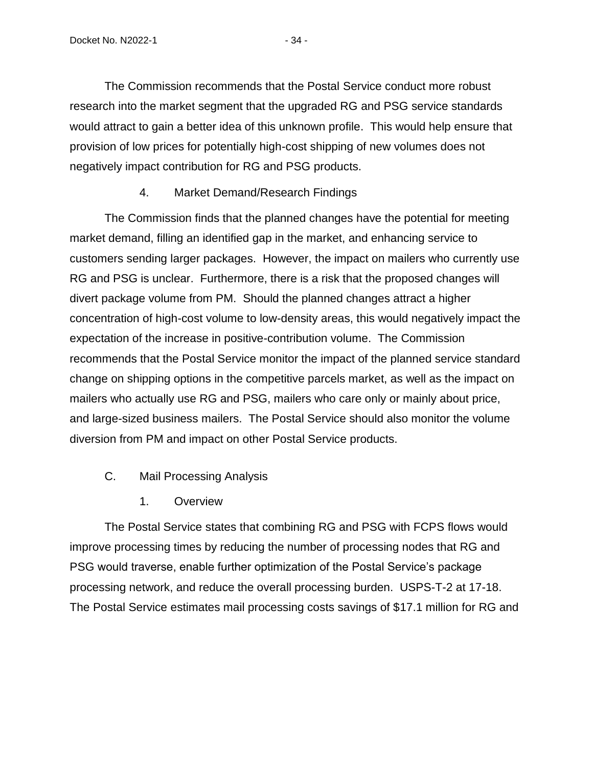The Commission recommends that the Postal Service conduct more robust research into the market segment that the upgraded RG and PSG service standards would attract to gain a better idea of this unknown profile. This would help ensure that provision of low prices for potentially high-cost shipping of new volumes does not negatively impact contribution for RG and PSG products.

#### 4. Market Demand/Research Findings

The Commission finds that the planned changes have the potential for meeting market demand, filling an identified gap in the market, and enhancing service to customers sending larger packages. However, the impact on mailers who currently use RG and PSG is unclear. Furthermore, there is a risk that the proposed changes will divert package volume from PM. Should the planned changes attract a higher concentration of high-cost volume to low-density areas, this would negatively impact the expectation of the increase in positive-contribution volume. The Commission recommends that the Postal Service monitor the impact of the planned service standard change on shipping options in the competitive parcels market, as well as the impact on mailers who actually use RG and PSG, mailers who care only or mainly about price, and large-sized business mailers. The Postal Service should also monitor the volume diversion from PM and impact on other Postal Service products.

### C. Mail Processing Analysis

#### 1. Overview

The Postal Service states that combining RG and PSG with FCPS flows would improve processing times by reducing the number of processing nodes that RG and PSG would traverse, enable further optimization of the Postal Service's package processing network, and reduce the overall processing burden. USPS-T-2 at 17-18. The Postal Service estimates mail processing costs savings of $17.1 million for RG and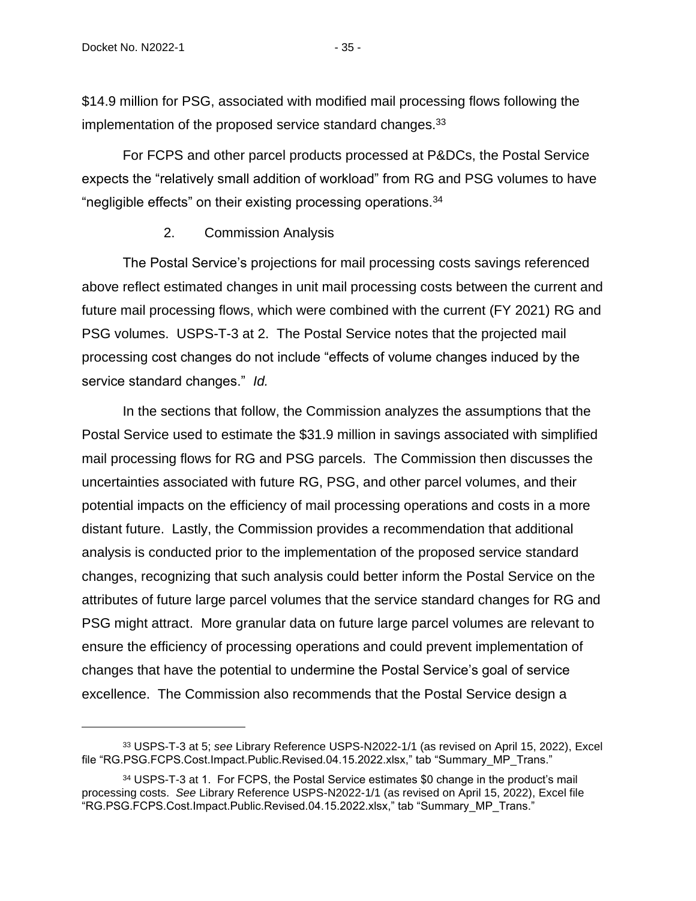$14.9 million for PSG, associated with modified mail processing flows following the implementation of the proposed service standard changes.[33]

For FCPS and other parcel products processed at P&DCs, the Postal Service expects the "relatively small addition of workload" from RG and PSG volumes to have "negligible effects" on their existing processing operations.[34]

### 2. Commission Analysis

The Postal Service's projections for mail processing costs savings referenced above reflect estimated changes in unit mail processing costs between the current and future mail processing flows, which were combined with the current (FY 2021) RG and PSG volumes. USPS-T-3 at 2. The Postal Service notes that the projected mail processing cost changes do not include "effects of volume changes induced by the service standard changes." *Id.*

In the sections that follow, the Commission analyzes the assumptions that the Postal Service used to estimate the $31.9 million in savings associated with simplified mail processing flows for RG and PSG parcels. The Commission then discusses the uncertainties associated with future RG, PSG, and other parcel volumes, and their potential impacts on the efficiency of mail processing operations and costs in a more distant future. Lastly, the Commission provides a recommendation that additional analysis is conducted prior to the implementation of the proposed service standard changes, recognizing that such analysis could better inform the Postal Service on the attributes of future large parcel volumes that the service standard changes for RG and PSG might attract. More granular data on future large parcel volumes are relevant to ensure the efficiency of processing operations and could prevent implementation of changes that have the potential to undermine the Postal Service's goal of service excellence. The Commission also recommends that the Postal Service design a

---

[33] USPS-T-3 at 5; *see* Library Reference USPS-N2022-1/1 (as revised on April 15, 2022), Excel file "RG.PSG.FCPS.Cost.Impact.Public.Revised.04.15.2022.xlsx," tab "Summary_MP_Trans."

[34] USPS-T-3 at 1. For FCPS, the Postal Service estimates $0 change in the product's mail processing costs. *See* Library Reference USPS-N2022-1/1 (as revised on April 15, 2022), Excel file "RG.PSG.FCPS.Cost.Impact.Public.Revised.04.15.2022.xlsx," tab "Summary_MP_Trans."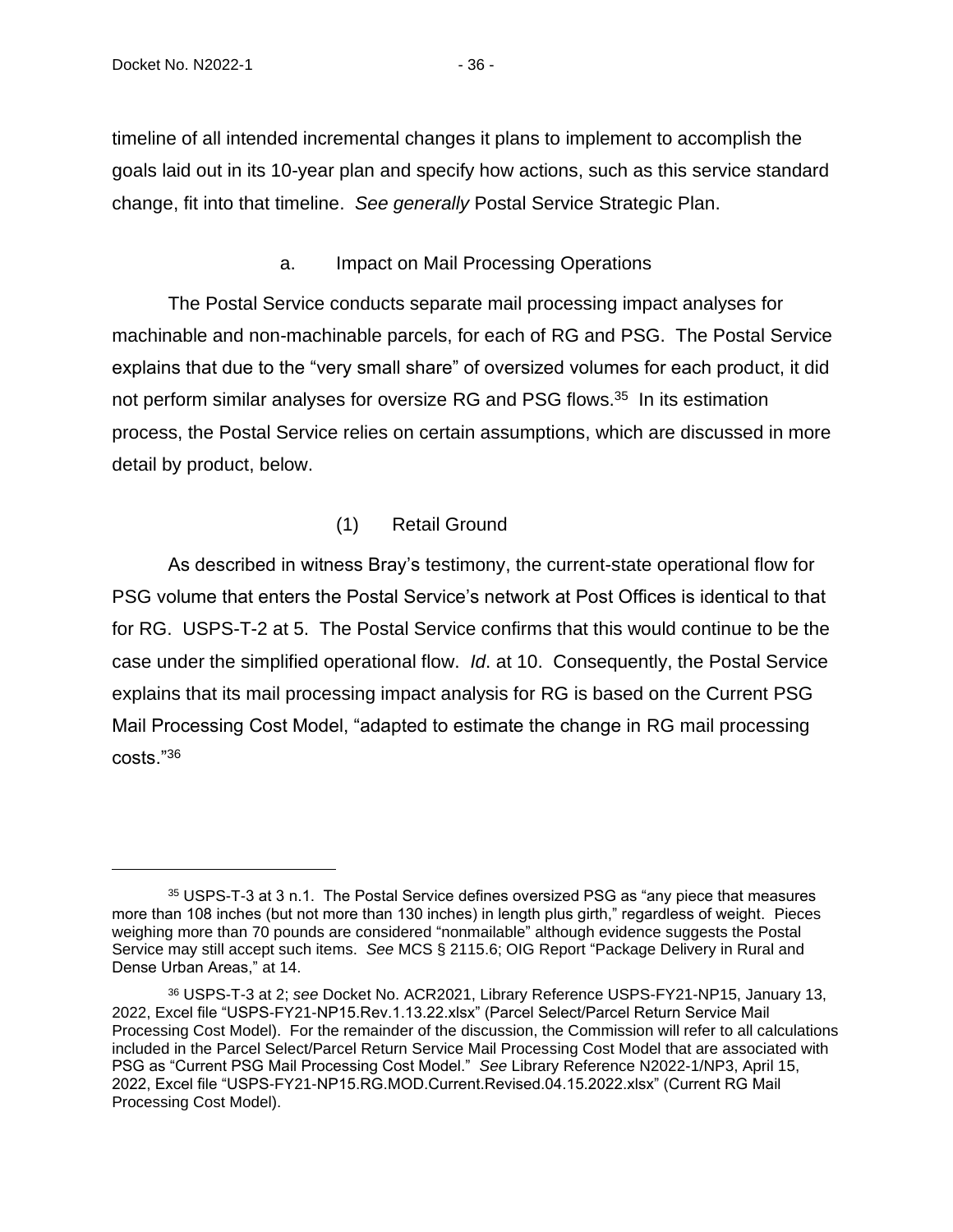timeline of all intended incremental changes it plans to implement to accomplish the goals laid out in its 10-year plan and specify how actions, such as this service standard change, fit into that timeline. *See generally* Postal Service Strategic Plan.

#### a. Impact on Mail Processing Operations

The Postal Service conducts separate mail processing impact analyses for machinable and non-machinable parcels, for each of RG and PSG. The Postal Service explains that due to the "very small share" of oversized volumes for each product, it did not perform similar analyses for oversize RG and PSG flows.[35] In its estimation process, the Postal Service relies on certain assumptions, which are discussed in more detail by product, below.

##### (1) Retail Ground

As described in witness Bray's testimony, the current-state operational flow for PSG volume that enters the Postal Service's network at Post Offices is identical to that for RG. USPS-T-2 at 5. The Postal Service confirms that this would continue to be the case under the simplified operational flow. *Id*. at 10. Consequently, the Postal Service explains that its mail processing impact analysis for RG is based on the Current PSG Mail Processing Cost Model, "adapted to estimate the change in RG mail processing costs."[36]

---

[35] USPS-T-3 at 3 n.1. The Postal Service defines oversized PSG as "any piece that measures more than 108 inches (but not more than 130 inches) in length plus girth," regardless of weight. Pieces weighing more than 70 pounds are considered "nonmailable" although evidence suggests the Postal Service may still accept such items. *See* MCS § 2115.6; OIG Report "Package Delivery in Rural and Dense Urban Areas," at 14.

[36] USPS-T-3 at 2; *see* Docket No. ACR2021, Library Reference USPS-FY21-NP15, January 13, 2022, Excel file "USPS-FY21-NP15.Rev.1.13.22.xlsx" (Parcel Select/Parcel Return Service Mail Processing Cost Model). For the remainder of the discussion, the Commission will refer to all calculations included in the Parcel Select/Parcel Return Service Mail Processing Cost Model that are associated with PSG as "Current PSG Mail Processing Cost Model." *See* Library Reference N2022-1/NP3, April 15, 2022, Excel file "USPS-FY21-NP15.RG.MOD.Current.Revised.04.15.2022.xlsx" (Current RG Mail Processing Cost Model).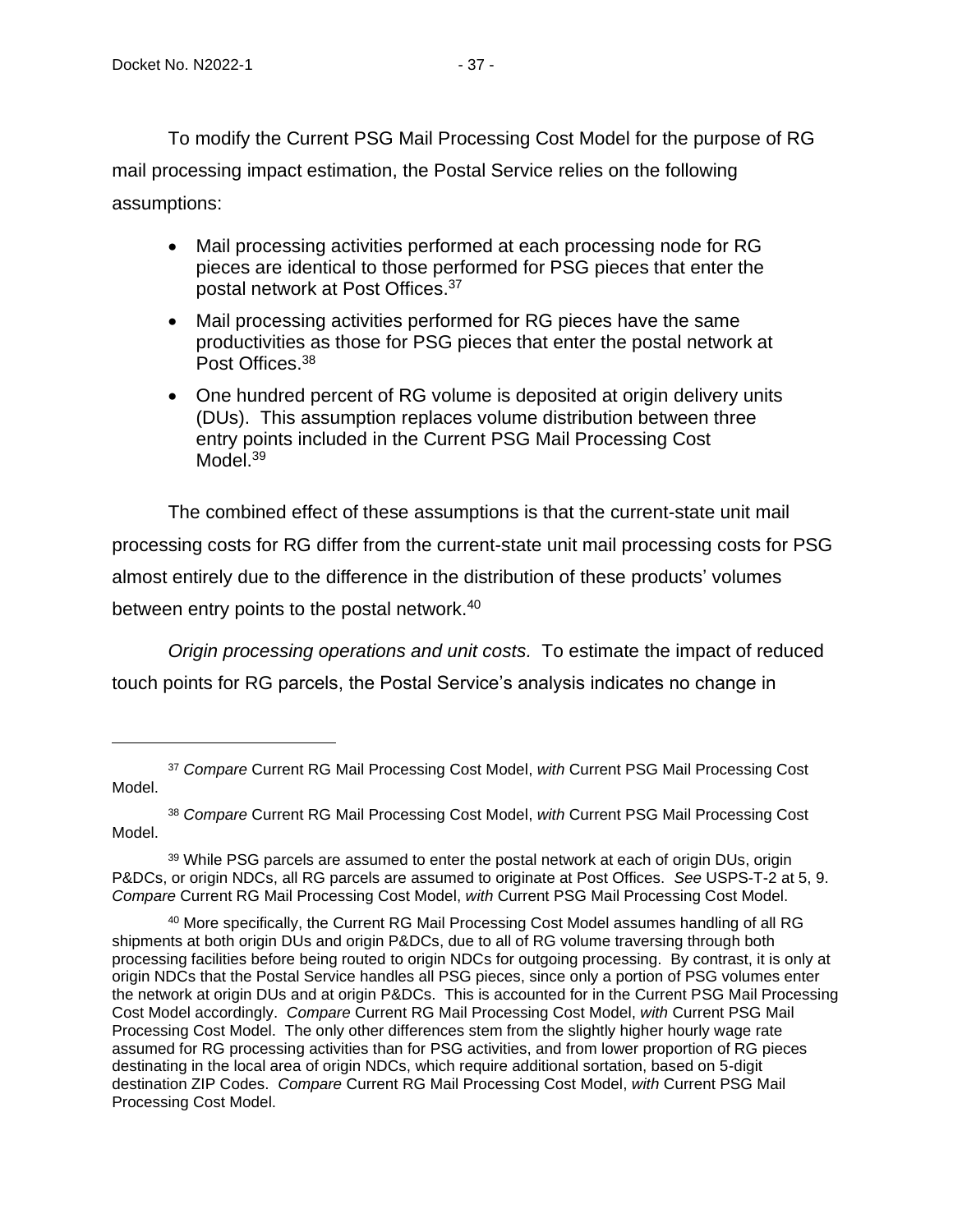To modify the Current PSG Mail Processing Cost Model for the purpose of RG mail processing impact estimation, the Postal Service relies on the following assumptions:

- Mail processing activities performed at each processing node for RG pieces are identical to those performed for PSG pieces that enter the postal network at Post Offices.[37]
- Mail processing activities performed for RG pieces have the same productivities as those for PSG pieces that enter the postal network at Post Offices.[38]
- One hundred percent of RG volume is deposited at origin delivery units (DUs). This assumption replaces volume distribution between three entry points included in the Current PSG Mail Processing Cost Model.[39]

The combined effect of these assumptions is that the current-state unit mail processing costs for RG differ from the current-state unit mail processing costs for PSG almost entirely due to the difference in the distribution of these products' volumes between entry points to the postal network.[40]

*Origin processing operations and unit costs.* To estimate the impact of reduced touch points for RG parcels, the Postal Service's analysis indicates no change in

---

[37] *Compare* Current RG Mail Processing Cost Model, *with* Current PSG Mail Processing Cost Model.

[38] *Compare* Current RG Mail Processing Cost Model, *with* Current PSG Mail Processing Cost Model.

[39] While PSG parcels are assumed to enter the postal network at each of origin DUs, origin P&DCs, or origin NDCs, all RG parcels are assumed to originate at Post Offices. *See* USPS-T-2 at 5, 9. *Compare* Current RG Mail Processing Cost Model, *with* Current PSG Mail Processing Cost Model.

[40] More specifically, the Current RG Mail Processing Cost Model assumes handling of all RG shipments at both origin DUs and origin P&DCs, due to all of RG volume traversing through both processing facilities before being routed to origin NDCs for outgoing processing. By contrast, it is only at origin NDCs that the Postal Service handles all PSG pieces, since only a portion of PSG volumes enter the network at origin DUs and at origin P&DCs. This is accounted for in the Current PSG Mail Processing Cost Model accordingly. *Compare* Current RG Mail Processing Cost Model, *with* Current PSG Mail Processing Cost Model. The only other differences stem from the slightly higher hourly wage rate assumed for RG processing activities than for PSG activities, and from lower proportion of RG pieces destinating in the local area of origin NDCs, which require additional sortation, based on 5-digit destination ZIP Codes. *Compare* Current RG Mail Processing Cost Model, *with* Current PSG Mail Processing Cost Model.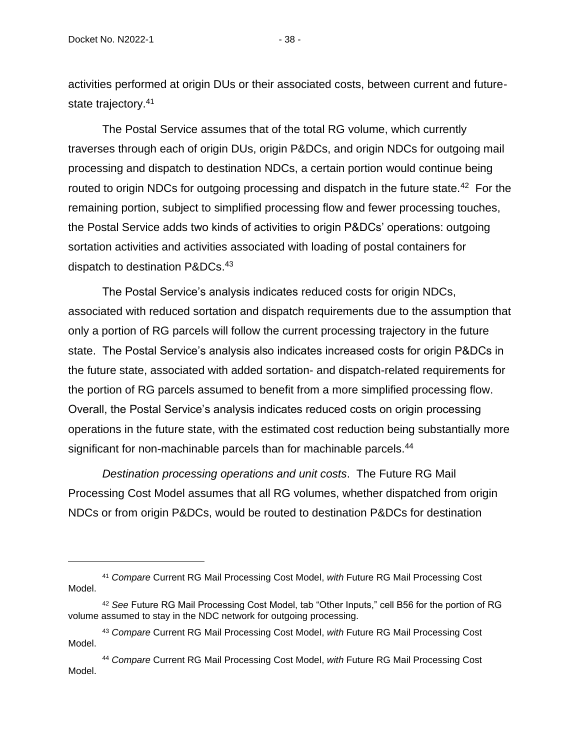activities performed at origin DUs or their associated costs, between current and future-state trajectory.[41]

The Postal Service assumes that of the total RG volume, which currently traverses through each of origin DUs, origin P&DCs, and origin NDCs for outgoing mail processing and dispatch to destination NDCs, a certain portion would continue being routed to origin NDCs for outgoing processing and dispatch in the future state.[42] For the remaining portion, subject to simplified processing flow and fewer processing touches, the Postal Service adds two kinds of activities to origin P&DCs' operations: outgoing sortation activities and activities associated with loading of postal containers for dispatch to destination P&DCs.[43]

The Postal Service's analysis indicates reduced costs for origin NDCs, associated with reduced sortation and dispatch requirements due to the assumption that only a portion of RG parcels will follow the current processing trajectory in the future state. The Postal Service's analysis also indicates increased costs for origin P&DCs in the future state, associated with added sortation- and dispatch-related requirements for the portion of RG parcels assumed to benefit from a more simplified processing flow. Overall, the Postal Service's analysis indicates reduced costs on origin processing operations in the future state, with the estimated cost reduction being substantially more significant for non-machinable parcels than for machinable parcels.[44]

*Destination processing operations and unit costs*. The Future RG Mail Processing Cost Model assumes that all RG volumes, whether dispatched from origin NDCs or from origin P&DCs, would be routed to destination P&DCs for destination

---

[41] *Compare* Current RG Mail Processing Cost Model, *with* Future RG Mail Processing Cost Model.

[42] *See* Future RG Mail Processing Cost Model, tab "Other Inputs," cell B56 for the portion of RG volume assumed to stay in the NDC network for outgoing processing.

[43] *Compare* Current RG Mail Processing Cost Model, *with* Future RG Mail Processing Cost Model.

[44] *Compare* Current RG Mail Processing Cost Model, *with* Future RG Mail Processing Cost Model.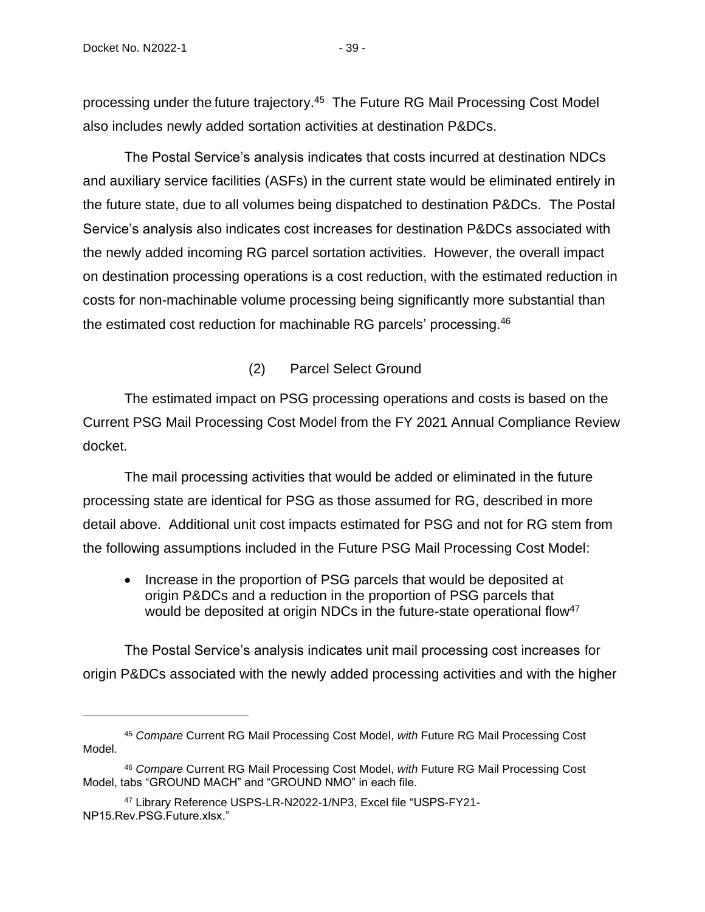processing under the future trajectory.[45] The Future RG Mail Processing Cost Model also includes newly added sortation activities at destination P&DCs.

The Postal Service's analysis indicates that costs incurred at destination NDCs and auxiliary service facilities (ASFs) in the current state would be eliminated entirely in the future state, due to all volumes being dispatched to destination P&DCs. The Postal Service's analysis also indicates cost increases for destination P&DCs associated with the newly added incoming RG parcel sortation activities. However, the overall impact on destination processing operations is a cost reduction, with the estimated reduction in costs for non-machinable volume processing being significantly more substantial than the estimated cost reduction for machinable RG parcels' processing.[46]

(2) Parcel Select Ground

The estimated impact on PSG processing operations and costs is based on the Current PSG Mail Processing Cost Model from the FY 2021 Annual Compliance Review docket.

The mail processing activities that would be added or eliminated in the future processing state are identical for PSG as those assumed for RG, described in more detail above. Additional unit cost impacts estimated for PSG and not for RG stem from the following assumptions included in the Future PSG Mail Processing Cost Model:

- Increase in the proportion of PSG parcels that would be deposited at origin P&DCs and a reduction in the proportion of PSG parcels that would be deposited at origin NDCs in the future-state operational flow[47]

The Postal Service's analysis indicates unit mail processing cost increases for origin P&DCs associated with the newly added processing activities and with the higher

---

[45] *Compare* Current RG Mail Processing Cost Model, *with* Future RG Mail Processing Cost Model.

[46] *Compare* Current RG Mail Processing Cost Model, *with* Future RG Mail Processing Cost Model, tabs "GROUND MACH" and "GROUND NMO" in each file.

[47] Library Reference USPS-LR-N2022-1/NP3, Excel file "USPS-FY21-NP15.Rev.PSG.Future.xlsx."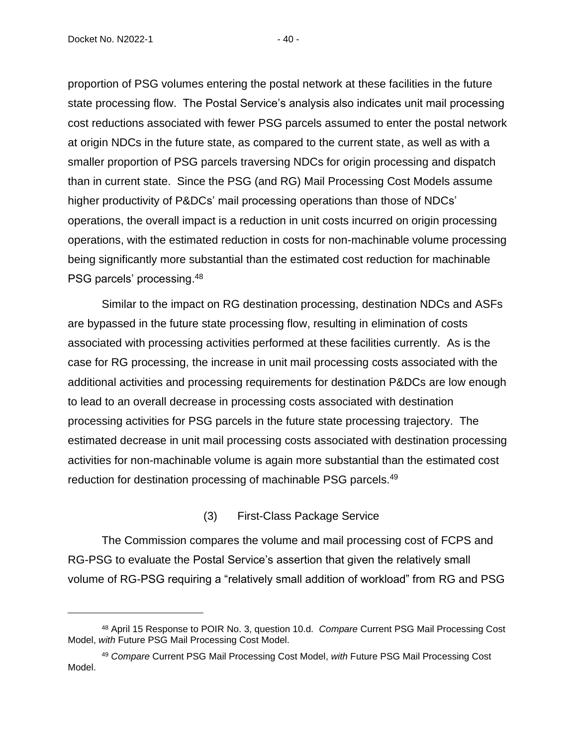proportion of PSG volumes entering the postal network at these facilities in the future state processing flow. The Postal Service's analysis also indicates unit mail processing cost reductions associated with fewer PSG parcels assumed to enter the postal network at origin NDCs in the future state, as compared to the current state, as well as with a smaller proportion of PSG parcels traversing NDCs for origin processing and dispatch than in current state. Since the PSG (and RG) Mail Processing Cost Models assume higher productivity of P&DCs' mail processing operations than those of NDCs' operations, the overall impact is a reduction in unit costs incurred on origin processing operations, with the estimated reduction in costs for non-machinable volume processing being significantly more substantial than the estimated cost reduction for machinable PSG parcels' processing.[48]

Similar to the impact on RG destination processing, destination NDCs and ASFs are bypassed in the future state processing flow, resulting in elimination of costs associated with processing activities performed at these facilities currently. As is the case for RG processing, the increase in unit mail processing costs associated with the additional activities and processing requirements for destination P&DCs are low enough to lead to an overall decrease in processing costs associated with destination processing activities for PSG parcels in the future state processing trajectory. The estimated decrease in unit mail processing costs associated with destination processing activities for non-machinable volume is again more substantial than the estimated cost reduction for destination processing of machinable PSG parcels.[49]

#### (3) First-Class Package Service

The Commission compares the volume and mail processing cost of FCPS and RG-PSG to evaluate the Postal Service's assertion that given the relatively small volume of RG-PSG requiring a "relatively small addition of workload" from RG and PSG

---

[48] April 15 Response to POIR No. 3, question 10.d. *Compare* Current PSG Mail Processing Cost Model, *with* Future PSG Mail Processing Cost Model.

[49] *Compare* Current PSG Mail Processing Cost Model, *with* Future PSG Mail Processing Cost Model.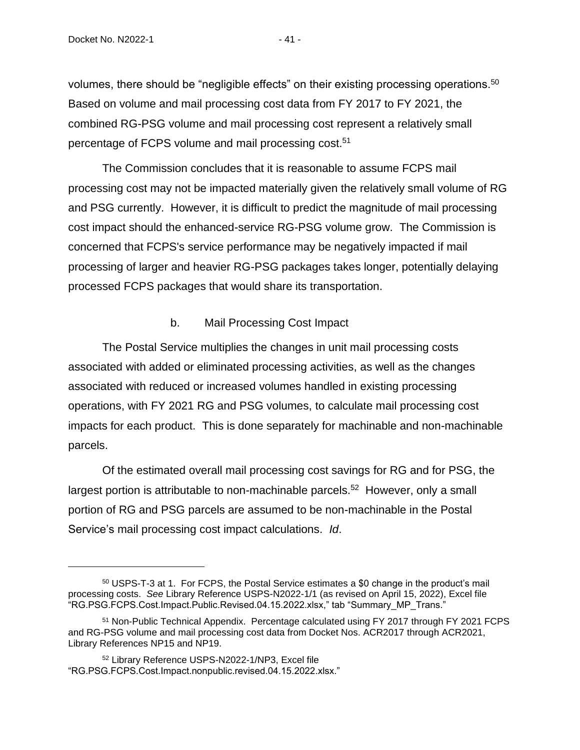volumes, there should be "negligible effects" on their existing processing operations.[50] Based on volume and mail processing cost data from FY 2017 to FY 2021, the combined RG-PSG volume and mail processing cost represent a relatively small percentage of FCPS volume and mail processing cost.[51]

The Commission concludes that it is reasonable to assume FCPS mail processing cost may not be impacted materially given the relatively small volume of RG and PSG currently. However, it is difficult to predict the magnitude of mail processing cost impact should the enhanced-service RG-PSG volume grow. The Commission is concerned that FCPS's service performance may be negatively impacted if mail processing of larger and heavier RG-PSG packages takes longer, potentially delaying processed FCPS packages that would share its transportation.

#### b. Mail Processing Cost Impact

The Postal Service multiplies the changes in unit mail processing costs associated with added or eliminated processing activities, as well as the changes associated with reduced or increased volumes handled in existing processing operations, with FY 2021 RG and PSG volumes, to calculate mail processing cost impacts for each product. This is done separately for machinable and non-machinable parcels.

Of the estimated overall mail processing cost savings for RG and for PSG, the largest portion is attributable to non-machinable parcels.[52] However, only a small portion of RG and PSG parcels are assumed to be non-machinable in the Postal Service's mail processing cost impact calculations. *Id*.

---

[50] USPS-T-3 at 1. For FCPS, the Postal Service estimates a $0 change in the product's mail processing costs. *See* Library Reference USPS-N2022-1/1 (as revised on April 15, 2022), Excel file "RG.PSG.FCPS.Cost.Impact.Public.Revised.04.15.2022.xlsx," tab "Summary_MP_Trans."

[51] Non-Public Technical Appendix. Percentage calculated using FY 2017 through FY 2021 FCPS and RG-PSG volume and mail processing cost data from Docket Nos. ACR2017 through ACR2021, Library References NP15 and NP19.

[52] Library Reference USPS-N2022-1/NP3, Excel file "RG.PSG.FCPS.Cost.Impact.nonpublic.revised.04.15.2022.xlsx."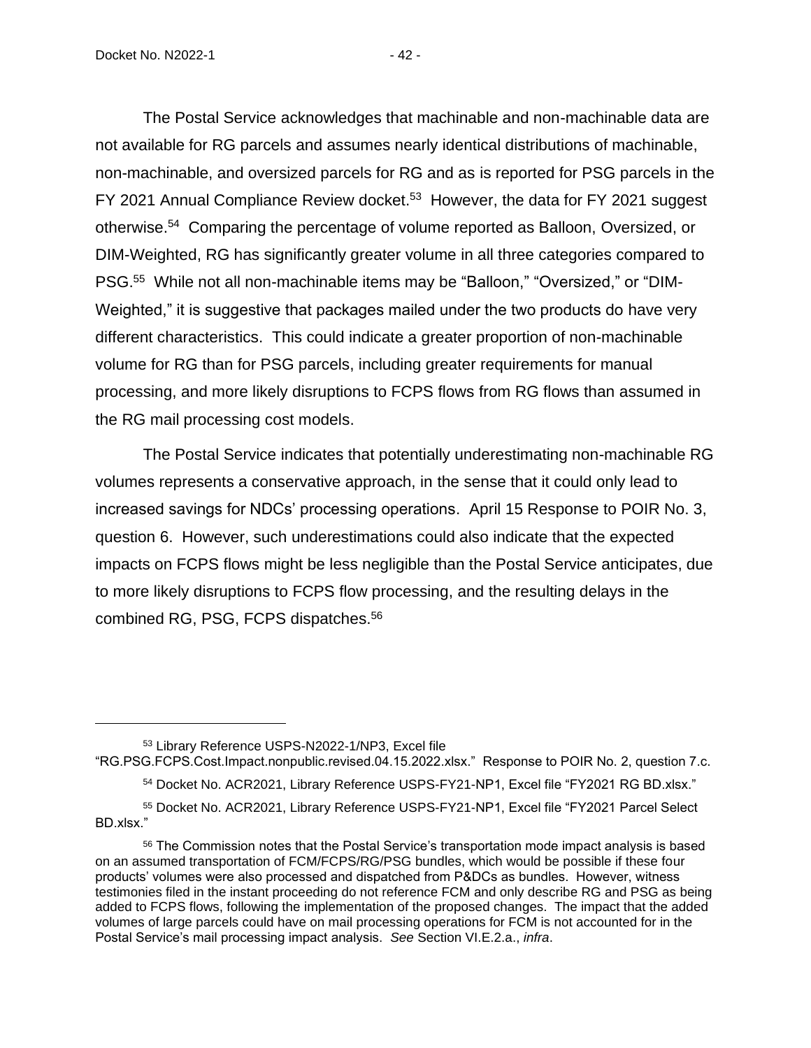The Postal Service acknowledges that machinable and non-machinable data are not available for RG parcels and assumes nearly identical distributions of machinable, non-machinable, and oversized parcels for RG and as is reported for PSG parcels in the FY 2021 Annual Compliance Review docket.[53] However, the data for FY 2021 suggest otherwise.[54] Comparing the percentage of volume reported as Balloon, Oversized, or DIM-Weighted, RG has significantly greater volume in all three categories compared to PSG.[55] While not all non-machinable items may be "Balloon," "Oversized," or "DIM-Weighted," it is suggestive that packages mailed under the two products do have very different characteristics. This could indicate a greater proportion of non-machinable volume for RG than for PSG parcels, including greater requirements for manual processing, and more likely disruptions to FCPS flows from RG flows than assumed in the RG mail processing cost models.

The Postal Service indicates that potentially underestimating non-machinable RG volumes represents a conservative approach, in the sense that it could only lead to increased savings for NDCs' processing operations. April 15 Response to POIR No. 3, question 6. However, such underestimations could also indicate that the expected impacts on FCPS flows might be less negligible than the Postal Service anticipates, due to more likely disruptions to FCPS flow processing, and the resulting delays in the combined RG, PSG, FCPS dispatches.[56]

---

[53] Library Reference USPS-N2022-1/NP3, Excel file "RG.PSG.FCPS.Cost.Impact.nonpublic.revised.04.15.2022.xlsx." Response to POIR No. 2, question 7.c.

[54] Docket No. ACR2021, Library Reference USPS-FY21-NP1, Excel file "FY2021 RG BD.xlsx."

[55] Docket No. ACR2021, Library Reference USPS-FY21-NP1, Excel file "FY2021 Parcel Select BD.xlsx."

[56] The Commission notes that the Postal Service's transportation mode impact analysis is based on an assumed transportation of FCM/FCPS/RG/PSG bundles, which would be possible if these four products' volumes were also processed and dispatched from P&DCs as bundles. However, witness testimonies filed in the instant proceeding do not reference FCM and only describe RG and PSG as being added to FCPS flows, following the implementation of the proposed changes. The impact that the added volumes of large parcels could have on mail processing operations for FCM is not accounted for in the Postal Service's mail processing impact analysis. *See* Section VI.E.2.a., *infra*.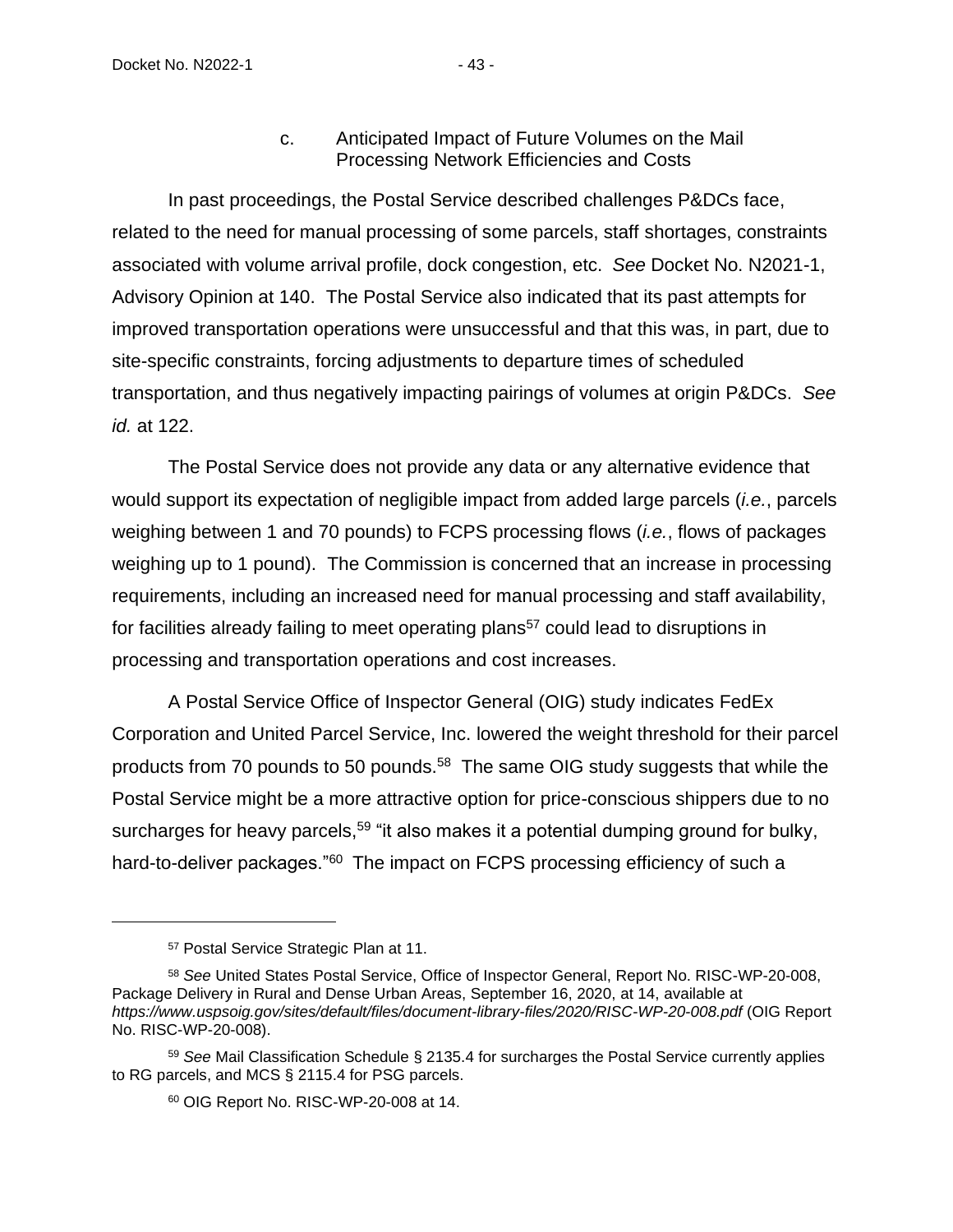c. Anticipated Impact of Future Volumes on the Mail Processing Network Efficiencies and Costs

In past proceedings, the Postal Service described challenges P&DCs face, related to the need for manual processing of some parcels, staff shortages, constraints associated with volume arrival profile, dock congestion, etc. *See* Docket No. N2021-1, Advisory Opinion at 140. The Postal Service also indicated that its past attempts for improved transportation operations were unsuccessful and that this was, in part, due to site-specific constraints, forcing adjustments to departure times of scheduled transportation, and thus negatively impacting pairings of volumes at origin P&DCs. *See id.* at 122.

The Postal Service does not provide any data or any alternative evidence that would support its expectation of negligible impact from added large parcels (*i.e.*, parcels weighing between 1 and 70 pounds) to FCPS processing flows (*i.e.*, flows of packages weighing up to 1 pound). The Commission is concerned that an increase in processing requirements, including an increased need for manual processing and staff availability, for facilities already failing to meet operating plans[57] could lead to disruptions in processing and transportation operations and cost increases.

A Postal Service Office of Inspector General (OIG) study indicates FedEx Corporation and United Parcel Service, Inc. lowered the weight threshold for their parcel products from 70 pounds to 50 pounds.[58] The same OIG study suggests that while the Postal Service might be a more attractive option for price-conscious shippers due to no surcharges for heavy parcels,[59] "it also makes it a potential dumping ground for bulky, hard-to-deliver packages."[60] The impact on FCPS processing efficiency of such a

---

[57] Postal Service Strategic Plan at 11.

[58] *See* United States Postal Service, Office of Inspector General, Report No. RISC-WP-20-008, Package Delivery in Rural and Dense Urban Areas, September 16, 2020, at 14, available at *https://www.uspsoig.gov/sites/default/files/document-library-files/2020/RISC-WP-20-008.pdf* (OIG Report No. RISC-WP-20-008).

[59] *See* Mail Classification Schedule § 2135.4 for surcharges the Postal Service currently applies to RG parcels, and MCS § 2115.4 for PSG parcels.

[60] OIG Report No. RISC-WP-20-008 at 14.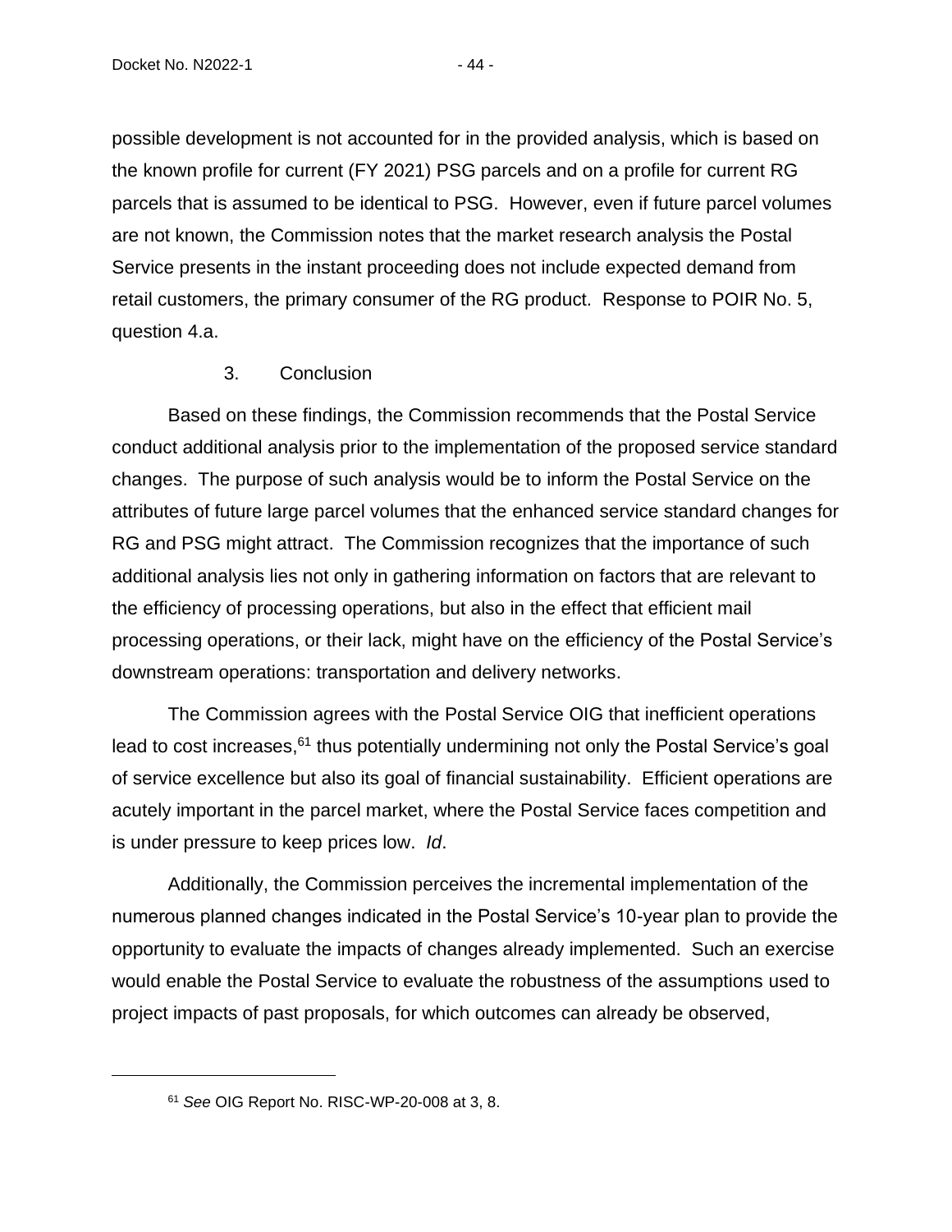possible development is not accounted for in the provided analysis, which is based on the known profile for current (FY 2021) PSG parcels and on a profile for current RG parcels that is assumed to be identical to PSG. However, even if future parcel volumes are not known, the Commission notes that the market research analysis the Postal Service presents in the instant proceeding does not include expected demand from retail customers, the primary consumer of the RG product. Response to POIR No. 5, question 4.a.

### 3. Conclusion

Based on these findings, the Commission recommends that the Postal Service conduct additional analysis prior to the implementation of the proposed service standard changes. The purpose of such analysis would be to inform the Postal Service on the attributes of future large parcel volumes that the enhanced service standard changes for RG and PSG might attract. The Commission recognizes that the importance of such additional analysis lies not only in gathering information on factors that are relevant to the efficiency of processing operations, but also in the effect that efficient mail processing operations, or their lack, might have on the efficiency of the Postal Service's downstream operations: transportation and delivery networks.

The Commission agrees with the Postal Service OIG that inefficient operations lead to cost increases,[61] thus potentially undermining not only the Postal Service's goal of service excellence but also its goal of financial sustainability. Efficient operations are acutely important in the parcel market, where the Postal Service faces competition and is under pressure to keep prices low. *Id*.

Additionally, the Commission perceives the incremental implementation of the numerous planned changes indicated in the Postal Service's 10-year plan to provide the opportunity to evaluate the impacts of changes already implemented. Such an exercise would enable the Postal Service to evaluate the robustness of the assumptions used to project impacts of past proposals, for which outcomes can already be observed,

---

[61] *See* OIG Report No. RISC-WP-20-008 at 3, 8.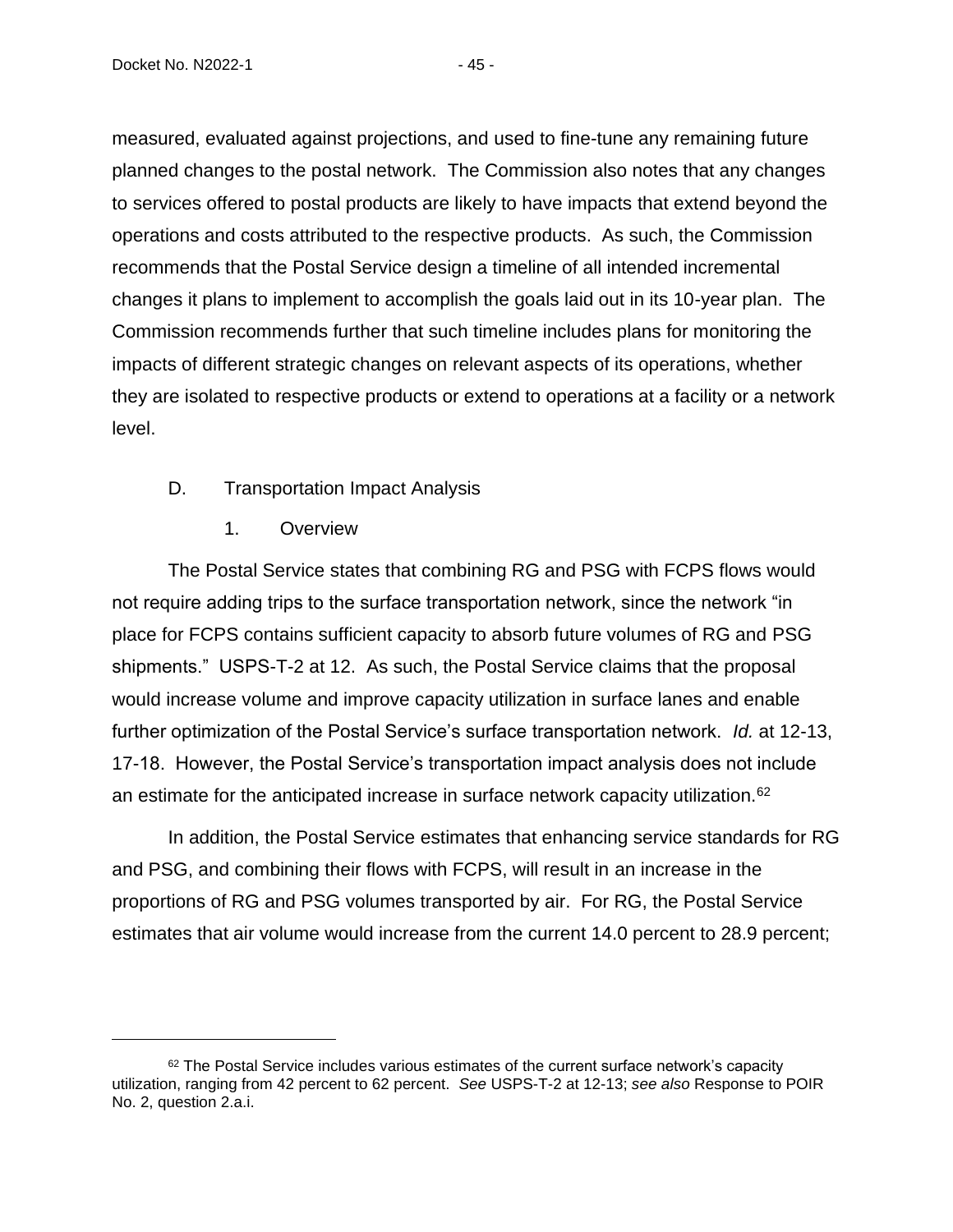measured, evaluated against projections, and used to fine-tune any remaining future planned changes to the postal network. The Commission also notes that any changes to services offered to postal products are likely to have impacts that extend beyond the operations and costs attributed to the respective products. As such, the Commission recommends that the Postal Service design a timeline of all intended incremental changes it plans to implement to accomplish the goals laid out in its 10-year plan. The Commission recommends further that such timeline includes plans for monitoring the impacts of different strategic changes on relevant aspects of its operations, whether they are isolated to respective products or extend to operations at a facility or a network level.

### D. Transportation Impact Analysis

#### 1. Overview

The Postal Service states that combining RG and PSG with FCPS flows would not require adding trips to the surface transportation network, since the network "in place for FCPS contains sufficient capacity to absorb future volumes of RG and PSG shipments." USPS-T-2 at 12. As such, the Postal Service claims that the proposal would increase volume and improve capacity utilization in surface lanes and enable further optimization of the Postal Service's surface transportation network. *Id.* at 12-13, 17-18. However, the Postal Service's transportation impact analysis does not include an estimate for the anticipated increase in surface network capacity utilization.[62]

In addition, the Postal Service estimates that enhancing service standards for RG and PSG, and combining their flows with FCPS, will result in an increase in the proportions of RG and PSG volumes transported by air. For RG, the Postal Service estimates that air volume would increase from the current 14.0 percent to 28.9 percent;

---

[62] The Postal Service includes various estimates of the current surface network's capacity utilization, ranging from 42 percent to 62 percent. *See* USPS-T-2 at 12-13; *see also* Response to POIR No. 2, question 2.a.i.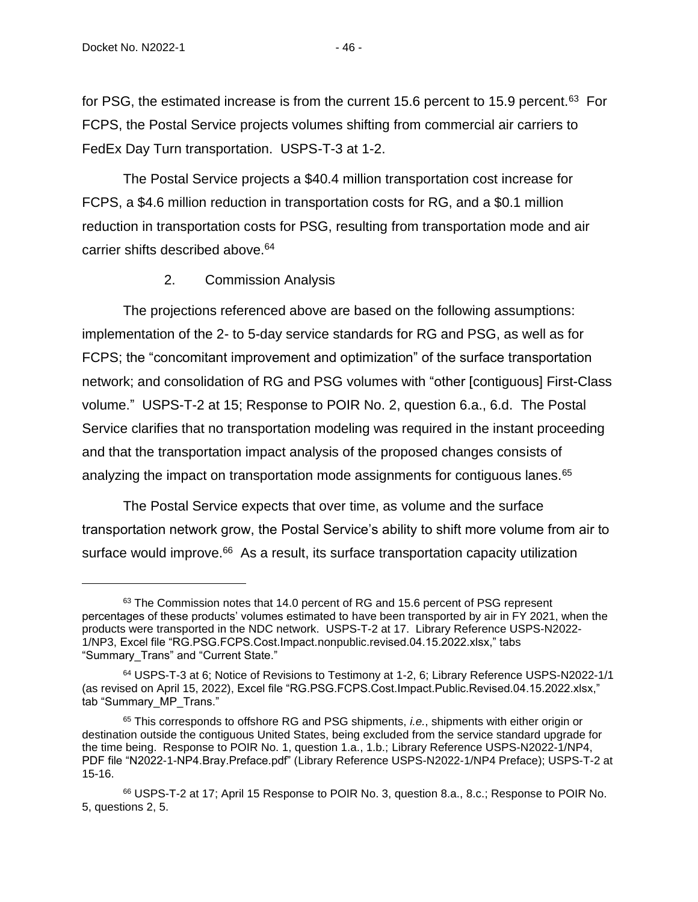for PSG, the estimated increase is from the current 15.6 percent to 15.9 percent.[63] For FCPS, the Postal Service projects volumes shifting from commercial air carriers to FedEx Day Turn transportation. USPS-T-3 at 1-2.

The Postal Service projects a $40.4 million transportation cost increase for FCPS, a $4.6 million reduction in transportation costs for RG, and a $0.1 million reduction in transportation costs for PSG, resulting from transportation mode and air carrier shifts described above.[64]

### 2. Commission Analysis

The projections referenced above are based on the following assumptions: implementation of the 2- to 5-day service standards for RG and PSG, as well as for FCPS; the "concomitant improvement and optimization" of the surface transportation network; and consolidation of RG and PSG volumes with "other [contiguous] First-Class volume." USPS-T-2 at 15; Response to POIR No. 2, question 6.a., 6.d. The Postal Service clarifies that no transportation modeling was required in the instant proceeding and that the transportation impact analysis of the proposed changes consists of analyzing the impact on transportation mode assignments for contiguous lanes.[65]

The Postal Service expects that over time, as volume and the surface transportation network grow, the Postal Service's ability to shift more volume from air to surface would improve.[66] As a result, its surface transportation capacity utilization

---

[63] The Commission notes that 14.0 percent of RG and 15.6 percent of PSG represent percentages of these products' volumes estimated to have been transported by air in FY 2021, when the products were transported in the NDC network. USPS-T-2 at 17. Library Reference USPS-N2022-1/NP3, Excel file "RG.PSG.FCPS.Cost.Impact.nonpublic.revised.04.15.2022.xlsx," tabs "Summary_Trans" and "Current State."

[64] USPS-T-3 at 6; Notice of Revisions to Testimony at 1-2, 6; Library Reference USPS-N2022-1/1 (as revised on April 15, 2022), Excel file "RG.PSG.FCPS.Cost.Impact.Public.Revised.04.15.2022.xlsx," tab "Summary_MP_Trans."

[65] This corresponds to offshore RG and PSG shipments, *i.e.*, shipments with either origin or destination outside the contiguous United States, being excluded from the service standard upgrade for the time being. Response to POIR No. 1, question 1.a., 1.b.; Library Reference USPS-N2022-1/NP4, PDF file "N2022-1-NP4.Bray.Preface.pdf" (Library Reference USPS-N2022-1/NP4 Preface); USPS-T-2 at 15-16.

[66] USPS-T-2 at 17; April 15 Response to POIR No. 3, question 8.a., 8.c.; Response to POIR No. 5, questions 2, 5.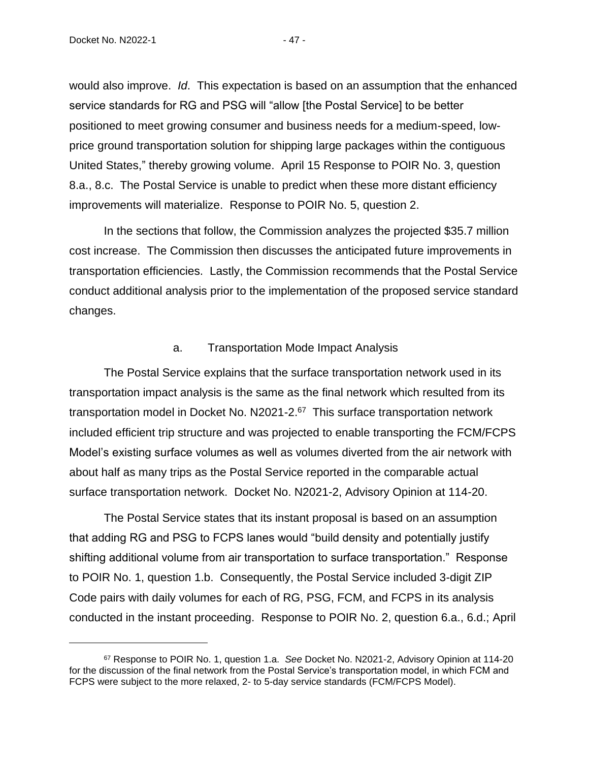would also improve. *Id*. This expectation is based on an assumption that the enhanced service standards for RG and PSG will "allow [the Postal Service] to be better positioned to meet growing consumer and business needs for a medium-speed, low-price ground transportation solution for shipping large packages within the contiguous United States," thereby growing volume. April 15 Response to POIR No. 3, question 8.a., 8.c. The Postal Service is unable to predict when these more distant efficiency improvements will materialize. Response to POIR No. 5, question 2.

In the sections that follow, the Commission analyzes the projected $35.7 million cost increase. The Commission then discusses the anticipated future improvements in transportation efficiencies. Lastly, the Commission recommends that the Postal Service conduct additional analysis prior to the implementation of the proposed service standard changes.

#### a. Transportation Mode Impact Analysis

The Postal Service explains that the surface transportation network used in its transportation impact analysis is the same as the final network which resulted from its transportation model in Docket No. N2021-2.[67] This surface transportation network included efficient trip structure and was projected to enable transporting the FCM/FCPS Model's existing surface volumes as well as volumes diverted from the air network with about half as many trips as the Postal Service reported in the comparable actual surface transportation network. Docket No. N2021-2, Advisory Opinion at 114-20.

The Postal Service states that its instant proposal is based on an assumption that adding RG and PSG to FCPS lanes would "build density and potentially justify shifting additional volume from air transportation to surface transportation." Response to POIR No. 1, question 1.b. Consequently, the Postal Service included 3-digit ZIP Code pairs with daily volumes for each of RG, PSG, FCM, and FCPS in its analysis conducted in the instant proceeding. Response to POIR No. 2, question 6.a., 6.d.; April

---

[67] Response to POIR No. 1, question 1.a. *See* Docket No. N2021-2, Advisory Opinion at 114-20 for the discussion of the final network from the Postal Service's transportation model, in which FCM and FCPS were subject to the more relaxed, 2- to 5-day service standards (FCM/FCPS Model).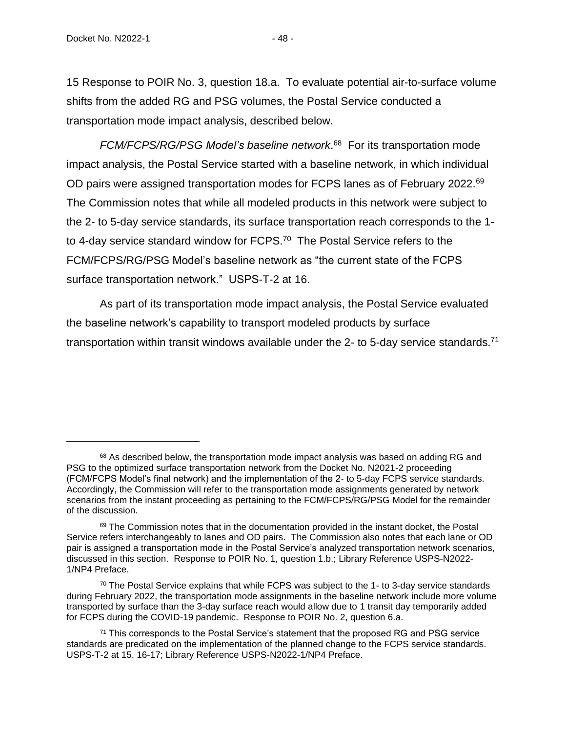15 Response to POIR No. 3, question 18.a. To evaluate potential air-to-surface volume shifts from the added RG and PSG volumes, the Postal Service conducted a transportation mode impact analysis, described below.

*FCM/FCPS/RG/PSG Model's baseline network*.[68] For its transportation mode impact analysis, the Postal Service started with a baseline network, in which individual OD pairs were assigned transportation modes for FCPS lanes as of February 2022.[69] The Commission notes that while all modeled products in this network were subject to the 2- to 5-day service standards, its surface transportation reach corresponds to the 1- to 4-day service standard window for FCPS.[70] The Postal Service refers to the FCM/FCPS/RG/PSG Model's baseline network as "the current state of the FCPS surface transportation network." USPS-T-2 at 16.

As part of its transportation mode impact analysis, the Postal Service evaluated the baseline network's capability to transport modeled products by surface transportation within transit windows available under the 2- to 5-day service standards.[71]

---

[68] As described below, the transportation mode impact analysis was based on adding RG and PSG to the optimized surface transportation network from the Docket No. N2021-2 proceeding (FCM/FCPS Model's final network) and the implementation of the 2- to 5-day FCPS service standards. Accordingly, the Commission will refer to the transportation mode assignments generated by network scenarios from the instant proceeding as pertaining to the FCM/FCPS/RG/PSG Model for the remainder of the discussion.

[69] The Commission notes that in the documentation provided in the instant docket, the Postal Service refers interchangeably to lanes and OD pairs. The Commission also notes that each lane or OD pair is assigned a transportation mode in the Postal Service's analyzed transportation network scenarios, discussed in this section. Response to POIR No. 1, question 1.b.; Library Reference USPS-N2022-1/NP4 Preface.

[70] The Postal Service explains that while FCPS was subject to the 1- to 3-day service standards during February 2022, the transportation mode assignments in the baseline network include more volume transported by surface than the 3-day surface reach would allow due to 1 transit day temporarily added for FCPS during the COVID-19 pandemic. Response to POIR No. 2, question 6.a.

[71] This corresponds to the Postal Service's statement that the proposed RG and PSG service standards are predicated on the implementation of the planned change to the FCPS service standards. USPS-T-2 at 15, 16-17; Library Reference USPS-N2022-1/NP4 Preface.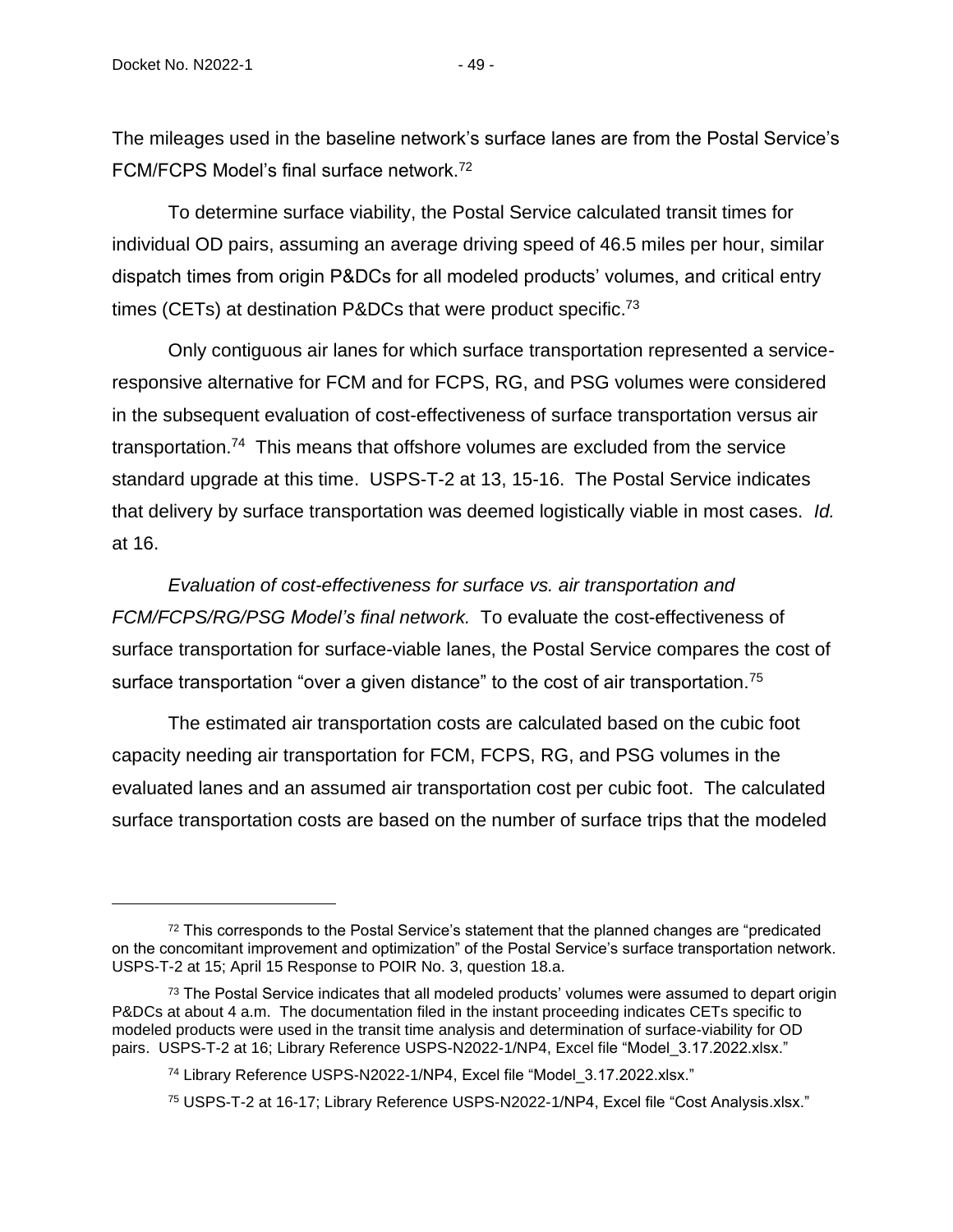The mileages used in the baseline network's surface lanes are from the Postal Service's FCM/FCPS Model's final surface network.[72]

To determine surface viability, the Postal Service calculated transit times for individual OD pairs, assuming an average driving speed of 46.5 miles per hour, similar dispatch times from origin P&DCs for all modeled products' volumes, and critical entry times (CETs) at destination P&DCs that were product specific.[73]

Only contiguous air lanes for which surface transportation represented a service-responsive alternative for FCM and for FCPS, RG, and PSG volumes were considered in the subsequent evaluation of cost-effectiveness of surface transportation versus air transportation.[74] This means that offshore volumes are excluded from the service standard upgrade at this time. USPS-T-2 at 13, 15-16. The Postal Service indicates that delivery by surface transportation was deemed logistically viable in most cases. *Id.* at 16.

*Evaluation of cost-effectiveness for surface vs. air transportation and FCM/FCPS/RG/PSG Model's final network.* To evaluate the cost-effectiveness of surface transportation for surface-viable lanes, the Postal Service compares the cost of surface transportation "over a given distance" to the cost of air transportation.[75]

The estimated air transportation costs are calculated based on the cubic foot capacity needing air transportation for FCM, FCPS, RG, and PSG volumes in the evaluated lanes and an assumed air transportation cost per cubic foot. The calculated surface transportation costs are based on the number of surface trips that the modeled

---

[72] This corresponds to the Postal Service's statement that the planned changes are "predicated on the concomitant improvement and optimization" of the Postal Service's surface transportation network. USPS-T-2 at 15; April 15 Response to POIR No. 3, question 18.a.

[73] The Postal Service indicates that all modeled products' volumes were assumed to depart origin P&DCs at about 4 a.m. The documentation filed in the instant proceeding indicates CETs specific to modeled products were used in the transit time analysis and determination of surface-viability for OD pairs. USPS-T-2 at 16; Library Reference USPS-N2022-1/NP4, Excel file "Model_3.17.2022.xlsx."

[74] Library Reference USPS-N2022-1/NP4, Excel file "Model_3.17.2022.xlsx."

[75] USPS-T-2 at 16-17; Library Reference USPS-N2022-1/NP4, Excel file "Cost Analysis.xlsx."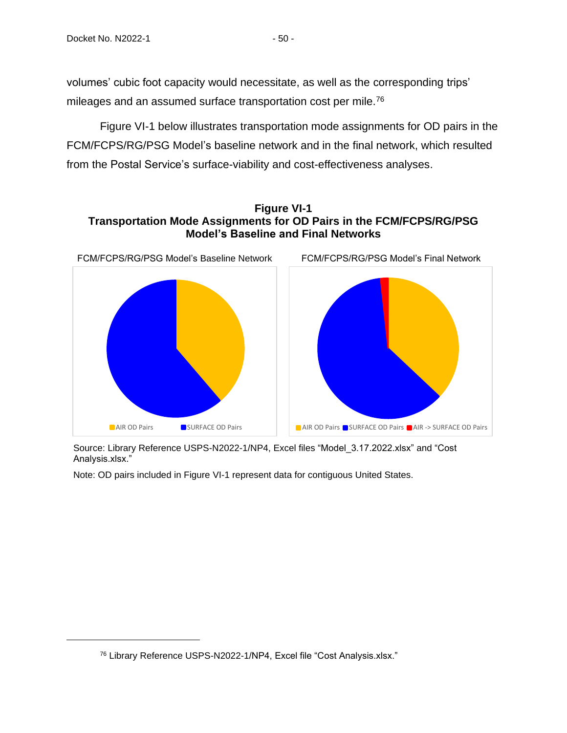volumes' cubic foot capacity would necessitate, as well as the corresponding trips' mileages and an assumed surface transportation cost per mile.[76]

Figure VI-1 below illustrates transportation mode assignments for OD pairs in the FCM/FCPS/RG/PSG Model's baseline network and in the final network, which resulted from the Postal Service's surface-viability and cost-effectiveness analyses.

**Figure VI-1**
**Transportation Mode Assignments for OD Pairs in the FCM/FCPS/RG/PSG Model's Baseline and Final Networks**

FCM/FCPS/RG/PSG Model's Baseline Network

AIR OD Pairs | SURFACE OD Pairs

FCM/FCPS/RG/PSG Model's Final Network

AIR OD Pairs | SURFACE OD Pairs | AIR -> SURFACE OD Pairs

Source: Library Reference USPS-N2022-1/NP4, Excel files "Model_3.17.2022.xlsx" and "Cost Analysis.xlsx."

Note: OD pairs included in Figure VI-1 represent data for contiguous United States.

---

[76] Library Reference USPS-N2022-1/NP4, Excel file "Cost Analysis.xlsx."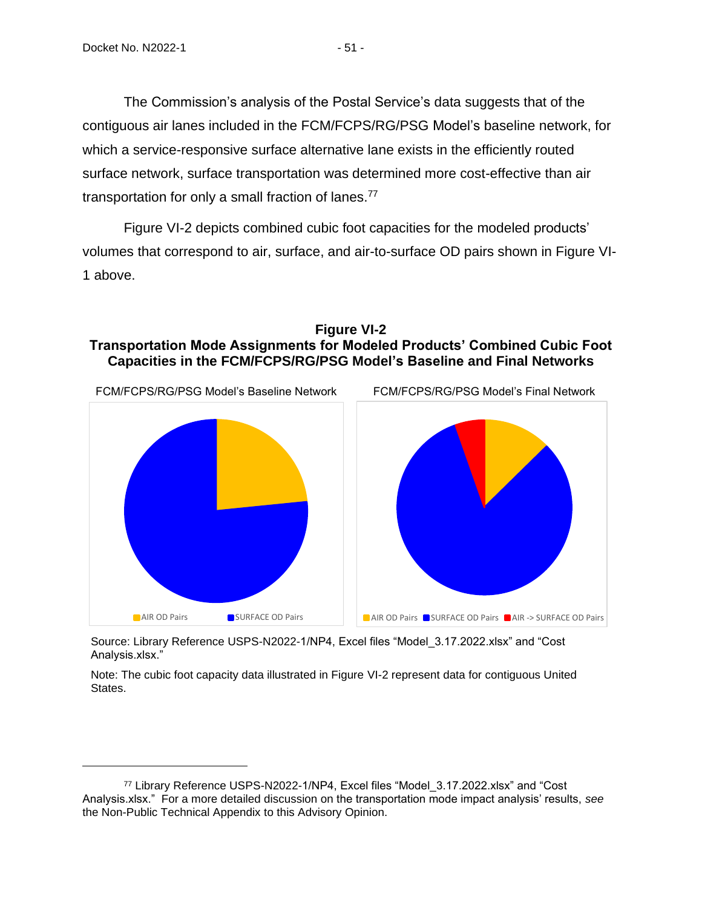The Commission's analysis of the Postal Service's data suggests that of the contiguous air lanes included in the FCM/FCPS/RG/PSG Model's baseline network, for which a service-responsive surface alternative lane exists in the efficiently routed surface network, surface transportation was determined more cost-effective than air transportation for only a small fraction of lanes.[77]

Figure VI-2 depicts combined cubic foot capacities for the modeled products' volumes that correspond to air, surface, and air-to-surface OD pairs shown in Figure VI-1 above.

**Figure VI-2**
**Transportation Mode Assignments for Modeled Products' Combined Cubic Foot Capacities in the FCM/FCPS/RG/PSG Model's Baseline and Final Networks**

FCM/FCPS/RG/PSG Model's Baseline Network

AIR OD Pairs SURFACE OD Pairs

FCM/FCPS/RG/PSG Model's Final Network

AIR OD Pairs SURFACE OD Pairs AIR -> SURFACE OD Pairs

Source: Library Reference USPS-N2022-1/NP4, Excel files "Model_3.17.2022.xlsx" and "Cost Analysis.xlsx."

Note: The cubic foot capacity data illustrated in Figure VI-2 represent data for contiguous United States.

---

[77] Library Reference USPS-N2022-1/NP4, Excel files "Model_3.17.2022.xlsx" and "Cost Analysis.xlsx." For a more detailed discussion on the transportation mode impact analysis' results, *see* the Non-Public Technical Appendix to this Advisory Opinion.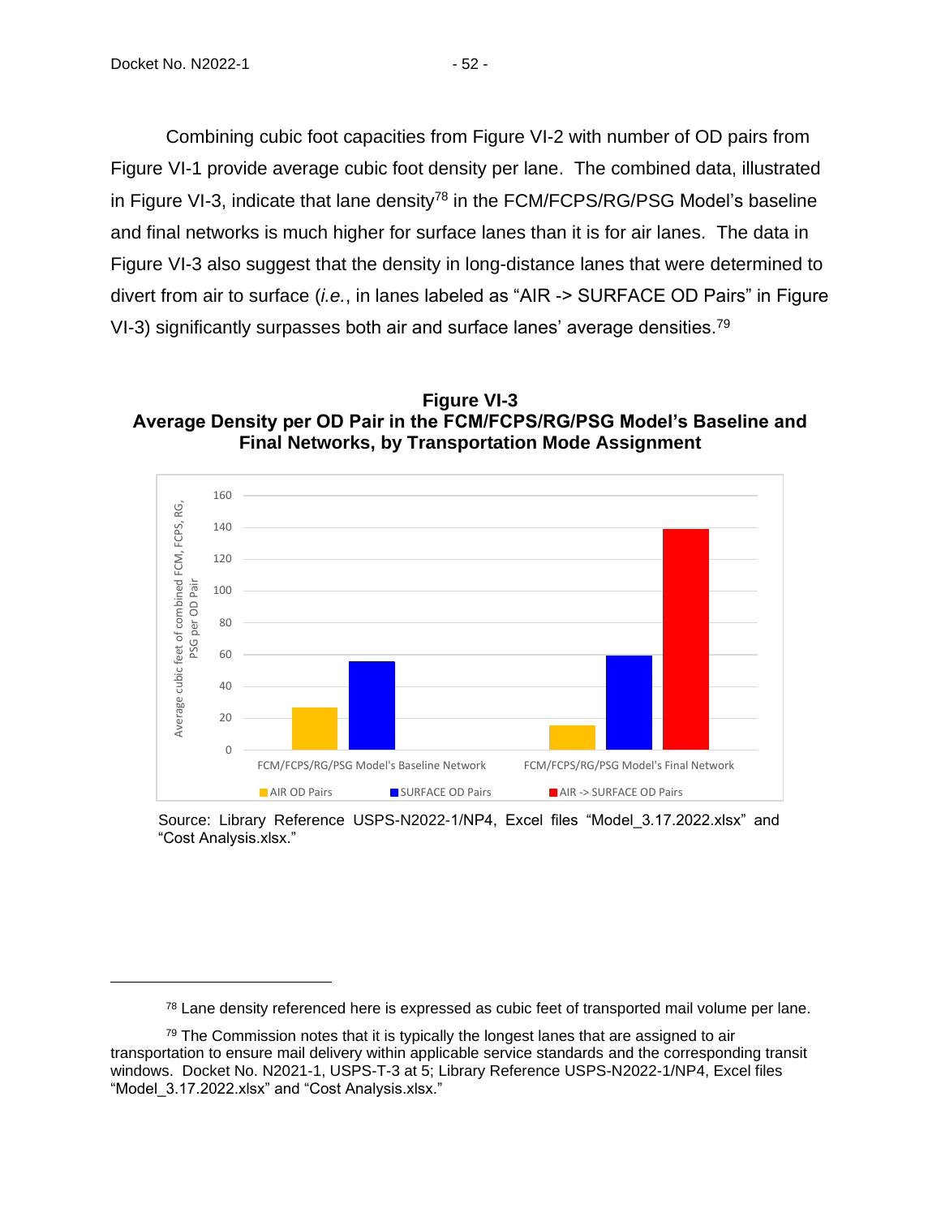Combining cubic foot capacities from Figure VI-2 with number of OD pairs from Figure VI-1 provide average cubic foot density per lane. The combined data, illustrated in Figure VI-3, indicate that lane density[78] in the FCM/FCPS/RG/PSG Model's baseline and final networks is much higher for surface lanes than it is for air lanes. The data in Figure VI-3 also suggest that the density in long-distance lanes that were determined to divert from air to surface (*i.e.*, in lanes labeled as "AIR -> SURFACE OD Pairs" in Figure VI-3) significantly surpasses both air and surface lanes' average densities.[79]

**Figure VI-3**
**Average Density per OD Pair in the FCM/FCPS/RG/PSG Model's Baseline and Final Networks, by Transportation Mode Assignment**

Source: Library Reference USPS-N2022-1/NP4, Excel files "Model_3.17.2022.xlsx" and "Cost Analysis.xlsx."

---

[78] Lane density referenced here is expressed as cubic feet of transported mail volume per lane.

[79] The Commission notes that it is typically the longest lanes that are assigned to air transportation to ensure mail delivery within applicable service standards and the corresponding transit windows. Docket No. N2021-1, USPS-T-3 at 5; Library Reference USPS-N2022-1/NP4, Excel files "Model_3.17.2022.xlsx" and "Cost Analysis.xlsx."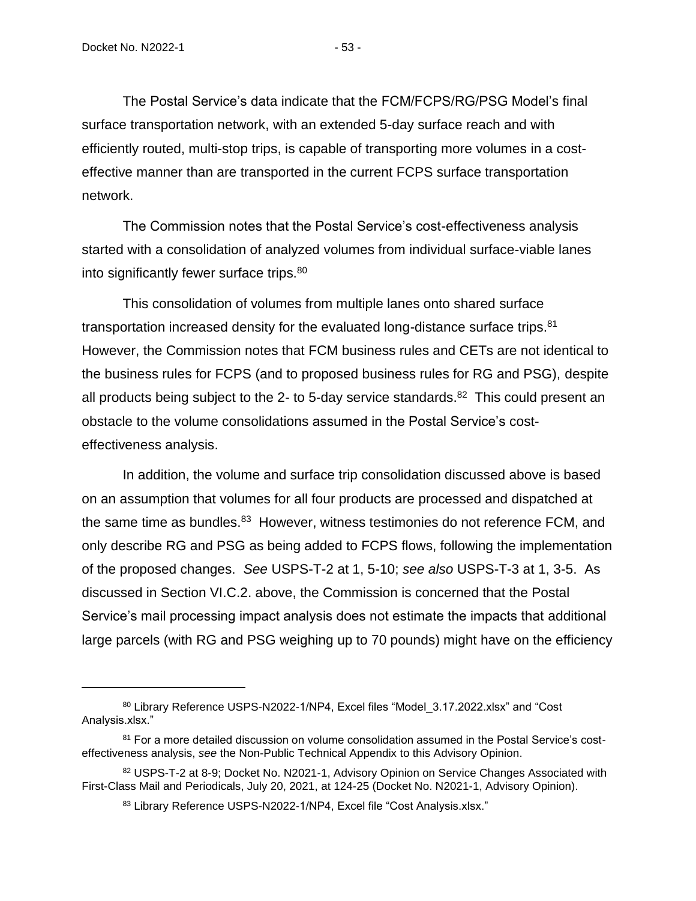The Postal Service's data indicate that the FCM/FCPS/RG/PSG Model's final surface transportation network, with an extended 5-day surface reach and with efficiently routed, multi-stop trips, is capable of transporting more volumes in a cost-effective manner than are transported in the current FCPS surface transportation network.

The Commission notes that the Postal Service's cost-effectiveness analysis started with a consolidation of analyzed volumes from individual surface-viable lanes into significantly fewer surface trips.[80]

This consolidation of volumes from multiple lanes onto shared surface transportation increased density for the evaluated long-distance surface trips.[81] However, the Commission notes that FCM business rules and CETs are not identical to the business rules for FCPS (and to proposed business rules for RG and PSG), despite all products being subject to the 2- to 5-day service standards.[82] This could present an obstacle to the volume consolidations assumed in the Postal Service's cost-effectiveness analysis.

In addition, the volume and surface trip consolidation discussed above is based on an assumption that volumes for all four products are processed and dispatched at the same time as bundles.[83] However, witness testimonies do not reference FCM, and only describe RG and PSG as being added to FCPS flows, following the implementation of the proposed changes. *See* USPS-T-2 at 1, 5-10; *see also* USPS-T-3 at 1, 3-5. As discussed in Section VI.C.2. above, the Commission is concerned that the Postal Service's mail processing impact analysis does not estimate the impacts that additional large parcels (with RG and PSG weighing up to 70 pounds) might have on the efficiency

---

[80] Library Reference USPS-N2022-1/NP4, Excel files "Model_3.17.2022.xlsx" and "Cost Analysis.xlsx."

[81] For a more detailed discussion on volume consolidation assumed in the Postal Service's cost-effectiveness analysis, *see* the Non-Public Technical Appendix to this Advisory Opinion.

[82] USPS-T-2 at 8-9; Docket No. N2021-1, Advisory Opinion on Service Changes Associated with First-Class Mail and Periodicals, July 20, 2021, at 124-25 (Docket No. N2021-1, Advisory Opinion).

[83] Library Reference USPS-N2022-1/NP4, Excel file "Cost Analysis.xlsx."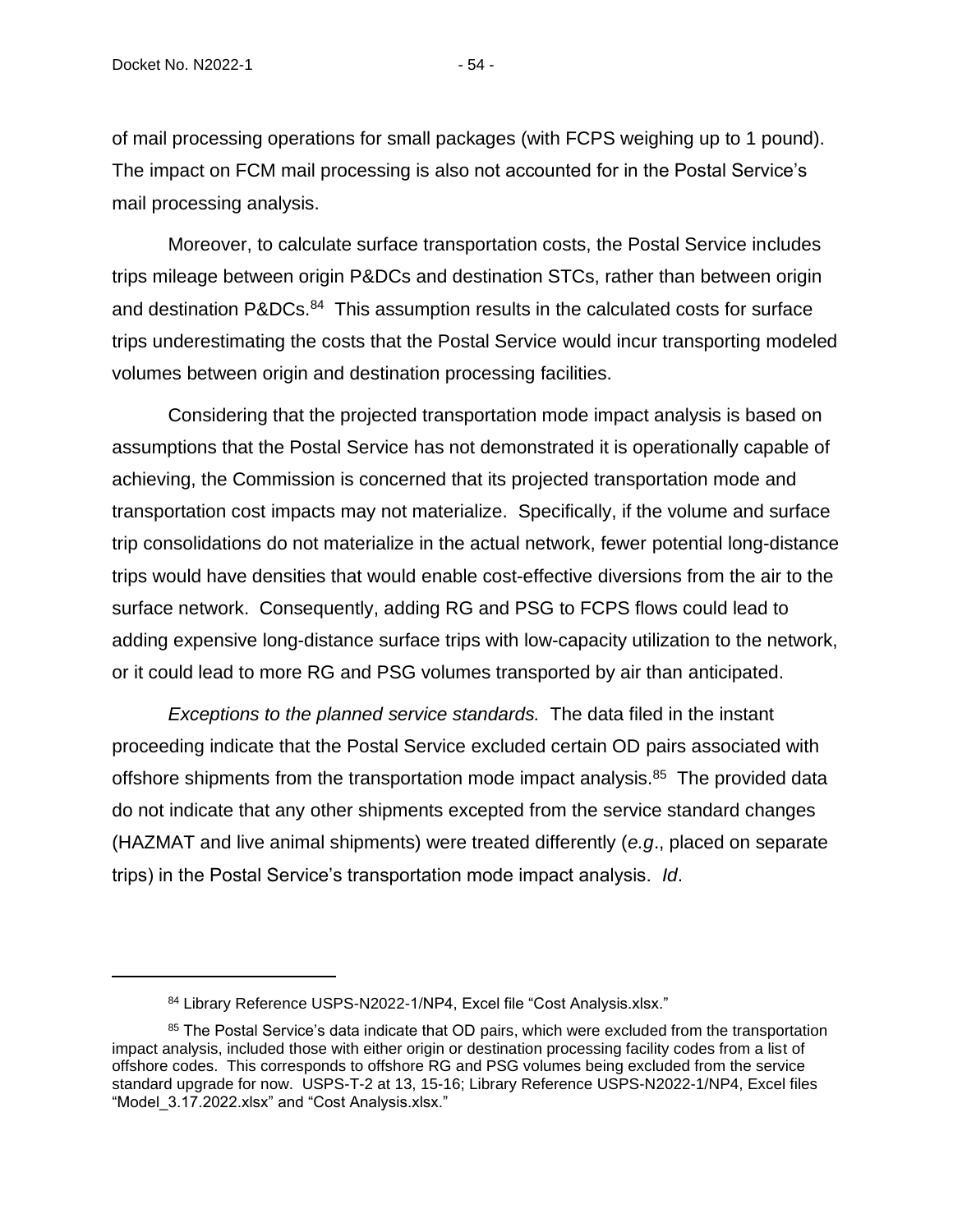of mail processing operations for small packages (with FCPS weighing up to 1 pound). The impact on FCM mail processing is also not accounted for in the Postal Service's mail processing analysis.

Moreover, to calculate surface transportation costs, the Postal Service includes trips mileage between origin P&DCs and destination STCs, rather than between origin and destination P&DCs.[84] This assumption results in the calculated costs for surface trips underestimating the costs that the Postal Service would incur transporting modeled volumes between origin and destination processing facilities.

Considering that the projected transportation mode impact analysis is based on assumptions that the Postal Service has not demonstrated it is operationally capable of achieving, the Commission is concerned that its projected transportation mode and transportation cost impacts may not materialize. Specifically, if the volume and surface trip consolidations do not materialize in the actual network, fewer potential long-distance trips would have densities that would enable cost-effective diversions from the air to the surface network. Consequently, adding RG and PSG to FCPS flows could lead to adding expensive long-distance surface trips with low-capacity utilization to the network, or it could lead to more RG and PSG volumes transported by air than anticipated.

*Exceptions to the planned service standards.* The data filed in the instant proceeding indicate that the Postal Service excluded certain OD pairs associated with offshore shipments from the transportation mode impact analysis.[85] The provided data do not indicate that any other shipments excepted from the service standard changes (HAZMAT and live animal shipments) were treated differently (*e.g*., placed on separate trips) in the Postal Service's transportation mode impact analysis. *Id*.

---

[84] Library Reference USPS-N2022-1/NP4, Excel file "Cost Analysis.xlsx."

[85] The Postal Service's data indicate that OD pairs, which were excluded from the transportation impact analysis, included those with either origin or destination processing facility codes from a list of offshore codes. This corresponds to offshore RG and PSG volumes being excluded from the service standard upgrade for now. USPS-T-2 at 13, 15-16; Library Reference USPS-N2022-1/NP4, Excel files "Model_3.17.2022.xlsx" and "Cost Analysis.xlsx."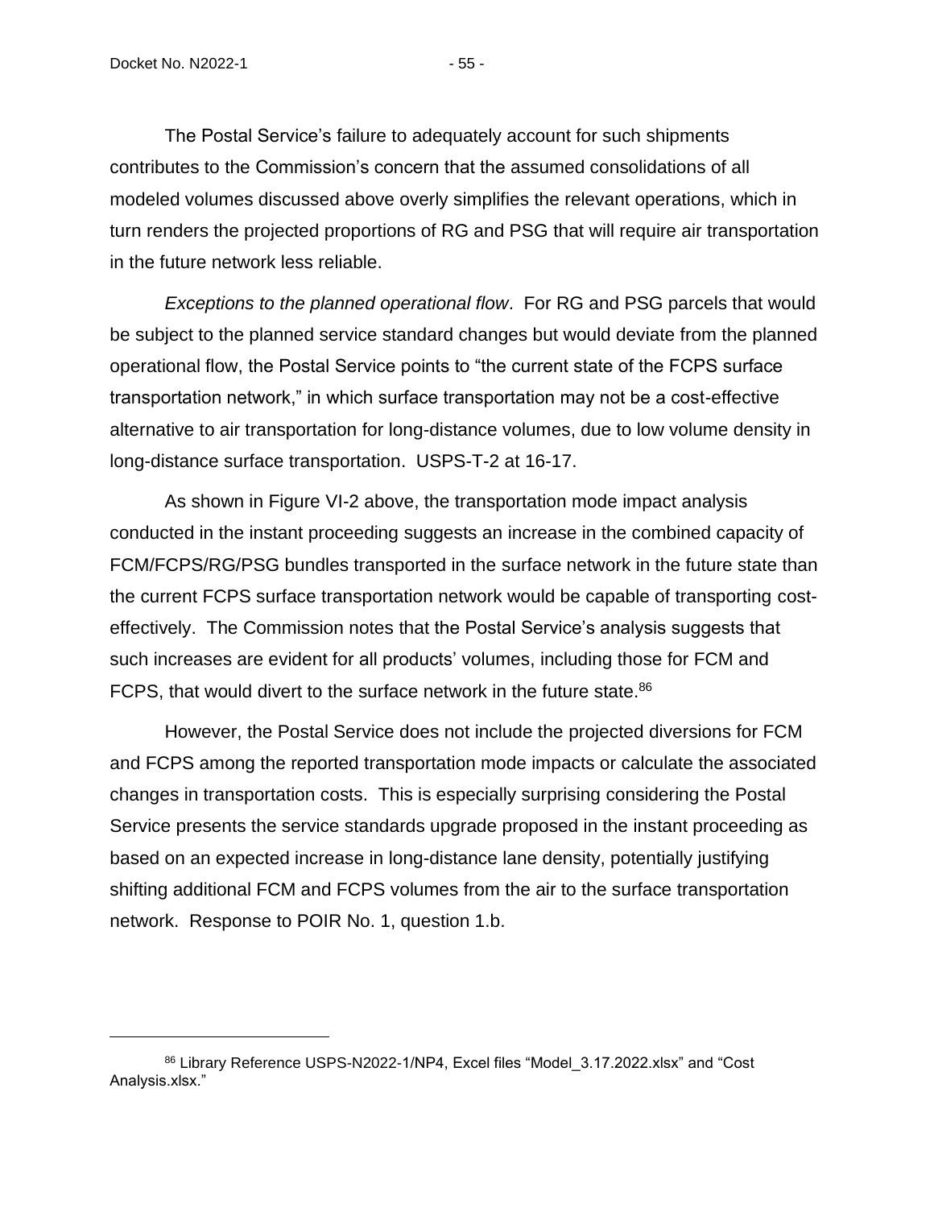The Postal Service's failure to adequately account for such shipments contributes to the Commission's concern that the assumed consolidations of all modeled volumes discussed above overly simplifies the relevant operations, which in turn renders the projected proportions of RG and PSG that will require air transportation in the future network less reliable.

*Exceptions to the planned operational flow*. For RG and PSG parcels that would be subject to the planned service standard changes but would deviate from the planned operational flow, the Postal Service points to "the current state of the FCPS surface transportation network," in which surface transportation may not be a cost-effective alternative to air transportation for long-distance volumes, due to low volume density in long-distance surface transportation. USPS-T-2 at 16-17.

As shown in Figure VI-2 above, the transportation mode impact analysis conducted in the instant proceeding suggests an increase in the combined capacity of FCM/FCPS/RG/PSG bundles transported in the surface network in the future state than the current FCPS surface transportation network would be capable of transporting cost-effectively. The Commission notes that the Postal Service's analysis suggests that such increases are evident for all products' volumes, including those for FCM and FCPS, that would divert to the surface network in the future state.[86]

However, the Postal Service does not include the projected diversions for FCM and FCPS among the reported transportation mode impacts or calculate the associated changes in transportation costs. This is especially surprising considering the Postal Service presents the service standards upgrade proposed in the instant proceeding as based on an expected increase in long-distance lane density, potentially justifying shifting additional FCM and FCPS volumes from the air to the surface transportation network. Response to POIR No. 1, question 1.b.

[86] Library Reference USPS-N2022-1/NP4, Excel files "Model_3.17.2022.xlsx" and "Cost Analysis.xlsx."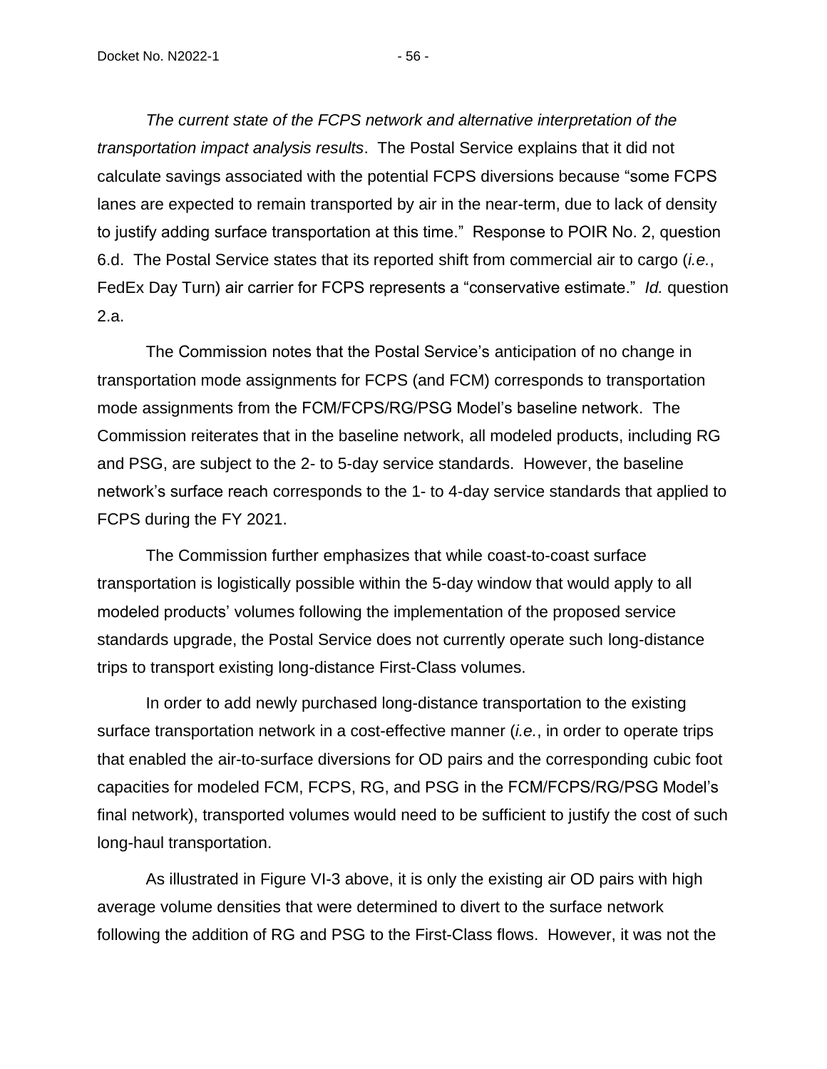*The current state of the FCPS network and alternative interpretation of the transportation impact analysis results*. The Postal Service explains that it did not calculate savings associated with the potential FCPS diversions because "some FCPS lanes are expected to remain transported by air in the near-term, due to lack of density to justify adding surface transportation at this time." Response to POIR No. 2, question 6.d. The Postal Service states that its reported shift from commercial air to cargo (*i.e.*, FedEx Day Turn) air carrier for FCPS represents a "conservative estimate." *Id.* question 2.a.

The Commission notes that the Postal Service's anticipation of no change in transportation mode assignments for FCPS (and FCM) corresponds to transportation mode assignments from the FCM/FCPS/RG/PSG Model's baseline network. The Commission reiterates that in the baseline network, all modeled products, including RG and PSG, are subject to the 2- to 5-day service standards. However, the baseline network's surface reach corresponds to the 1- to 4-day service standards that applied to FCPS during the FY 2021.

The Commission further emphasizes that while coast-to-coast surface transportation is logistically possible within the 5-day window that would apply to all modeled products' volumes following the implementation of the proposed service standards upgrade, the Postal Service does not currently operate such long-distance trips to transport existing long-distance First-Class volumes.

In order to add newly purchased long-distance transportation to the existing surface transportation network in a cost-effective manner (*i.e.*, in order to operate trips that enabled the air-to-surface diversions for OD pairs and the corresponding cubic foot capacities for modeled FCM, FCPS, RG, and PSG in the FCM/FCPS/RG/PSG Model's final network), transported volumes would need to be sufficient to justify the cost of such long-haul transportation.

As illustrated in Figure VI-3 above, it is only the existing air OD pairs with high average volume densities that were determined to divert to the surface network following the addition of RG and PSG to the First-Class flows. However, it was not the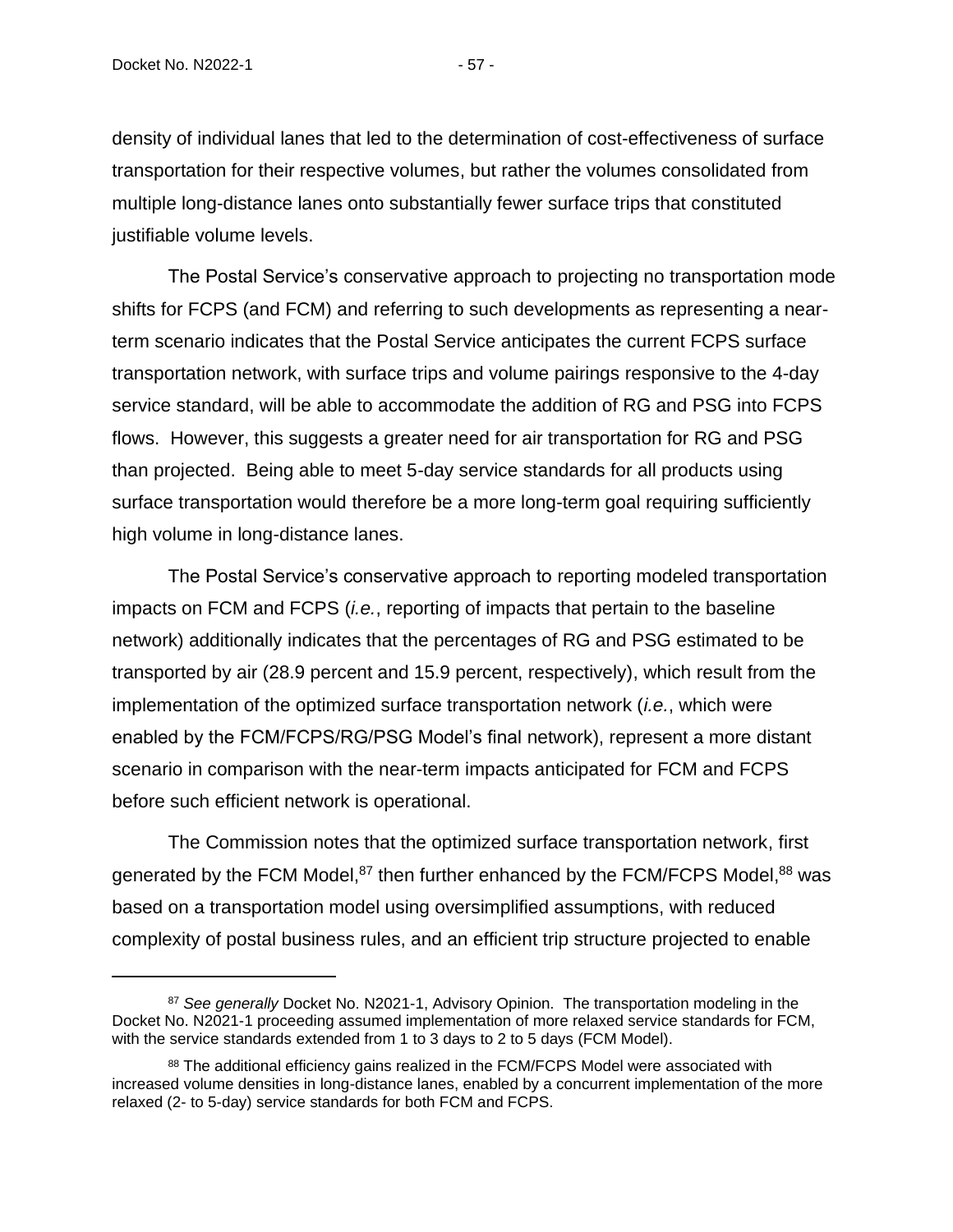density of individual lanes that led to the determination of cost-effectiveness of surface transportation for their respective volumes, but rather the volumes consolidated from multiple long-distance lanes onto substantially fewer surface trips that constituted justifiable volume levels.

The Postal Service's conservative approach to projecting no transportation mode shifts for FCPS (and FCM) and referring to such developments as representing a near-term scenario indicates that the Postal Service anticipates the current FCPS surface transportation network, with surface trips and volume pairings responsive to the 4-day service standard, will be able to accommodate the addition of RG and PSG into FCPS flows. However, this suggests a greater need for air transportation for RG and PSG than projected. Being able to meet 5-day service standards for all products using surface transportation would therefore be a more long-term goal requiring sufficiently high volume in long-distance lanes.

The Postal Service's conservative approach to reporting modeled transportation impacts on FCM and FCPS (*i.e.*, reporting of impacts that pertain to the baseline network) additionally indicates that the percentages of RG and PSG estimated to be transported by air (28.9 percent and 15.9 percent, respectively), which result from the implementation of the optimized surface transportation network (*i.e.*, which were enabled by the FCM/FCPS/RG/PSG Model's final network), represent a more distant scenario in comparison with the near-term impacts anticipated for FCM and FCPS before such efficient network is operational.

The Commission notes that the optimized surface transportation network, first generated by the FCM Model,[87] then further enhanced by the FCM/FCPS Model,[88] was based on a transportation model using oversimplified assumptions, with reduced complexity of postal business rules, and an efficient trip structure projected to enable

---

[87] *See generally* Docket No. N2021-1, Advisory Opinion. The transportation modeling in the Docket No. N2021-1 proceeding assumed implementation of more relaxed service standards for FCM, with the service standards extended from 1 to 3 days to 2 to 5 days (FCM Model).

[88] The additional efficiency gains realized in the FCM/FCPS Model were associated with increased volume densities in long-distance lanes, enabled by a concurrent implementation of the more relaxed (2- to 5-day) service standards for both FCM and FCPS.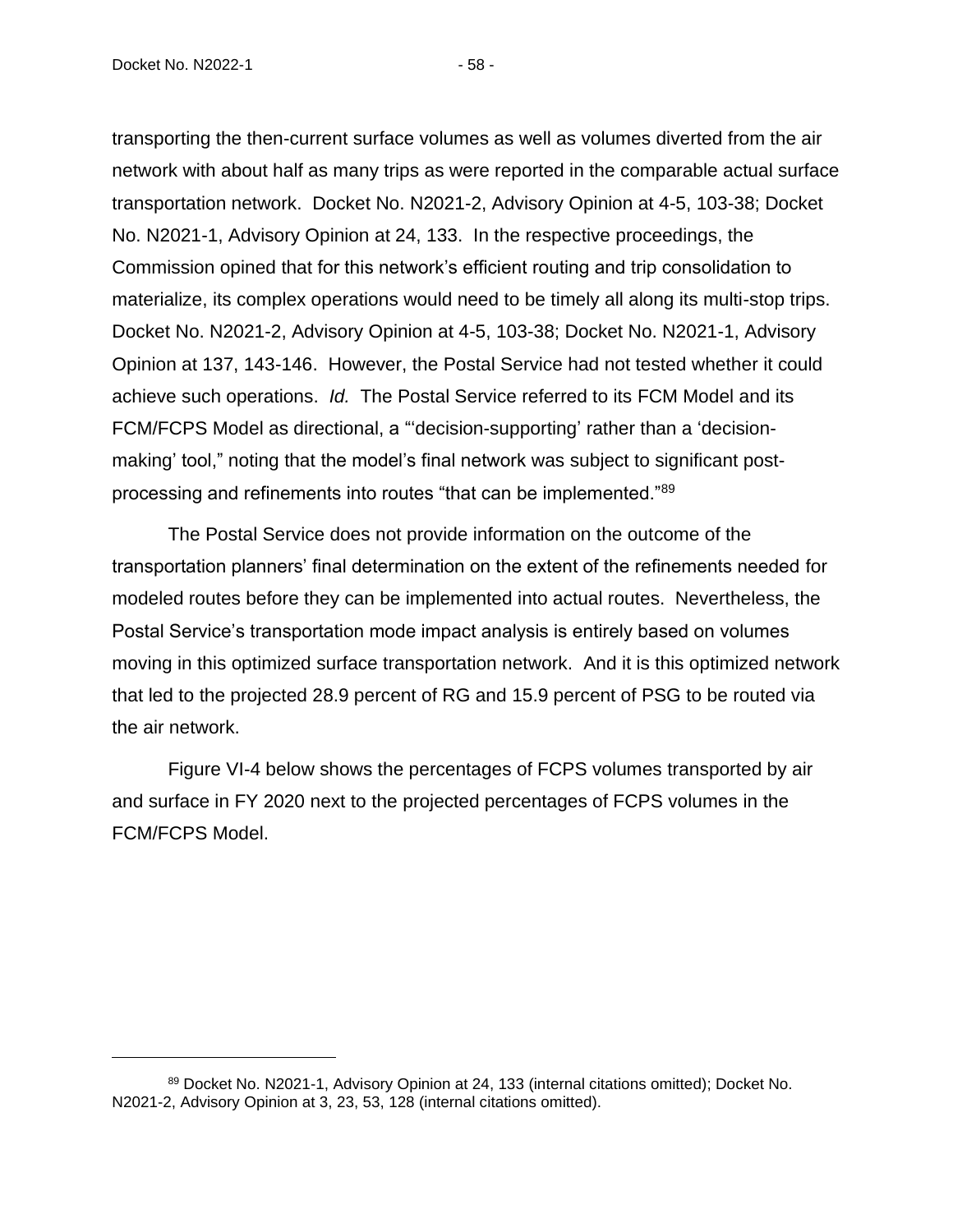transporting the then-current surface volumes as well as volumes diverted from the air network with about half as many trips as were reported in the comparable actual surface transportation network. Docket No. N2021-2, Advisory Opinion at 4-5, 103-38; Docket No. N2021-1, Advisory Opinion at 24, 133. In the respective proceedings, the Commission opined that for this network's efficient routing and trip consolidation to materialize, its complex operations would need to be timely all along its multi-stop trips. Docket No. N2021-2, Advisory Opinion at 4-5, 103-38; Docket No. N2021-1, Advisory Opinion at 137, 143-146. However, the Postal Service had not tested whether it could achieve such operations. *Id.* The Postal Service referred to its FCM Model and its FCM/FCPS Model as directional, a "'decision-supporting' rather than a 'decision-making' tool," noting that the model's final network was subject to significant post-processing and refinements into routes "that can be implemented."[89]

The Postal Service does not provide information on the outcome of the transportation planners' final determination on the extent of the refinements needed for modeled routes before they can be implemented into actual routes. Nevertheless, the Postal Service's transportation mode impact analysis is entirely based on volumes moving in this optimized surface transportation network. And it is this optimized network that led to the projected 28.9 percent of RG and 15.9 percent of PSG to be routed via the air network.

Figure VI-4 below shows the percentages of FCPS volumes transported by air and surface in FY 2020 next to the projected percentages of FCPS volumes in the FCM/FCPS Model.

---

[89] Docket No. N2021-1, Advisory Opinion at 24, 133 (internal citations omitted); Docket No. N2021-2, Advisory Opinion at 3, 23, 53, 128 (internal citations omitted).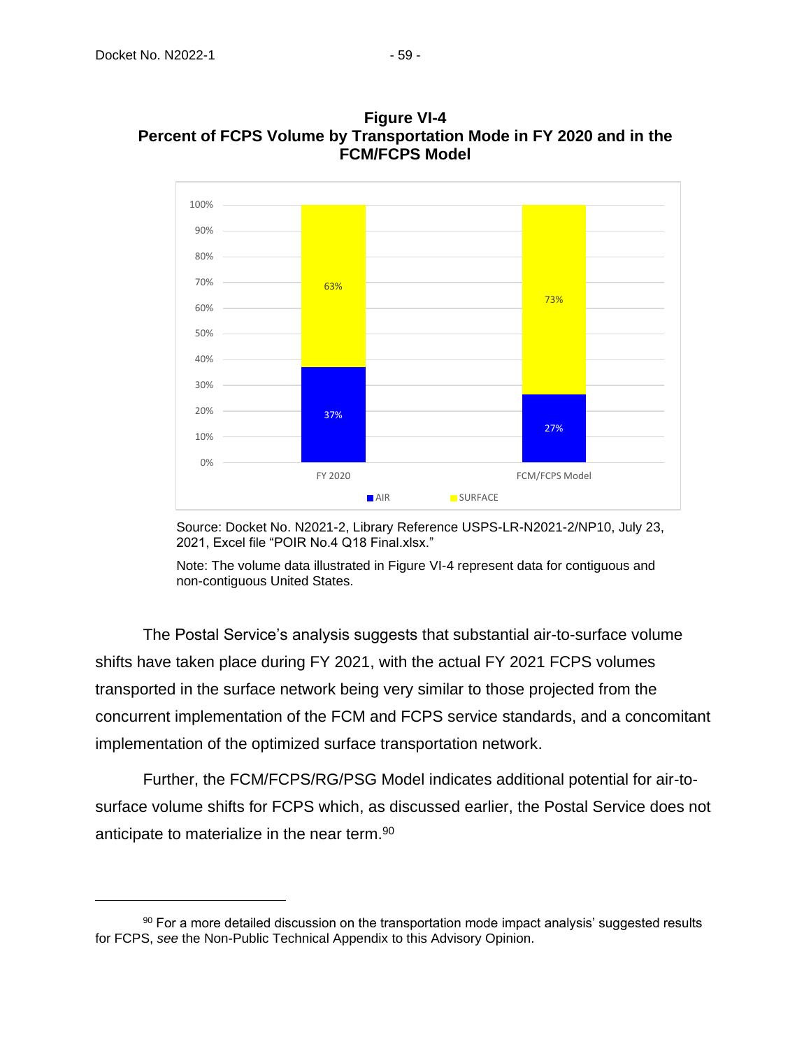**Figure VI-4**
**Percent of FCPS Volume by Transportation Mode in FY 2020 and in the FCM/FCPS Model**

| | FY 2020 | FCM/FCPS Model |
|---|---|---|
| AIR | 37% | 27% |
| SURFACE | 63% | 73% |

Source: Docket No. N2021-2, Library Reference USPS-LR-N2021-2/NP10, July 23, 2021, Excel file "POIR No.4 Q18 Final.xlsx."

Note: The volume data illustrated in Figure VI-4 represent data for contiguous and non-contiguous United States.

The Postal Service's analysis suggests that substantial air-to-surface volume shifts have taken place during FY 2021, with the actual FY 2021 FCPS volumes transported in the surface network being very similar to those projected from the concurrent implementation of the FCM and FCPS service standards, and a concomitant implementation of the optimized surface transportation network.

Further, the FCM/FCPS/RG/PSG Model indicates additional potential for air-to-surface volume shifts for FCPS which, as discussed earlier, the Postal Service does not anticipate to materialize in the near term.[90]

[90] For a more detailed discussion on the transportation mode impact analysis' suggested results for FCPS, *see* the Non-Public Technical Appendix to this Advisory Opinion.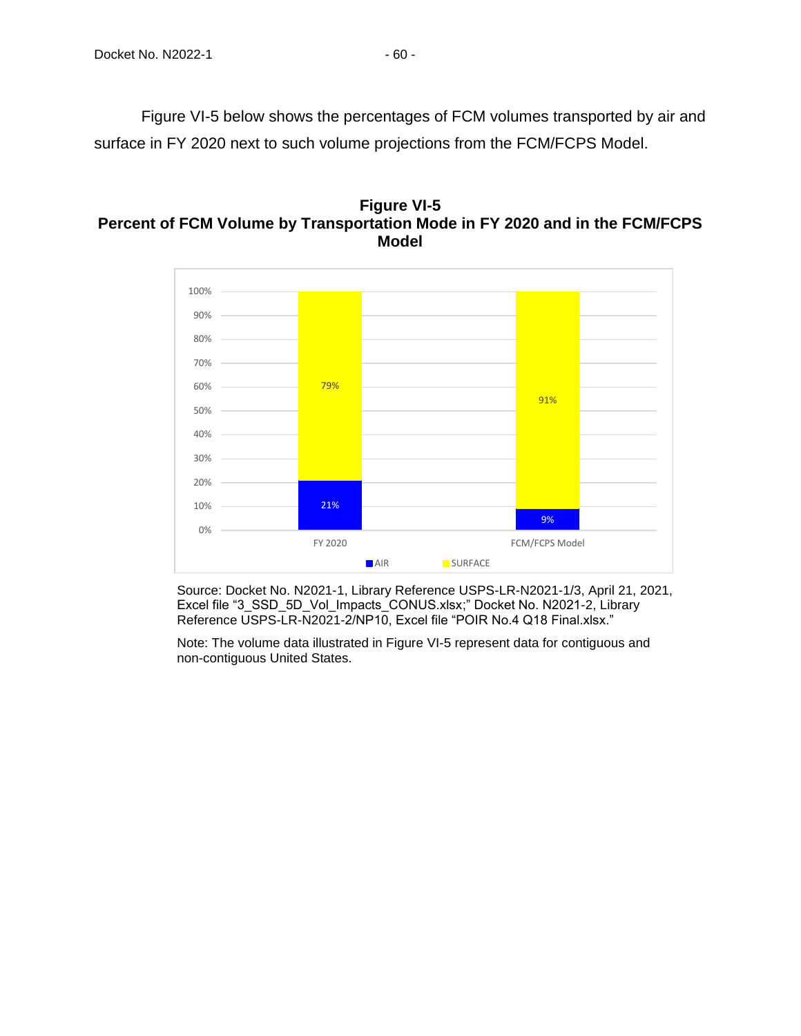Figure VI-5 below shows the percentages of FCM volumes transported by air and surface in FY 2020 next to such volume projections from the FCM/FCPS Model.

**Figure VI-5**
**Percent of FCM Volume by Transportation Mode in FY 2020 and in the FCM/FCPS Model**

| | FY 2020 | FCM/FCPS Model |
|---|---|---|
| AIR | 21% | 9% |
| SURFACE | 79% | 91% |

Source: Docket No. N2021-1, Library Reference USPS-LR-N2021-1/3, April 21, 2021, Excel file “3_SSD_5D_Vol_Impacts_CONUS.xlsx;” Docket No. N2021-2, Library Reference USPS-LR-N2021-2/NP10, Excel file “POIR No.4 Q18 Final.xlsx.”

Note: The volume data illustrated in Figure VI-5 represent data for contiguous and non-contiguous United States.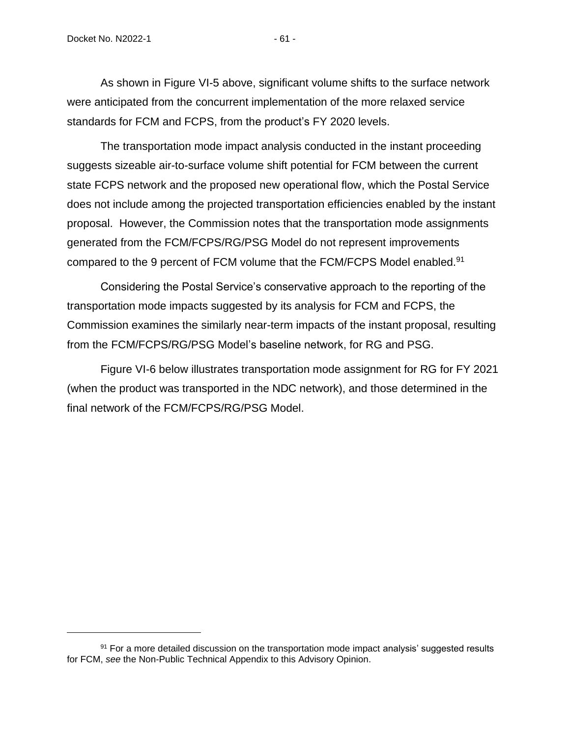As shown in Figure VI-5 above, significant volume shifts to the surface network were anticipated from the concurrent implementation of the more relaxed service standards for FCM and FCPS, from the product's FY 2020 levels.

The transportation mode impact analysis conducted in the instant proceeding suggests sizeable air-to-surface volume shift potential for FCM between the current state FCPS network and the proposed new operational flow, which the Postal Service does not include among the projected transportation efficiencies enabled by the instant proposal. However, the Commission notes that the transportation mode assignments generated from the FCM/FCPS/RG/PSG Model do not represent improvements compared to the 9 percent of FCM volume that the FCM/FCPS Model enabled.[91]

Considering the Postal Service's conservative approach to the reporting of the transportation mode impacts suggested by its analysis for FCM and FCPS, the Commission examines the similarly near-term impacts of the instant proposal, resulting from the FCM/FCPS/RG/PSG Model's baseline network, for RG and PSG.

Figure VI-6 below illustrates transportation mode assignment for RG for FY 2021 (when the product was transported in the NDC network), and those determined in the final network of the FCM/FCPS/RG/PSG Model.

---

[91] For a more detailed discussion on the transportation mode impact analysis' suggested results for FCM, *see* the Non-Public Technical Appendix to this Advisory Opinion.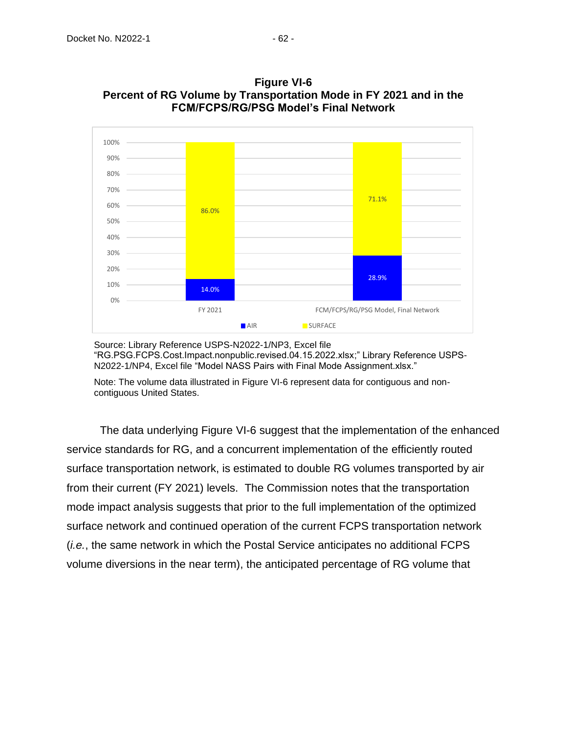**Figure VI-6**
**Percent of RG Volume by Transportation Mode in FY 2021 and in the FCM/FCPS/RG/PSG Model's Final Network**

| | FY 2021 | FCM/FCPS/RG/PSG Model, Final Network |
|---|---|---|
| AIR | 14.0% | 28.9% |
| SURFACE | 86.0% | 71.1% |

Source: Library Reference USPS-N2022-1/NP3, Excel file "RG.PSG.FCPS.Cost.Impact.nonpublic.revised.04.15.2022.xlsx;" Library Reference USPS-N2022-1/NP4, Excel file "Model NASS Pairs with Final Mode Assignment.xlsx."

Note: The volume data illustrated in Figure VI-6 represent data for contiguous and non-contiguous United States.

The data underlying Figure VI-6 suggest that the implementation of the enhanced service standards for RG, and a concurrent implementation of the efficiently routed surface transportation network, is estimated to double RG volumes transported by air from their current (FY 2021) levels. The Commission notes that the transportation mode impact analysis suggests that prior to the full implementation of the optimized surface network and continued operation of the current FCPS transportation network (*i.e.*, the same network in which the Postal Service anticipates no additional FCPS volume diversions in the near term), the anticipated percentage of RG volume that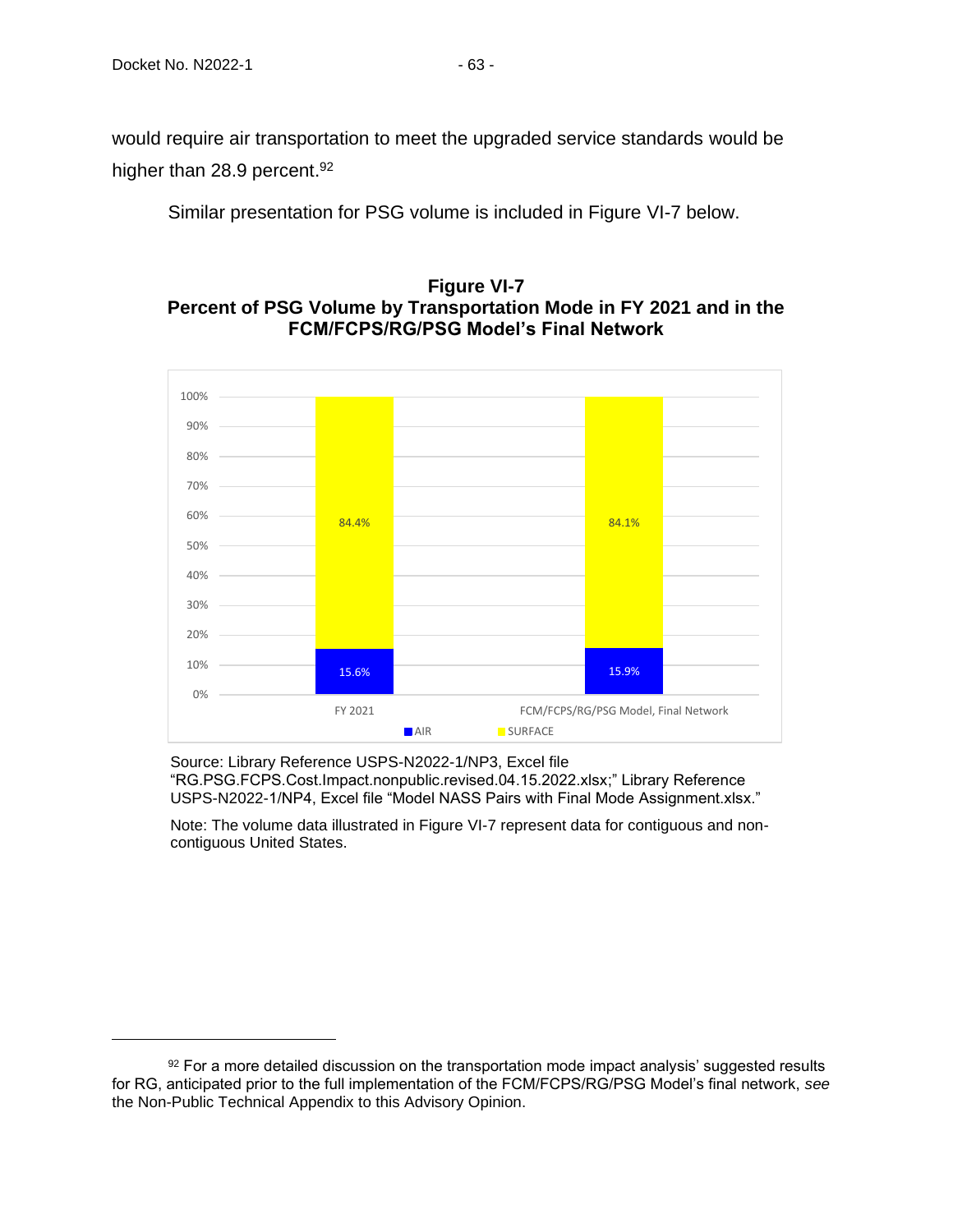would require air transportation to meet the upgraded service standards would be higher than 28.9 percent.[92]

Similar presentation for PSG volume is included in Figure VI-7 below.

**Figure VI-7**
**Percent of PSG Volume by Transportation Mode in FY 2021 and in the FCM/FCPS/RG/PSG Model's Final Network**

| | FY 2021 | FCM/FCPS/RG/PSG Model, Final Network |
|---|---|---|
| AIR | 15.6% | 15.9% |
| SURFACE | 84.4% | 84.1% |

Source: Library Reference USPS-N2022-1/NP3, Excel file "RG.PSG.FCPS.Cost.Impact.nonpublic.revised.04.15.2022.xlsx;" Library Reference USPS-N2022-1/NP4, Excel file "Model NASS Pairs with Final Mode Assignment.xlsx."

Note: The volume data illustrated in Figure VI-7 represent data for contiguous and non-contiguous United States.

---

[92] For a more detailed discussion on the transportation mode impact analysis' suggested results for RG, anticipated prior to the full implementation of the FCM/FCPS/RG/PSG Model's final network, *see* the Non-Public Technical Appendix to this Advisory Opinion.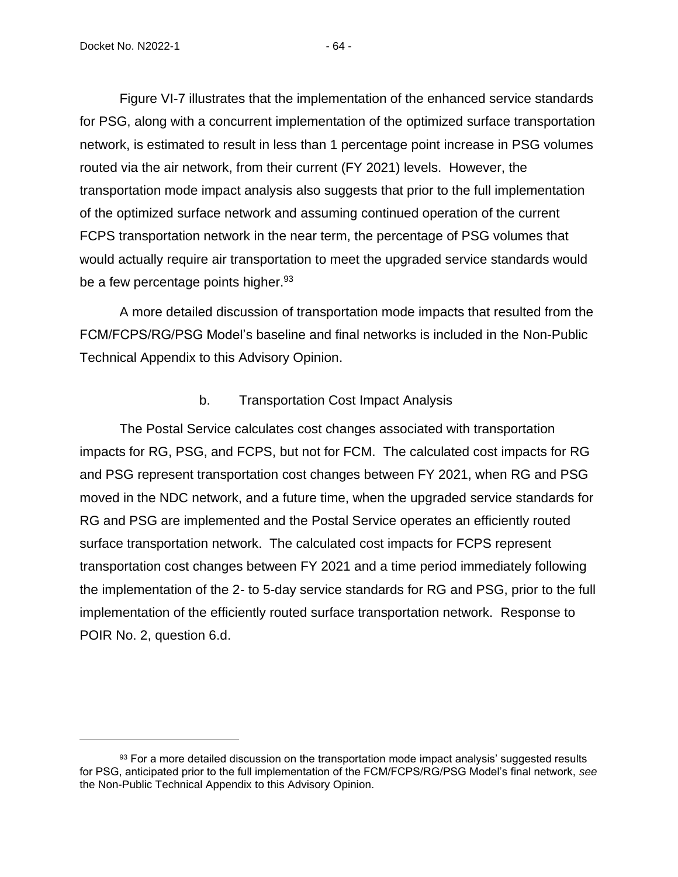Figure VI-7 illustrates that the implementation of the enhanced service standards for PSG, along with a concurrent implementation of the optimized surface transportation network, is estimated to result in less than 1 percentage point increase in PSG volumes routed via the air network, from their current (FY 2021) levels. However, the transportation mode impact analysis also suggests that prior to the full implementation of the optimized surface network and assuming continued operation of the current FCPS transportation network in the near term, the percentage of PSG volumes that would actually require air transportation to meet the upgraded service standards would be a few percentage points higher.[93]

A more detailed discussion of transportation mode impacts that resulted from the FCM/FCPS/RG/PSG Model's baseline and final networks is included in the Non-Public Technical Appendix to this Advisory Opinion.

### b. Transportation Cost Impact Analysis

The Postal Service calculates cost changes associated with transportation impacts for RG, PSG, and FCPS, but not for FCM. The calculated cost impacts for RG and PSG represent transportation cost changes between FY 2021, when RG and PSG moved in the NDC network, and a future time, when the upgraded service standards for RG and PSG are implemented and the Postal Service operates an efficiently routed surface transportation network. The calculated cost impacts for FCPS represent transportation cost changes between FY 2021 and a time period immediately following the implementation of the 2- to 5-day service standards for RG and PSG, prior to the full implementation of the efficiently routed surface transportation network. Response to POIR No. 2, question 6.d.

[93] For a more detailed discussion on the transportation mode impact analysis' suggested results for PSG, anticipated prior to the full implementation of the FCM/FCPS/RG/PSG Model's final network, *see* the Non-Public Technical Appendix to this Advisory Opinion.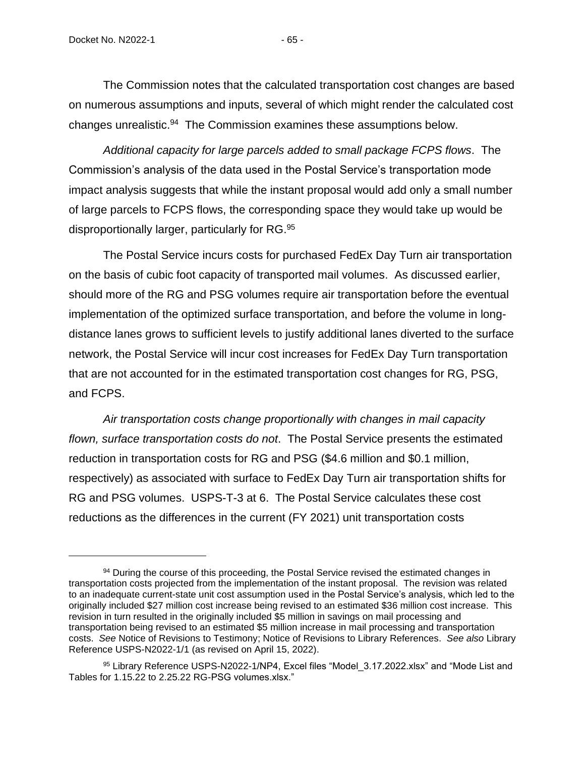The Commission notes that the calculated transportation cost changes are based on numerous assumptions and inputs, several of which might render the calculated cost changes unrealistic.[94] The Commission examines these assumptions below.

*Additional capacity for large parcels added to small package FCPS flows*. The Commission's analysis of the data used in the Postal Service's transportation mode impact analysis suggests that while the instant proposal would add only a small number of large parcels to FCPS flows, the corresponding space they would take up would be disproportionally larger, particularly for RG.[95]

The Postal Service incurs costs for purchased FedEx Day Turn air transportation on the basis of cubic foot capacity of transported mail volumes. As discussed earlier, should more of the RG and PSG volumes require air transportation before the eventual implementation of the optimized surface transportation, and before the volume in long-distance lanes grows to sufficient levels to justify additional lanes diverted to the surface network, the Postal Service will incur cost increases for FedEx Day Turn transportation that are not accounted for in the estimated transportation cost changes for RG, PSG, and FCPS.

*Air transportation costs change proportionally with changes in mail capacity flown, surface transportation costs do not*. The Postal Service presents the estimated reduction in transportation costs for RG and PSG ($4.6 million and $0.1 million, respectively) as associated with surface to FedEx Day Turn air transportation shifts for RG and PSG volumes. USPS-T-3 at 6. The Postal Service calculates these cost reductions as the differences in the current (FY 2021) unit transportation costs

---

[94] During the course of this proceeding, the Postal Service revised the estimated changes in transportation costs projected from the implementation of the instant proposal. The revision was related to an inadequate current-state unit cost assumption used in the Postal Service's analysis, which led to the originally included $27 million cost increase being revised to an estimated $36 million cost increase. This revision in turn resulted in the originally included $5 million in savings on mail processing and transportation being revised to an estimated $5 million increase in mail processing and transportation costs. *See* Notice of Revisions to Testimony; Notice of Revisions to Library References. *See also* Library Reference USPS-N2022-1/1 (as revised on April 15, 2022).

[95] Library Reference USPS-N2022-1/NP4, Excel files "Model_3.17.2022.xlsx" and "Mode List and Tables for 1.15.22 to 2.25.22 RG-PSG volumes.xlsx."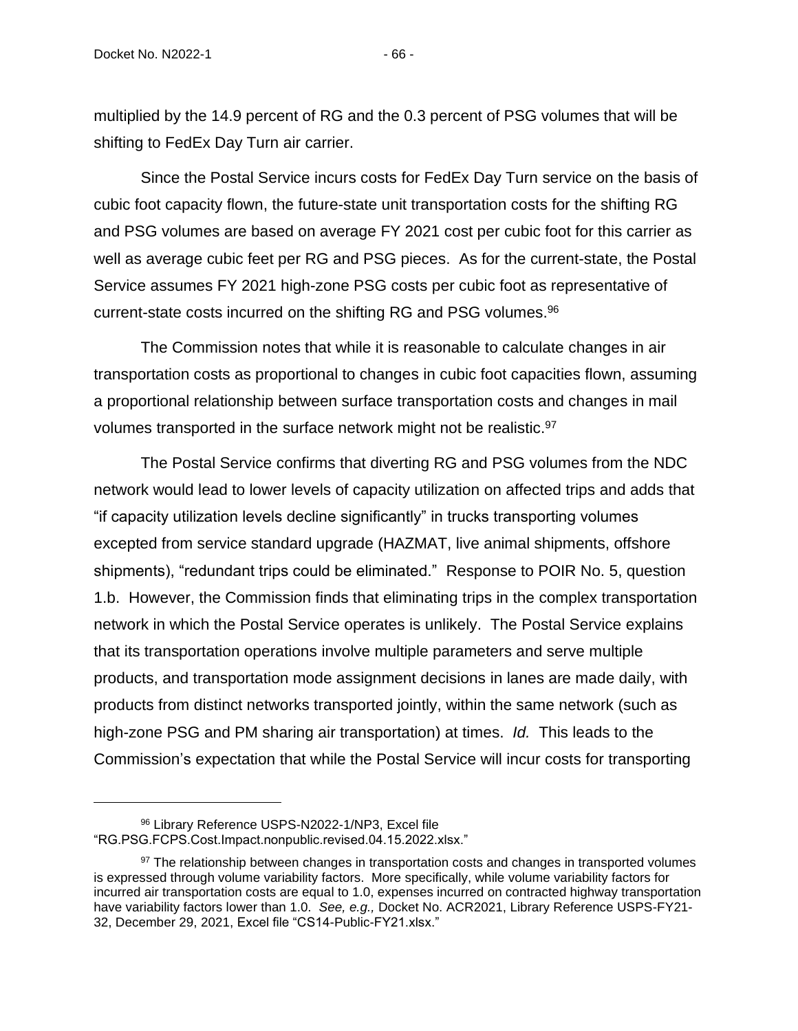multiplied by the 14.9 percent of RG and the 0.3 percent of PSG volumes that will be shifting to FedEx Day Turn air carrier.

Since the Postal Service incurs costs for FedEx Day Turn service on the basis of cubic foot capacity flown, the future-state unit transportation costs for the shifting RG and PSG volumes are based on average FY 2021 cost per cubic foot for this carrier as well as average cubic feet per RG and PSG pieces. As for the current-state, the Postal Service assumes FY 2021 high-zone PSG costs per cubic foot as representative of current-state costs incurred on the shifting RG and PSG volumes.[96]

The Commission notes that while it is reasonable to calculate changes in air transportation costs as proportional to changes in cubic foot capacities flown, assuming a proportional relationship between surface transportation costs and changes in mail volumes transported in the surface network might not be realistic.[97]

The Postal Service confirms that diverting RG and PSG volumes from the NDC network would lead to lower levels of capacity utilization on affected trips and adds that "if capacity utilization levels decline significantly" in trucks transporting volumes excepted from service standard upgrade (HAZMAT, live animal shipments, offshore shipments), "redundant trips could be eliminated." Response to POIR No. 5, question 1.b. However, the Commission finds that eliminating trips in the complex transportation network in which the Postal Service operates is unlikely. The Postal Service explains that its transportation operations involve multiple parameters and serve multiple products, and transportation mode assignment decisions in lanes are made daily, with products from distinct networks transported jointly, within the same network (such as high-zone PSG and PM sharing air transportation) at times. *Id.* This leads to the Commission's expectation that while the Postal Service will incur costs for transporting

---

[96] Library Reference USPS-N2022-1/NP3, Excel file "RG.PSG.FCPS.Cost.Impact.nonpublic.revised.04.15.2022.xlsx."

[97] The relationship between changes in transportation costs and changes in transported volumes is expressed through volume variability factors. More specifically, while volume variability factors for incurred air transportation costs are equal to 1.0, expenses incurred on contracted highway transportation have variability factors lower than 1.0. *See, e.g.,* Docket No. ACR2021, Library Reference USPS-FY21-32, December 29, 2021, Excel file "CS14-Public-FY21.xlsx."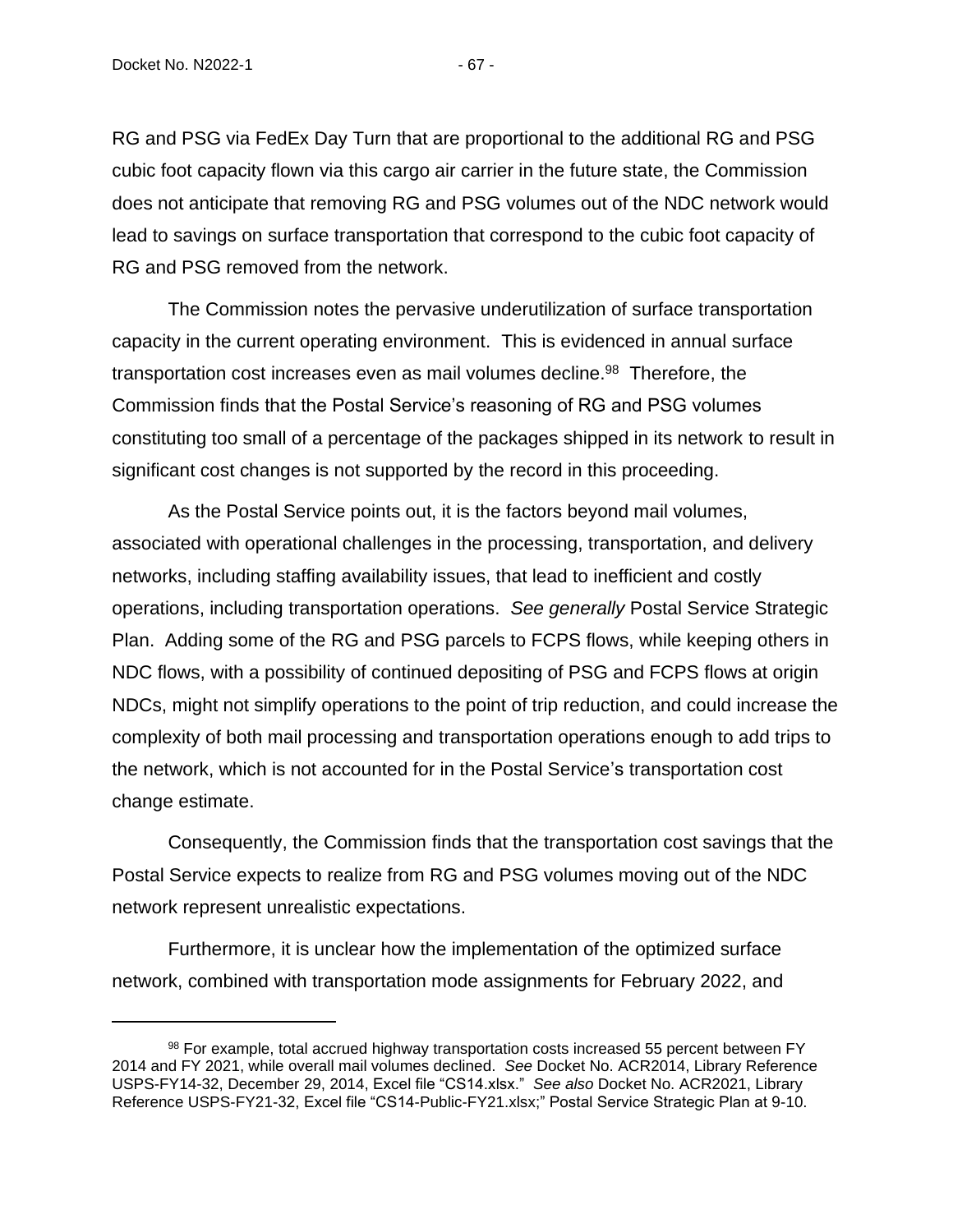RG and PSG via FedEx Day Turn that are proportional to the additional RG and PSG cubic foot capacity flown via this cargo air carrier in the future state, the Commission does not anticipate that removing RG and PSG volumes out of the NDC network would lead to savings on surface transportation that correspond to the cubic foot capacity of RG and PSG removed from the network.

The Commission notes the pervasive underutilization of surface transportation capacity in the current operating environment. This is evidenced in annual surface transportation cost increases even as mail volumes decline.[98] Therefore, the Commission finds that the Postal Service's reasoning of RG and PSG volumes constituting too small of a percentage of the packages shipped in its network to result in significant cost changes is not supported by the record in this proceeding.

As the Postal Service points out, it is the factors beyond mail volumes, associated with operational challenges in the processing, transportation, and delivery networks, including staffing availability issues, that lead to inefficient and costly operations, including transportation operations. *See generally* Postal Service Strategic Plan. Adding some of the RG and PSG parcels to FCPS flows, while keeping others in NDC flows, with a possibility of continued depositing of PSG and FCPS flows at origin NDCs, might not simplify operations to the point of trip reduction, and could increase the complexity of both mail processing and transportation operations enough to add trips to the network, which is not accounted for in the Postal Service's transportation cost change estimate.

Consequently, the Commission finds that the transportation cost savings that the Postal Service expects to realize from RG and PSG volumes moving out of the NDC network represent unrealistic expectations.

Furthermore, it is unclear how the implementation of the optimized surface network, combined with transportation mode assignments for February 2022, and

---

[98] For example, total accrued highway transportation costs increased 55 percent between FY 2014 and FY 2021, while overall mail volumes declined. *See* Docket No. ACR2014, Library Reference USPS-FY14-32, December 29, 2014, Excel file "CS14.xlsx." *See also* Docket No. ACR2021, Library Reference USPS-FY21-32, Excel file "CS14-Public-FY21.xlsx;" Postal Service Strategic Plan at 9-10.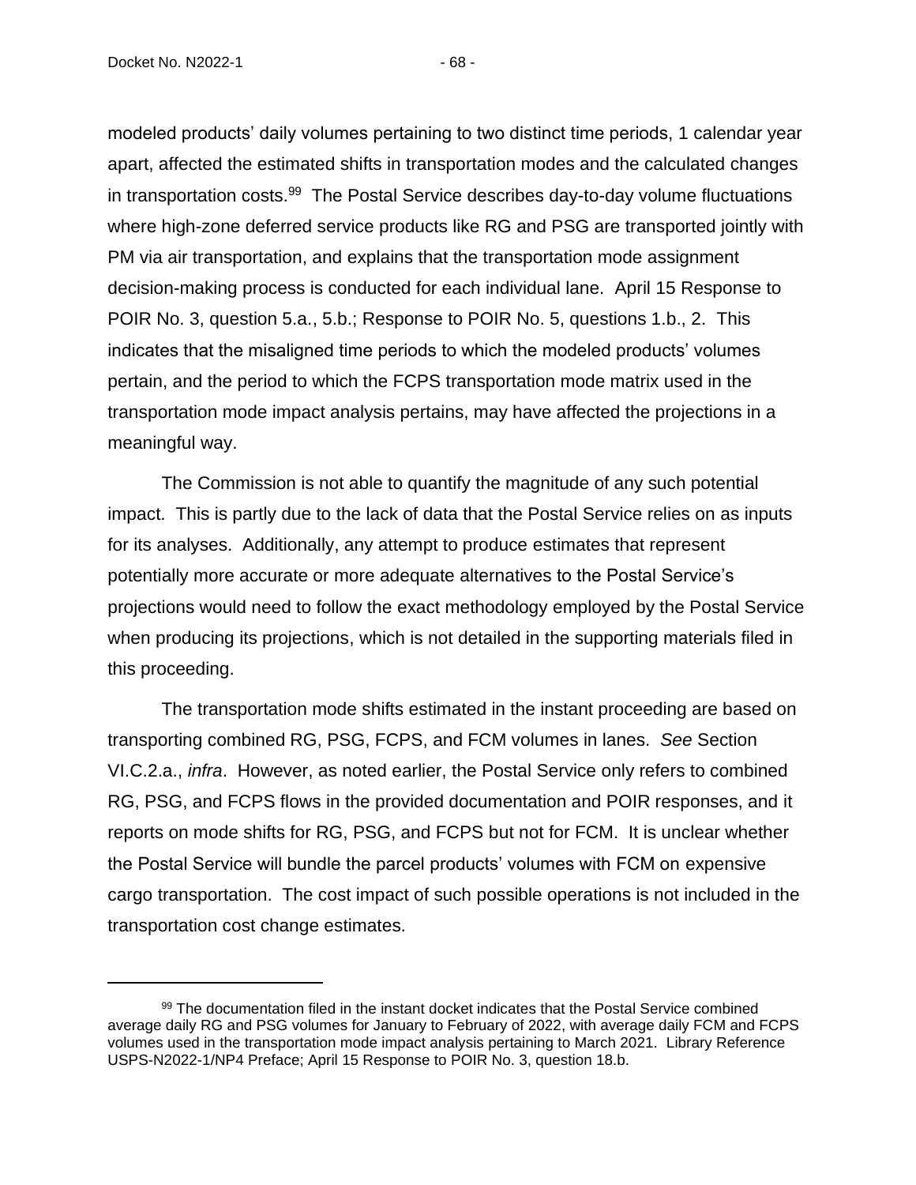modeled products' daily volumes pertaining to two distinct time periods, 1 calendar year apart, affected the estimated shifts in transportation modes and the calculated changes in transportation costs.[99] The Postal Service describes day-to-day volume fluctuations where high-zone deferred service products like RG and PSG are transported jointly with PM via air transportation, and explains that the transportation mode assignment decision-making process is conducted for each individual lane. April 15 Response to POIR No. 3, question 5.a., 5.b.; Response to POIR No. 5, questions 1.b., 2. This indicates that the misaligned time periods to which the modeled products' volumes pertain, and the period to which the FCPS transportation mode matrix used in the transportation mode impact analysis pertains, may have affected the projections in a meaningful way.

The Commission is not able to quantify the magnitude of any such potential impact. This is partly due to the lack of data that the Postal Service relies on as inputs for its analyses. Additionally, any attempt to produce estimates that represent potentially more accurate or more adequate alternatives to the Postal Service's projections would need to follow the exact methodology employed by the Postal Service when producing its projections, which is not detailed in the supporting materials filed in this proceeding.

The transportation mode shifts estimated in the instant proceeding are based on transporting combined RG, PSG, FCPS, and FCM volumes in lanes. *See* Section VI.C.2.a., *infra*. However, as noted earlier, the Postal Service only refers to combined RG, PSG, and FCPS flows in the provided documentation and POIR responses, and it reports on mode shifts for RG, PSG, and FCPS but not for FCM. It is unclear whether the Postal Service will bundle the parcel products' volumes with FCM on expensive cargo transportation. The cost impact of such possible operations is not included in the transportation cost change estimates.

[99] The documentation filed in the instant docket indicates that the Postal Service combined average daily RG and PSG volumes for January to February of 2022, with average daily FCM and FCPS volumes used in the transportation mode impact analysis pertaining to March 2021. Library Reference USPS-N2022-1/NP4 Preface; April 15 Response to POIR No. 3, question 18.b.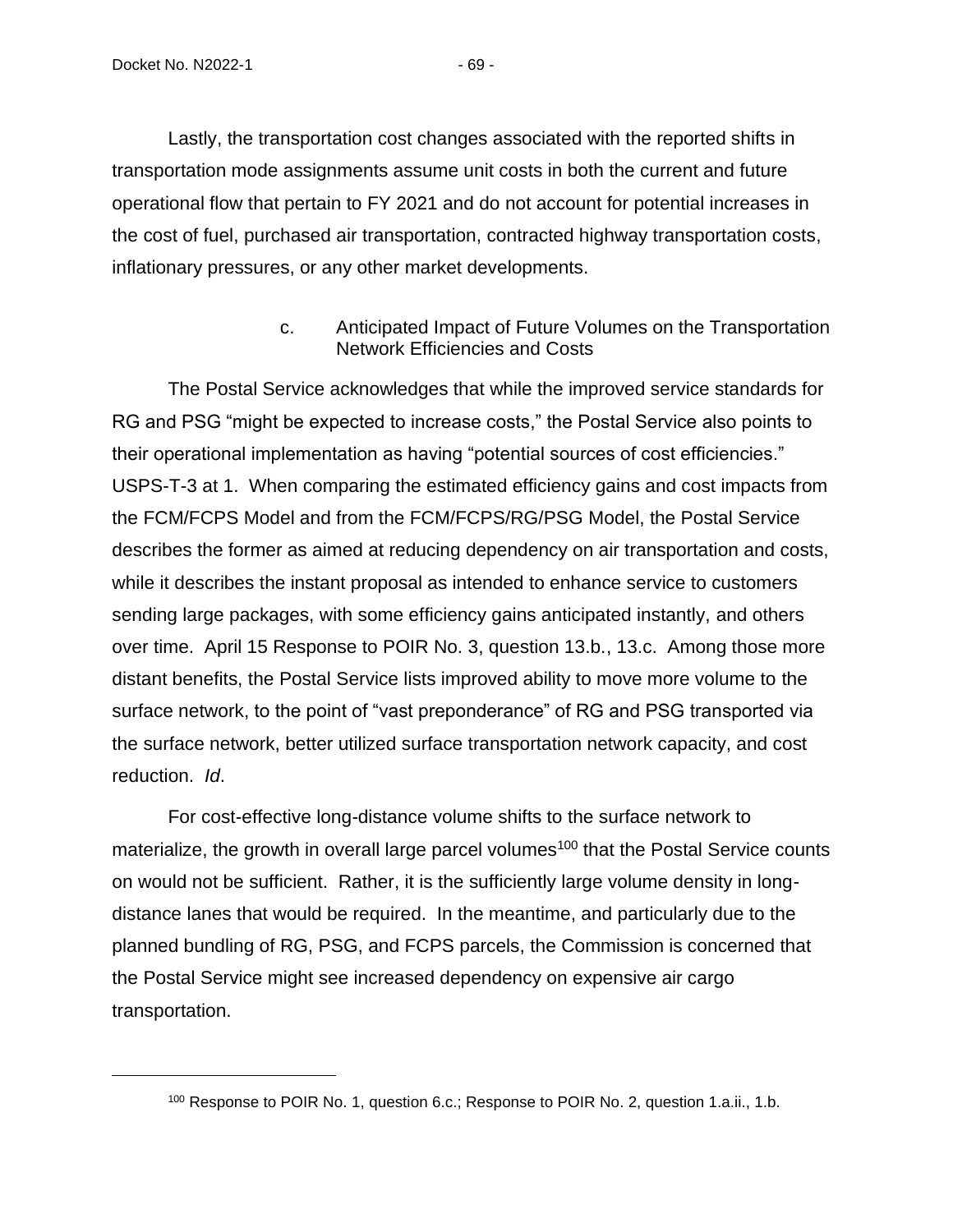Lastly, the transportation cost changes associated with the reported shifts in transportation mode assignments assume unit costs in both the current and future operational flow that pertain to FY 2021 and do not account for potential increases in the cost of fuel, purchased air transportation, contracted highway transportation costs, inflationary pressures, or any other market developments.

#### c. Anticipated Impact of Future Volumes on the Transportation Network Efficiencies and Costs

The Postal Service acknowledges that while the improved service standards for RG and PSG "might be expected to increase costs," the Postal Service also points to their operational implementation as having "potential sources of cost efficiencies." USPS-T-3 at 1. When comparing the estimated efficiency gains and cost impacts from the FCM/FCPS Model and from the FCM/FCPS/RG/PSG Model, the Postal Service describes the former as aimed at reducing dependency on air transportation and costs, while it describes the instant proposal as intended to enhance service to customers sending large packages, with some efficiency gains anticipated instantly, and others over time. April 15 Response to POIR No. 3, question 13.b., 13.c. Among those more distant benefits, the Postal Service lists improved ability to move more volume to the surface network, to the point of "vast preponderance" of RG and PSG transported via the surface network, better utilized surface transportation network capacity, and cost reduction. *Id*.

For cost-effective long-distance volume shifts to the surface network to materialize, the growth in overall large parcel volumes[100] that the Postal Service counts on would not be sufficient. Rather, it is the sufficiently large volume density in long-distance lanes that would be required. In the meantime, and particularly due to the planned bundling of RG, PSG, and FCPS parcels, the Commission is concerned that the Postal Service might see increased dependency on expensive air cargo transportation.

[100] Response to POIR No. 1, question 6.c.; Response to POIR No. 2, question 1.a.ii., 1.b.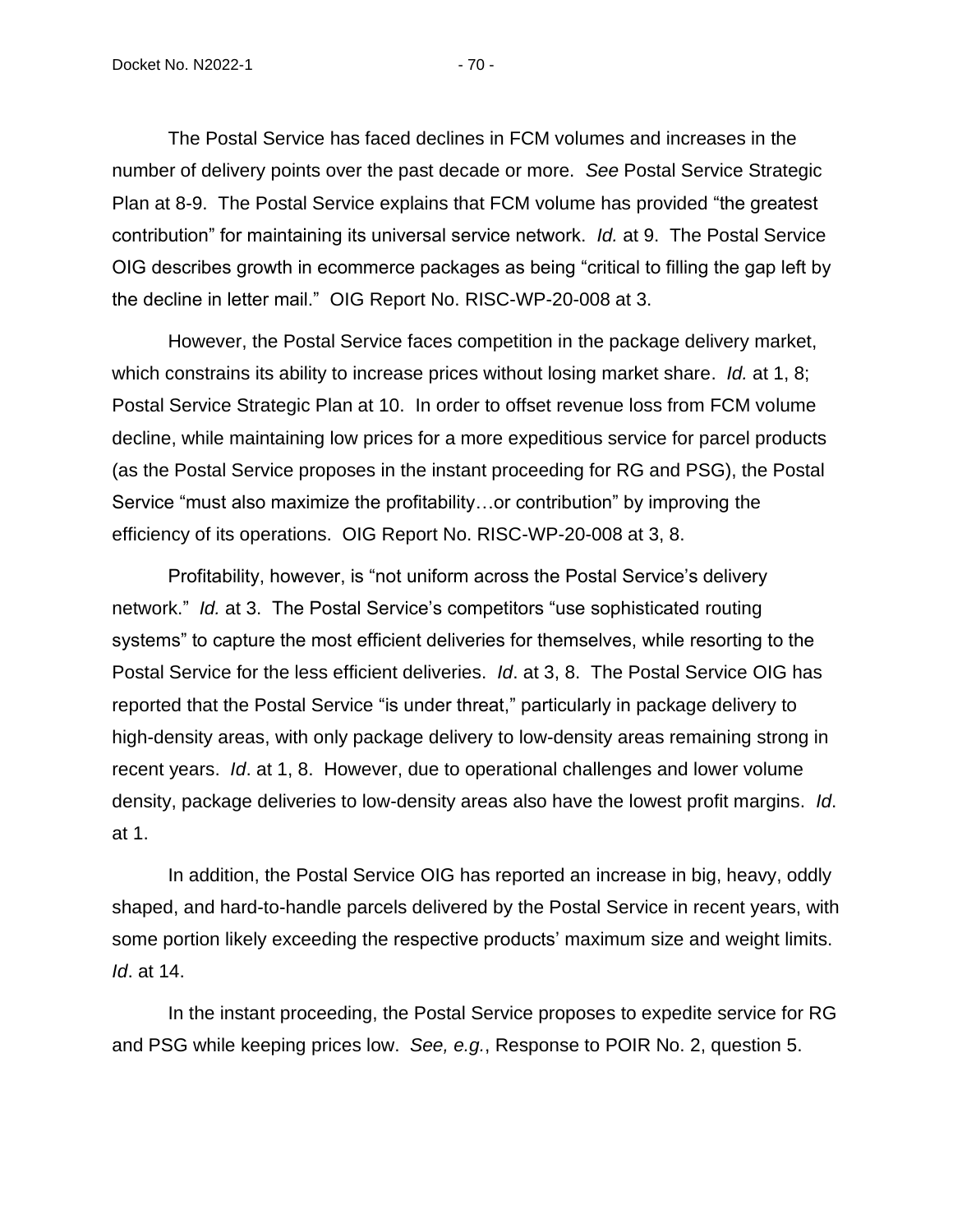The Postal Service has faced declines in FCM volumes and increases in the number of delivery points over the past decade or more. *See* Postal Service Strategic Plan at 8-9. The Postal Service explains that FCM volume has provided "the greatest contribution" for maintaining its universal service network. *Id.* at 9. The Postal Service OIG describes growth in ecommerce packages as being "critical to filling the gap left by the decline in letter mail." OIG Report No. RISC-WP-20-008 at 3.

However, the Postal Service faces competition in the package delivery market, which constrains its ability to increase prices without losing market share. *Id.* at 1, 8; Postal Service Strategic Plan at 10. In order to offset revenue loss from FCM volume decline, while maintaining low prices for a more expeditious service for parcel products (as the Postal Service proposes in the instant proceeding for RG and PSG), the Postal Service "must also maximize the profitability…or contribution" by improving the efficiency of its operations. OIG Report No. RISC-WP-20-008 at 3, 8.

Profitability, however, is "not uniform across the Postal Service's delivery network." *Id.* at 3. The Postal Service's competitors "use sophisticated routing systems" to capture the most efficient deliveries for themselves, while resorting to the Postal Service for the less efficient deliveries. *Id*. at 3, 8. The Postal Service OIG has reported that the Postal Service "is under threat," particularly in package delivery to high-density areas, with only package delivery to low-density areas remaining strong in recent years. *Id*. at 1, 8. However, due to operational challenges and lower volume density, package deliveries to low-density areas also have the lowest profit margins. *Id*. at 1.

In addition, the Postal Service OIG has reported an increase in big, heavy, oddly shaped, and hard-to-handle parcels delivered by the Postal Service in recent years, with some portion likely exceeding the respective products' maximum size and weight limits. *Id*. at 14.

In the instant proceeding, the Postal Service proposes to expedite service for RG and PSG while keeping prices low. *See, e.g.*, Response to POIR No. 2, question 5.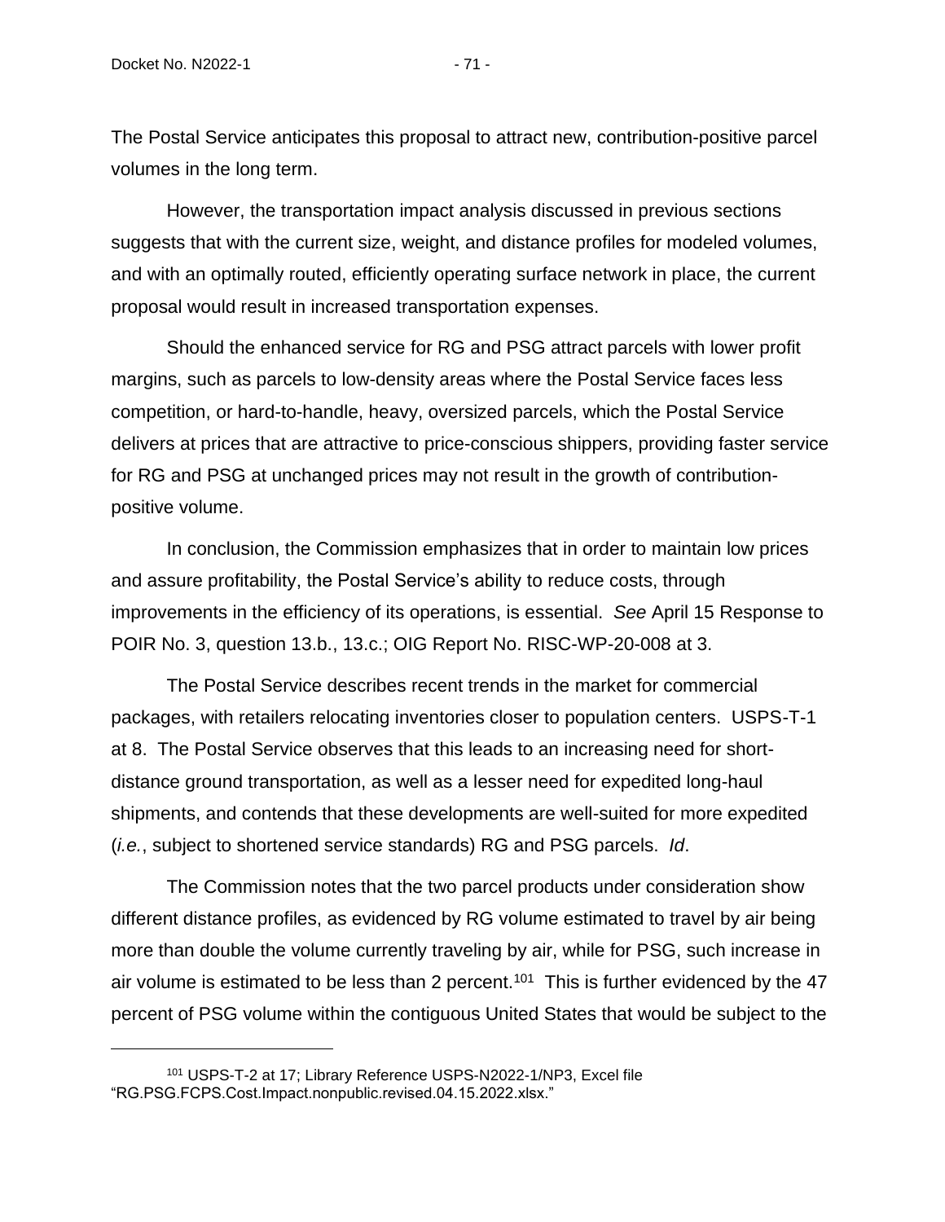The Postal Service anticipates this proposal to attract new, contribution-positive parcel volumes in the long term.

However, the transportation impact analysis discussed in previous sections suggests that with the current size, weight, and distance profiles for modeled volumes, and with an optimally routed, efficiently operating surface network in place, the current proposal would result in increased transportation expenses.

Should the enhanced service for RG and PSG attract parcels with lower profit margins, such as parcels to low-density areas where the Postal Service faces less competition, or hard-to-handle, heavy, oversized parcels, which the Postal Service delivers at prices that are attractive to price-conscious shippers, providing faster service for RG and PSG at unchanged prices may not result in the growth of contribution-positive volume.

In conclusion, the Commission emphasizes that in order to maintain low prices and assure profitability, the Postal Service's ability to reduce costs, through improvements in the efficiency of its operations, is essential. *See* April 15 Response to POIR No. 3, question 13.b., 13.c.; OIG Report No. RISC-WP-20-008 at 3.

The Postal Service describes recent trends in the market for commercial packages, with retailers relocating inventories closer to population centers. USPS-T-1 at 8. The Postal Service observes that this leads to an increasing need for short-distance ground transportation, as well as a lesser need for expedited long-haul shipments, and contends that these developments are well-suited for more expedited (*i.e.*, subject to shortened service standards) RG and PSG parcels. *Id*.

The Commission notes that the two parcel products under consideration show different distance profiles, as evidenced by RG volume estimated to travel by air being more than double the volume currently traveling by air, while for PSG, such increase in air volume is estimated to be less than 2 percent.[101] This is further evidenced by the 47 percent of PSG volume within the contiguous United States that would be subject to the

---

[101] USPS-T-2 at 17; Library Reference USPS-N2022-1/NP3, Excel file "RG.PSG.FCPS.Cost.Impact.nonpublic.revised.04.15.2022.xlsx."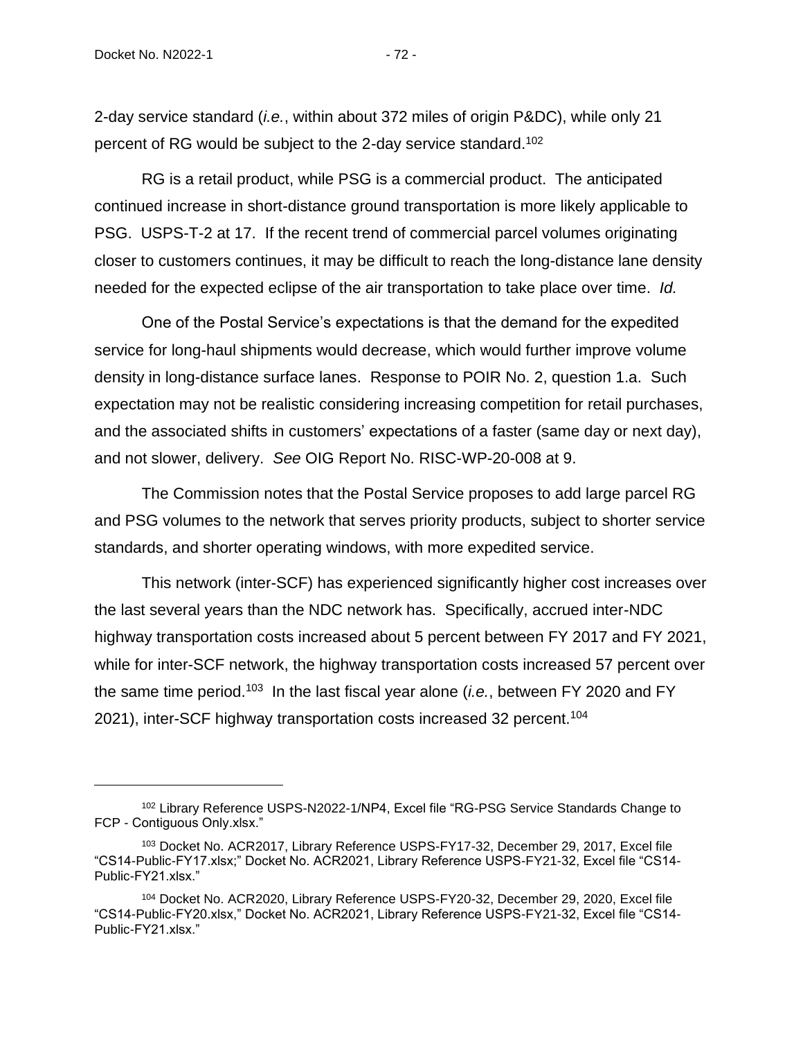2-day service standard (*i.e.*, within about 372 miles of origin P&DC), while only 21 percent of RG would be subject to the 2-day service standard.[102]

RG is a retail product, while PSG is a commercial product. The anticipated continued increase in short-distance ground transportation is more likely applicable to PSG. USPS-T-2 at 17. If the recent trend of commercial parcel volumes originating closer to customers continues, it may be difficult to reach the long-distance lane density needed for the expected eclipse of the air transportation to take place over time. *Id.*

One of the Postal Service's expectations is that the demand for the expedited service for long-haul shipments would decrease, which would further improve volume density in long-distance surface lanes. Response to POIR No. 2, question 1.a. Such expectation may not be realistic considering increasing competition for retail purchases, and the associated shifts in customers' expectations of a faster (same day or next day), and not slower, delivery. *See* OIG Report No. RISC-WP-20-008 at 9.

The Commission notes that the Postal Service proposes to add large parcel RG and PSG volumes to the network that serves priority products, subject to shorter service standards, and shorter operating windows, with more expedited service.

This network (inter-SCF) has experienced significantly higher cost increases over the last several years than the NDC network has. Specifically, accrued inter-NDC highway transportation costs increased about 5 percent between FY 2017 and FY 2021, while for inter-SCF network, the highway transportation costs increased 57 percent over the same time period.[103] In the last fiscal year alone (*i.e.*, between FY 2020 and FY 2021), inter-SCF highway transportation costs increased 32 percent.[104]

---

[102] Library Reference USPS-N2022-1/NP4, Excel file "RG-PSG Service Standards Change to FCP - Contiguous Only.xlsx."

[103] Docket No. ACR2017, Library Reference USPS-FY17-32, December 29, 2017, Excel file "CS14-Public-FY17.xlsx;" Docket No. ACR2021, Library Reference USPS-FY21-32, Excel file "CS14-Public-FY21.xlsx."

[104] Docket No. ACR2020, Library Reference USPS-FY20-32, December 29, 2020, Excel file "CS14-Public-FY20.xlsx," Docket No. ACR2021, Library Reference USPS-FY21-32, Excel file "CS14-Public-FY21.xlsx."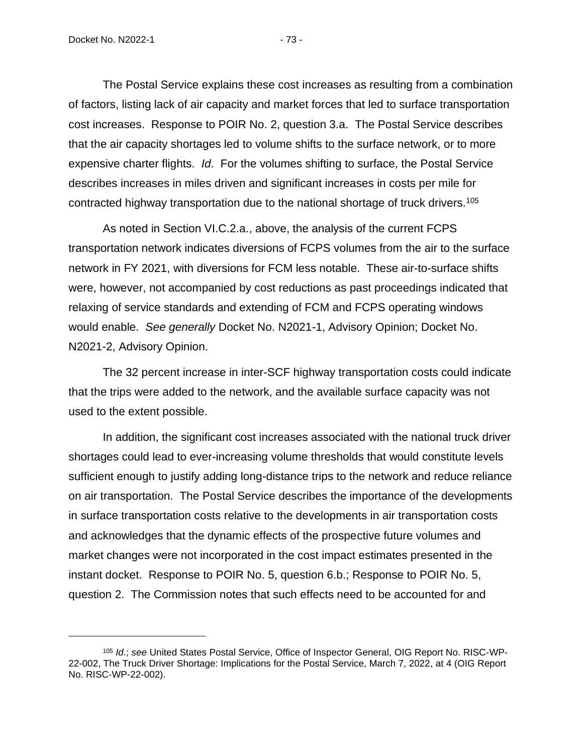The Postal Service explains these cost increases as resulting from a combination of factors, listing lack of air capacity and market forces that led to surface transportation cost increases. Response to POIR No. 2, question 3.a. The Postal Service describes that the air capacity shortages led to volume shifts to the surface network, or to more expensive charter flights. *Id*. For the volumes shifting to surface, the Postal Service describes increases in miles driven and significant increases in costs per mile for contracted highway transportation due to the national shortage of truck drivers.[105]

As noted in Section VI.C.2.a., above, the analysis of the current FCPS transportation network indicates diversions of FCPS volumes from the air to the surface network in FY 2021, with diversions for FCM less notable. These air-to-surface shifts were, however, not accompanied by cost reductions as past proceedings indicated that relaxing of service standards and extending of FCM and FCPS operating windows would enable. *See generally* Docket No. N2021-1, Advisory Opinion; Docket No. N2021-2, Advisory Opinion.

The 32 percent increase in inter-SCF highway transportation costs could indicate that the trips were added to the network, and the available surface capacity was not used to the extent possible.

In addition, the significant cost increases associated with the national truck driver shortages could lead to ever-increasing volume thresholds that would constitute levels sufficient enough to justify adding long-distance trips to the network and reduce reliance on air transportation. The Postal Service describes the importance of the developments in surface transportation costs relative to the developments in air transportation costs and acknowledges that the dynamic effects of the prospective future volumes and market changes were not incorporated in the cost impact estimates presented in the instant docket. Response to POIR No. 5, question 6.b.; Response to POIR No. 5, question 2. The Commission notes that such effects need to be accounted for and

---

[105] *Id*.; *see* United States Postal Service, Office of Inspector General, OIG Report No. RISC-WP-22-002, The Truck Driver Shortage: Implications for the Postal Service, March 7, 2022, at 4 (OIG Report No. RISC-WP-22-002).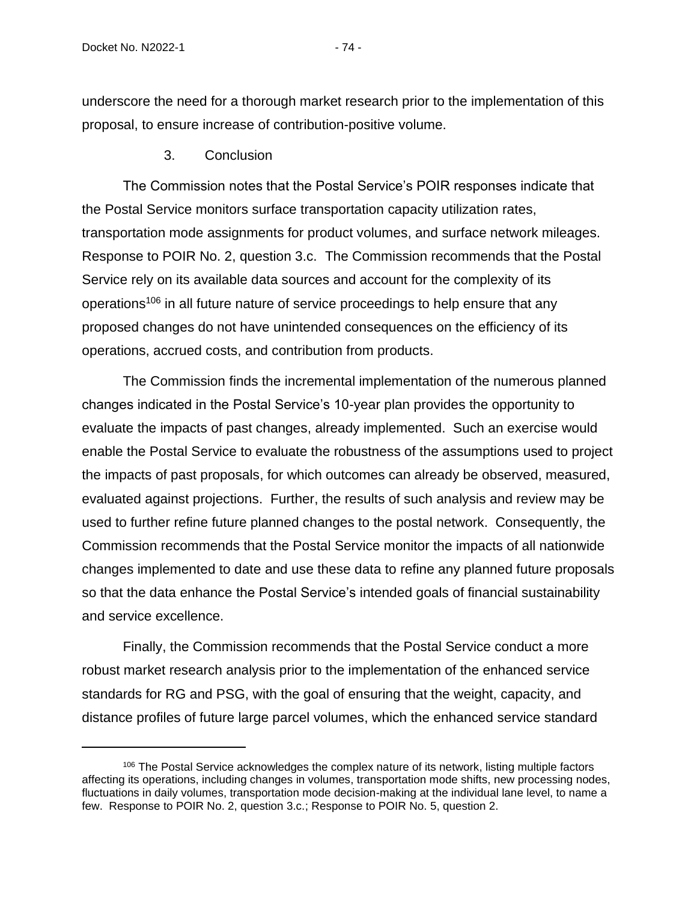underscore the need for a thorough market research prior to the implementation of this proposal, to ensure increase of contribution-positive volume.

### 3. Conclusion

The Commission notes that the Postal Service's POIR responses indicate that the Postal Service monitors surface transportation capacity utilization rates, transportation mode assignments for product volumes, and surface network mileages. Response to POIR No. 2, question 3.c. The Commission recommends that the Postal Service rely on its available data sources and account for the complexity of its operations[106] in all future nature of service proceedings to help ensure that any proposed changes do not have unintended consequences on the efficiency of its operations, accrued costs, and contribution from products.

The Commission finds the incremental implementation of the numerous planned changes indicated in the Postal Service's 10-year plan provides the opportunity to evaluate the impacts of past changes, already implemented. Such an exercise would enable the Postal Service to evaluate the robustness of the assumptions used to project the impacts of past proposals, for which outcomes can already be observed, measured, evaluated against projections. Further, the results of such analysis and review may be used to further refine future planned changes to the postal network. Consequently, the Commission recommends that the Postal Service monitor the impacts of all nationwide changes implemented to date and use these data to refine any planned future proposals so that the data enhance the Postal Service's intended goals of financial sustainability and service excellence.

Finally, the Commission recommends that the Postal Service conduct a more robust market research analysis prior to the implementation of the enhanced service standards for RG and PSG, with the goal of ensuring that the weight, capacity, and distance profiles of future large parcel volumes, which the enhanced service standard

[106] The Postal Service acknowledges the complex nature of its network, listing multiple factors affecting its operations, including changes in volumes, transportation mode shifts, new processing nodes, fluctuations in daily volumes, transportation mode decision-making at the individual lane level, to name a few. Response to POIR No. 2, question 3.c.; Response to POIR No. 5, question 2.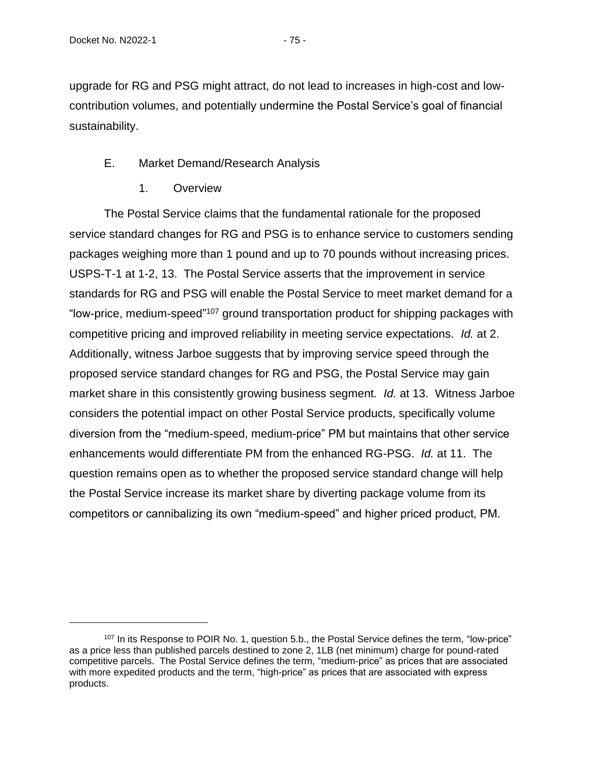upgrade for RG and PSG might attract, do not lead to increases in high-cost and low-contribution volumes, and potentially undermine the Postal Service's goal of financial sustainability.

## E. Market Demand/Research Analysis

### 1. Overview

The Postal Service claims that the fundamental rationale for the proposed service standard changes for RG and PSG is to enhance service to customers sending packages weighing more than 1 pound and up to 70 pounds without increasing prices. USPS-T-1 at 1-2, 13. The Postal Service asserts that the improvement in service standards for RG and PSG will enable the Postal Service to meet market demand for a "low-price, medium-speed"[107] ground transportation product for shipping packages with competitive pricing and improved reliability in meeting service expectations. *Id.* at 2. Additionally, witness Jarboe suggests that by improving service speed through the proposed service standard changes for RG and PSG, the Postal Service may gain market share in this consistently growing business segment. *Id.* at 13. Witness Jarboe considers the potential impact on other Postal Service products, specifically volume diversion from the "medium-speed, medium-price" PM but maintains that other service enhancements would differentiate PM from the enhanced RG-PSG. *Id.* at 11. The question remains open as to whether the proposed service standard change will help the Postal Service increase its market share by diverting package volume from its competitors or cannibalizing its own "medium-speed" and higher priced product, PM.

---

[107] In its Response to POIR No. 1, question 5.b., the Postal Service defines the term, "low-price" as a price less than published parcels destined to zone 2, 1LB (net minimum) charge for pound-rated competitive parcels. The Postal Service defines the term, "medium-price" as prices that are associated with more expedited products and the term, "high-price" as prices that are associated with express products.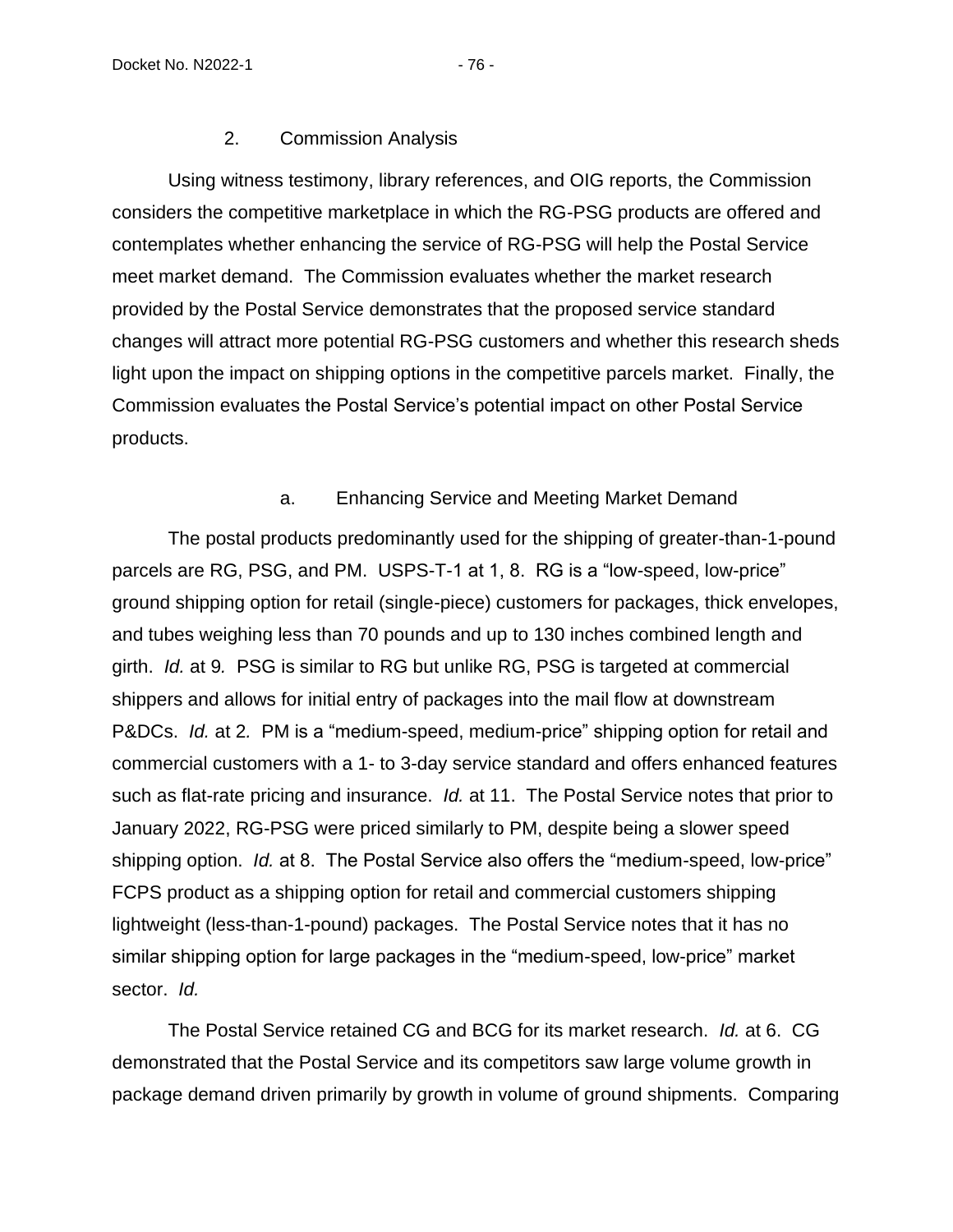### 2. Commission Analysis

Using witness testimony, library references, and OIG reports, the Commission considers the competitive marketplace in which the RG-PSG products are offered and contemplates whether enhancing the service of RG-PSG will help the Postal Service meet market demand. The Commission evaluates whether the market research provided by the Postal Service demonstrates that the proposed service standard changes will attract more potential RG-PSG customers and whether this research sheds light upon the impact on shipping options in the competitive parcels market. Finally, the Commission evaluates the Postal Service's potential impact on other Postal Service products.

#### a. Enhancing Service and Meeting Market Demand

The postal products predominantly used for the shipping of greater-than-1-pound parcels are RG, PSG, and PM. USPS-T-1 at 1, 8. RG is a "low-speed, low-price" ground shipping option for retail (single-piece) customers for packages, thick envelopes, and tubes weighing less than 70 pounds and up to 130 inches combined length and girth. *Id.* at 9*.* PSG is similar to RG but unlike RG, PSG is targeted at commercial shippers and allows for initial entry of packages into the mail flow at downstream P&DCs. *Id.* at 2*.* PM is a "medium-speed, medium-price" shipping option for retail and commercial customers with a 1- to 3-day service standard and offers enhanced features such as flat-rate pricing and insurance. *Id.* at 11. The Postal Service notes that prior to January 2022, RG-PSG were priced similarly to PM, despite being a slower speed shipping option. *Id.* at 8. The Postal Service also offers the "medium-speed, low-price" FCPS product as a shipping option for retail and commercial customers shipping lightweight (less-than-1-pound) packages. The Postal Service notes that it has no similar shipping option for large packages in the "medium-speed, low-price" market sector. *Id.*

The Postal Service retained CG and BCG for its market research. *Id.* at 6. CG demonstrated that the Postal Service and its competitors saw large volume growth in package demand driven primarily by growth in volume of ground shipments. Comparing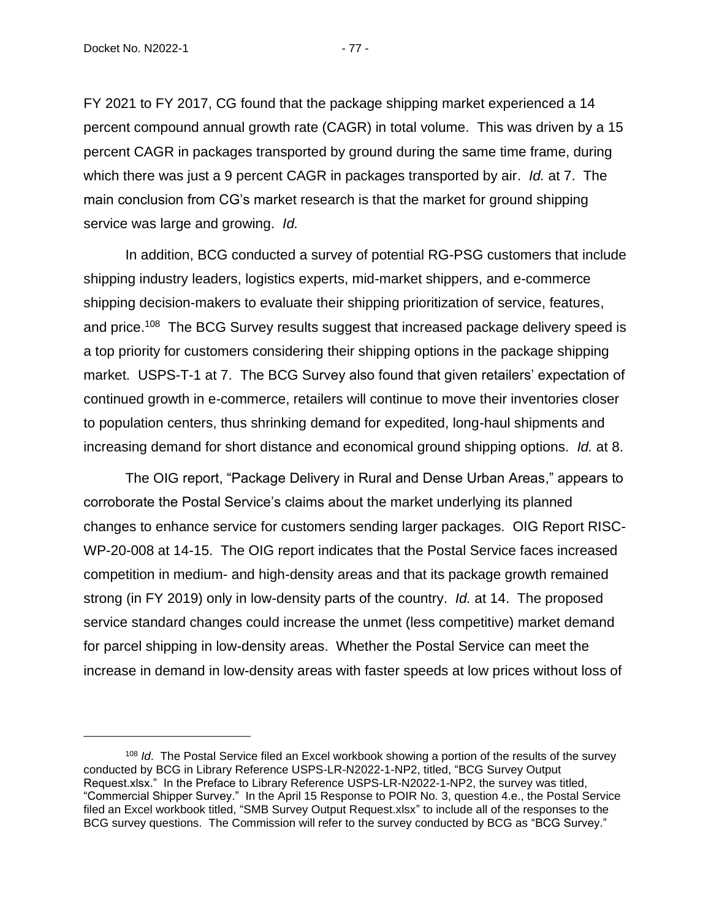FY 2021 to FY 2017, CG found that the package shipping market experienced a 14 percent compound annual growth rate (CAGR) in total volume. This was driven by a 15 percent CAGR in packages transported by ground during the same time frame, during which there was just a 9 percent CAGR in packages transported by air. *Id.* at 7. The main conclusion from CG's market research is that the market for ground shipping service was large and growing. *Id.*

In addition, BCG conducted a survey of potential RG-PSG customers that include shipping industry leaders, logistics experts, mid-market shippers, and e-commerce shipping decision-makers to evaluate their shipping prioritization of service, features, and price.[108] The BCG Survey results suggest that increased package delivery speed is a top priority for customers considering their shipping options in the package shipping market. USPS-T-1 at 7. The BCG Survey also found that given retailers' expectation of continued growth in e-commerce, retailers will continue to move their inventories closer to population centers, thus shrinking demand for expedited, long-haul shipments and increasing demand for short distance and economical ground shipping options. *Id.* at 8.

The OIG report, "Package Delivery in Rural and Dense Urban Areas," appears to corroborate the Postal Service's claims about the market underlying its planned changes to enhance service for customers sending larger packages. OIG Report RISC-WP-20-008 at 14-15. The OIG report indicates that the Postal Service faces increased competition in medium- and high-density areas and that its package growth remained strong (in FY 2019) only in low-density parts of the country. *Id.* at 14. The proposed service standard changes could increase the unmet (less competitive) market demand for parcel shipping in low-density areas. Whether the Postal Service can meet the increase in demand in low-density areas with faster speeds at low prices without loss of

[108] *Id*. The Postal Service filed an Excel workbook showing a portion of the results of the survey conducted by BCG in Library Reference USPS-LR-N2022-1-NP2, titled, "BCG Survey Output Request.xlsx." In the Preface to Library Reference USPS-LR-N2022-1-NP2, the survey was titled, "Commercial Shipper Survey." In the April 15 Response to POIR No. 3, question 4.e., the Postal Service filed an Excel workbook titled, "SMB Survey Output Request.xlsx" to include all of the responses to the BCG survey questions. The Commission will refer to the survey conducted by BCG as "BCG Survey."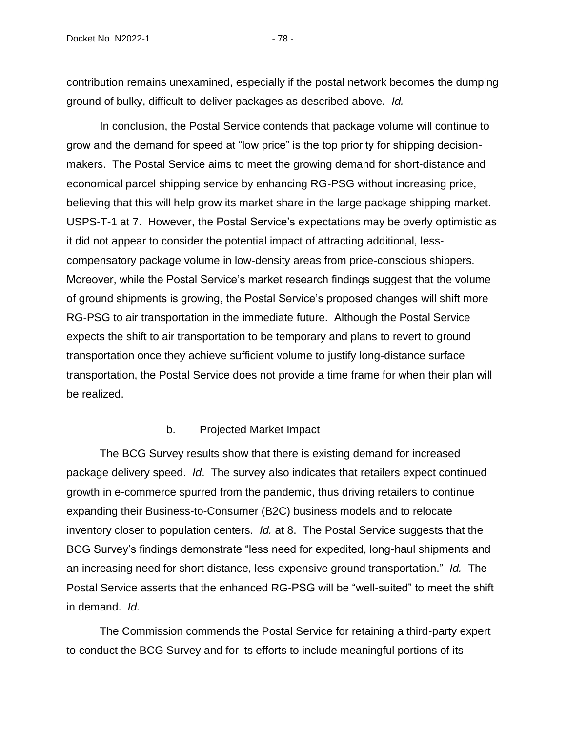contribution remains unexamined, especially if the postal network becomes the dumping ground of bulky, difficult-to-deliver packages as described above. *Id.*

In conclusion, the Postal Service contends that package volume will continue to grow and the demand for speed at "low price" is the top priority for shipping decision-makers. The Postal Service aims to meet the growing demand for short-distance and economical parcel shipping service by enhancing RG-PSG without increasing price, believing that this will help grow its market share in the large package shipping market. USPS-T-1 at 7. However, the Postal Service's expectations may be overly optimistic as it did not appear to consider the potential impact of attracting additional, less-compensatory package volume in low-density areas from price-conscious shippers. Moreover, while the Postal Service's market research findings suggest that the volume of ground shipments is growing, the Postal Service's proposed changes will shift more RG-PSG to air transportation in the immediate future. Although the Postal Service expects the shift to air transportation to be temporary and plans to revert to ground transportation once they achieve sufficient volume to justify long-distance surface transportation, the Postal Service does not provide a time frame for when their plan will be realized.

b. Projected Market Impact

The BCG Survey results show that there is existing demand for increased package delivery speed. *Id*. The survey also indicates that retailers expect continued growth in e-commerce spurred from the pandemic, thus driving retailers to continue expanding their Business-to-Consumer (B2C) business models and to relocate inventory closer to population centers. *Id.* at 8. The Postal Service suggests that the BCG Survey's findings demonstrate "less need for expedited, long-haul shipments and an increasing need for short distance, less-expensive ground transportation." *Id.* The Postal Service asserts that the enhanced RG-PSG will be "well-suited" to meet the shift in demand. *Id.*

The Commission commends the Postal Service for retaining a third-party expert to conduct the BCG Survey and for its efforts to include meaningful portions of its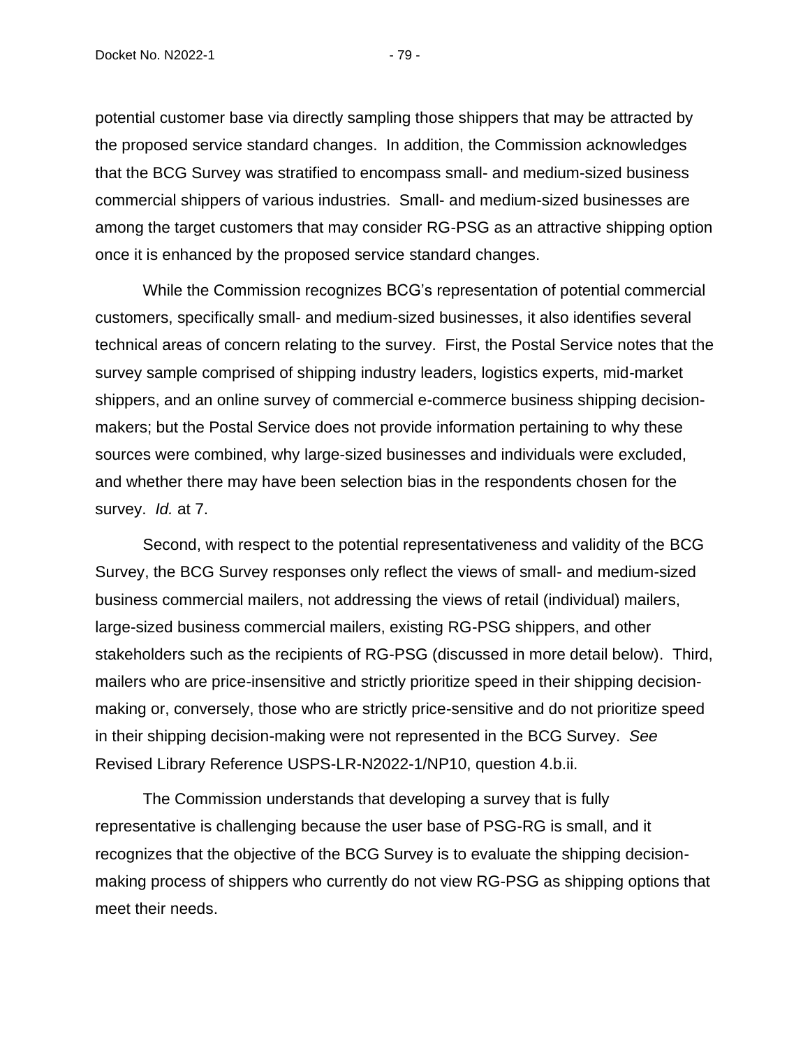potential customer base via directly sampling those shippers that may be attracted by the proposed service standard changes. In addition, the Commission acknowledges that the BCG Survey was stratified to encompass small- and medium-sized business commercial shippers of various industries. Small- and medium-sized businesses are among the target customers that may consider RG-PSG as an attractive shipping option once it is enhanced by the proposed service standard changes.

While the Commission recognizes BCG's representation of potential commercial customers, specifically small- and medium-sized businesses, it also identifies several technical areas of concern relating to the survey. First, the Postal Service notes that the survey sample comprised of shipping industry leaders, logistics experts, mid-market shippers, and an online survey of commercial e-commerce business shipping decision-makers; but the Postal Service does not provide information pertaining to why these sources were combined, why large-sized businesses and individuals were excluded, and whether there may have been selection bias in the respondents chosen for the survey. *Id.* at 7.

Second, with respect to the potential representativeness and validity of the BCG Survey, the BCG Survey responses only reflect the views of small- and medium-sized business commercial mailers, not addressing the views of retail (individual) mailers, large-sized business commercial mailers, existing RG-PSG shippers, and other stakeholders such as the recipients of RG-PSG (discussed in more detail below). Third, mailers who are price-insensitive and strictly prioritize speed in their shipping decision-making or, conversely, those who are strictly price-sensitive and do not prioritize speed in their shipping decision-making were not represented in the BCG Survey. *See* Revised Library Reference USPS-LR-N2022-1/NP10, question 4.b.ii.

The Commission understands that developing a survey that is fully representative is challenging because the user base of PSG-RG is small, and it recognizes that the objective of the BCG Survey is to evaluate the shipping decision-making process of shippers who currently do not view RG-PSG as shipping options that meet their needs.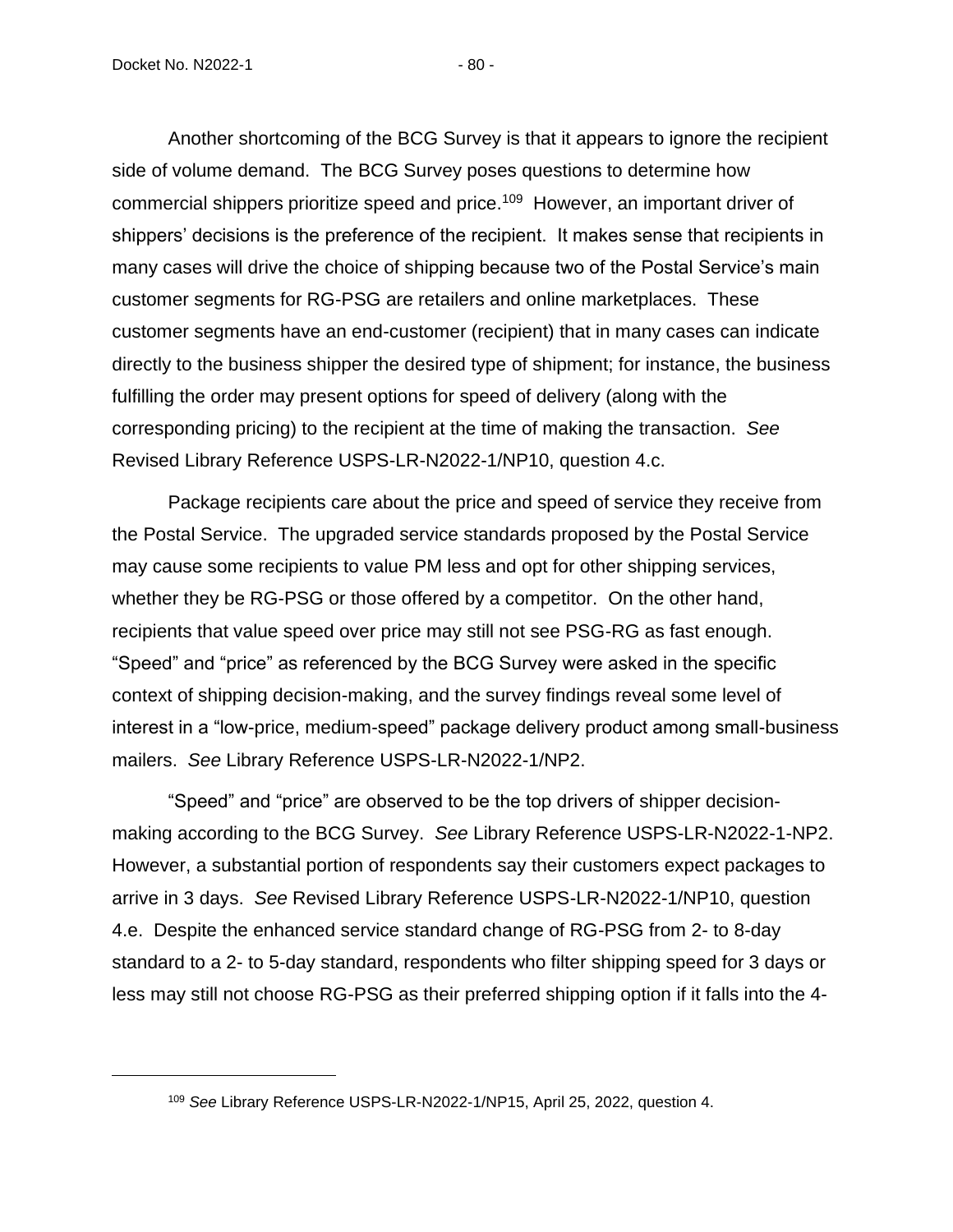Another shortcoming of the BCG Survey is that it appears to ignore the recipient side of volume demand. The BCG Survey poses questions to determine how commercial shippers prioritize speed and price.[109] However, an important driver of shippers' decisions is the preference of the recipient. It makes sense that recipients in many cases will drive the choice of shipping because two of the Postal Service's main customer segments for RG-PSG are retailers and online marketplaces. These customer segments have an end-customer (recipient) that in many cases can indicate directly to the business shipper the desired type of shipment; for instance, the business fulfilling the order may present options for speed of delivery (along with the corresponding pricing) to the recipient at the time of making the transaction. *See* Revised Library Reference USPS-LR-N2022-1/NP10, question 4.c.

Package recipients care about the price and speed of service they receive from the Postal Service. The upgraded service standards proposed by the Postal Service may cause some recipients to value PM less and opt for other shipping services, whether they be RG-PSG or those offered by a competitor. On the other hand, recipients that value speed over price may still not see PSG-RG as fast enough. "Speed" and "price" as referenced by the BCG Survey were asked in the specific context of shipping decision-making, and the survey findings reveal some level of interest in a "low-price, medium-speed" package delivery product among small-business mailers. *See* Library Reference USPS-LR-N2022-1/NP2.

"Speed" and "price" are observed to be the top drivers of shipper decision-making according to the BCG Survey. *See* Library Reference USPS-LR-N2022-1-NP2. However, a substantial portion of respondents say their customers expect packages to arrive in 3 days. *See* Revised Library Reference USPS-LR-N2022-1/NP10, question 4.e. Despite the enhanced service standard change of RG-PSG from 2- to 8-day standard to a 2- to 5-day standard, respondents who filter shipping speed for 3 days or less may still not choose RG-PSG as their preferred shipping option if it falls into the 4-

[109] *See* Library Reference USPS-LR-N2022-1/NP15, April 25, 2022, question 4.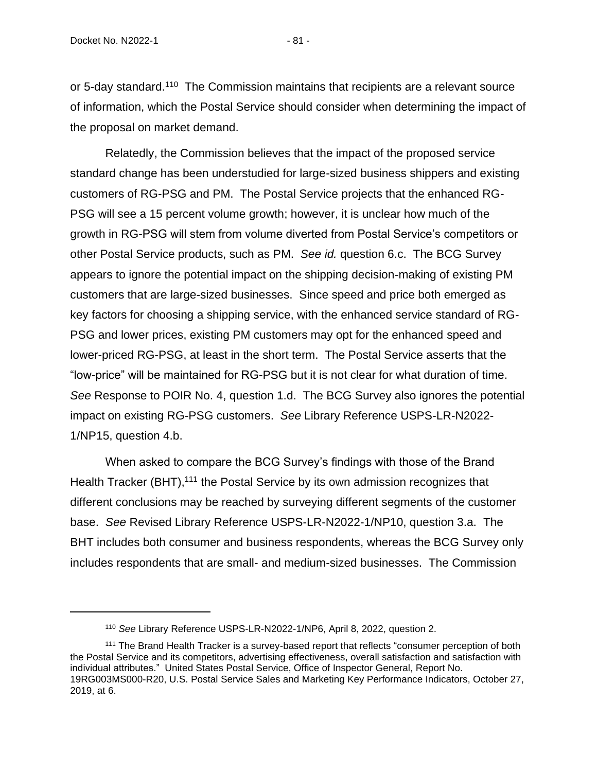or 5-day standard.[110] The Commission maintains that recipients are a relevant source of information, which the Postal Service should consider when determining the impact of the proposal on market demand.

Relatedly, the Commission believes that the impact of the proposed service standard change has been understudied for large-sized business shippers and existing customers of RG-PSG and PM. The Postal Service projects that the enhanced RG-PSG will see a 15 percent volume growth; however, it is unclear how much of the growth in RG-PSG will stem from volume diverted from Postal Service's competitors or other Postal Service products, such as PM. *See id.* question 6.c. The BCG Survey appears to ignore the potential impact on the shipping decision-making of existing PM customers that are large-sized businesses. Since speed and price both emerged as key factors for choosing a shipping service, with the enhanced service standard of RG-PSG and lower prices, existing PM customers may opt for the enhanced speed and lower-priced RG-PSG, at least in the short term. The Postal Service asserts that the "low-price" will be maintained for RG-PSG but it is not clear for what duration of time. *See* Response to POIR No. 4, question 1.d. The BCG Survey also ignores the potential impact on existing RG-PSG customers. *See* Library Reference USPS-LR-N2022-1/NP15, question 4.b.

When asked to compare the BCG Survey's findings with those of the Brand Health Tracker (BHT),[111] the Postal Service by its own admission recognizes that different conclusions may be reached by surveying different segments of the customer base. *See* Revised Library Reference USPS-LR-N2022-1/NP10, question 3.a. The BHT includes both consumer and business respondents, whereas the BCG Survey only includes respondents that are small- and medium-sized businesses. The Commission

---

[110] *See* Library Reference USPS-LR-N2022-1/NP6, April 8, 2022, question 2.

[111] The Brand Health Tracker is a survey-based report that reflects "consumer perception of both the Postal Service and its competitors, advertising effectiveness, overall satisfaction and satisfaction with individual attributes." United States Postal Service, Office of Inspector General, Report No. 19RG003MS000-R20, U.S. Postal Service Sales and Marketing Key Performance Indicators, October 27, 2019, at 6.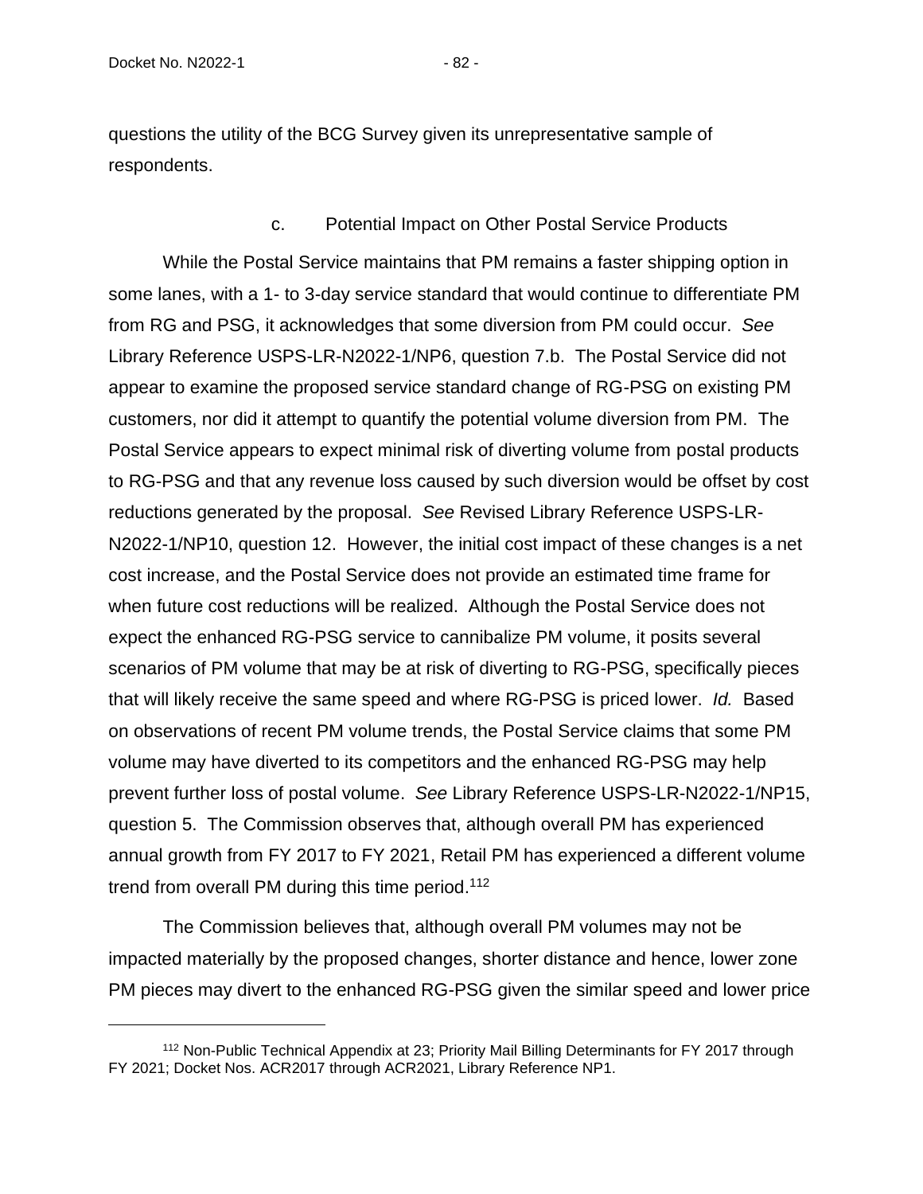questions the utility of the BCG Survey given its unrepresentative sample of respondents.

c. Potential Impact on Other Postal Service Products

While the Postal Service maintains that PM remains a faster shipping option in some lanes, with a 1- to 3-day service standard that would continue to differentiate PM from RG and PSG, it acknowledges that some diversion from PM could occur. *See* Library Reference USPS-LR-N2022-1/NP6, question 7.b. The Postal Service did not appear to examine the proposed service standard change of RG-PSG on existing PM customers, nor did it attempt to quantify the potential volume diversion from PM. The Postal Service appears to expect minimal risk of diverting volume from postal products to RG-PSG and that any revenue loss caused by such diversion would be offset by cost reductions generated by the proposal. *See* Revised Library Reference USPS-LR-N2022-1/NP10, question 12. However, the initial cost impact of these changes is a net cost increase, and the Postal Service does not provide an estimated time frame for when future cost reductions will be realized. Although the Postal Service does not expect the enhanced RG-PSG service to cannibalize PM volume, it posits several scenarios of PM volume that may be at risk of diverting to RG-PSG, specifically pieces that will likely receive the same speed and where RG-PSG is priced lower. *Id.* Based on observations of recent PM volume trends, the Postal Service claims that some PM volume may have diverted to its competitors and the enhanced RG-PSG may help prevent further loss of postal volume. *See* Library Reference USPS-LR-N2022-1/NP15, question 5. The Commission observes that, although overall PM has experienced annual growth from FY 2017 to FY 2021, Retail PM has experienced a different volume trend from overall PM during this time period.[112]

The Commission believes that, although overall PM volumes may not be impacted materially by the proposed changes, shorter distance and hence, lower zone PM pieces may divert to the enhanced RG-PSG given the similar speed and lower price

[112] Non-Public Technical Appendix at 23; Priority Mail Billing Determinants for FY 2017 through FY 2021; Docket Nos. ACR2017 through ACR2021, Library Reference NP1.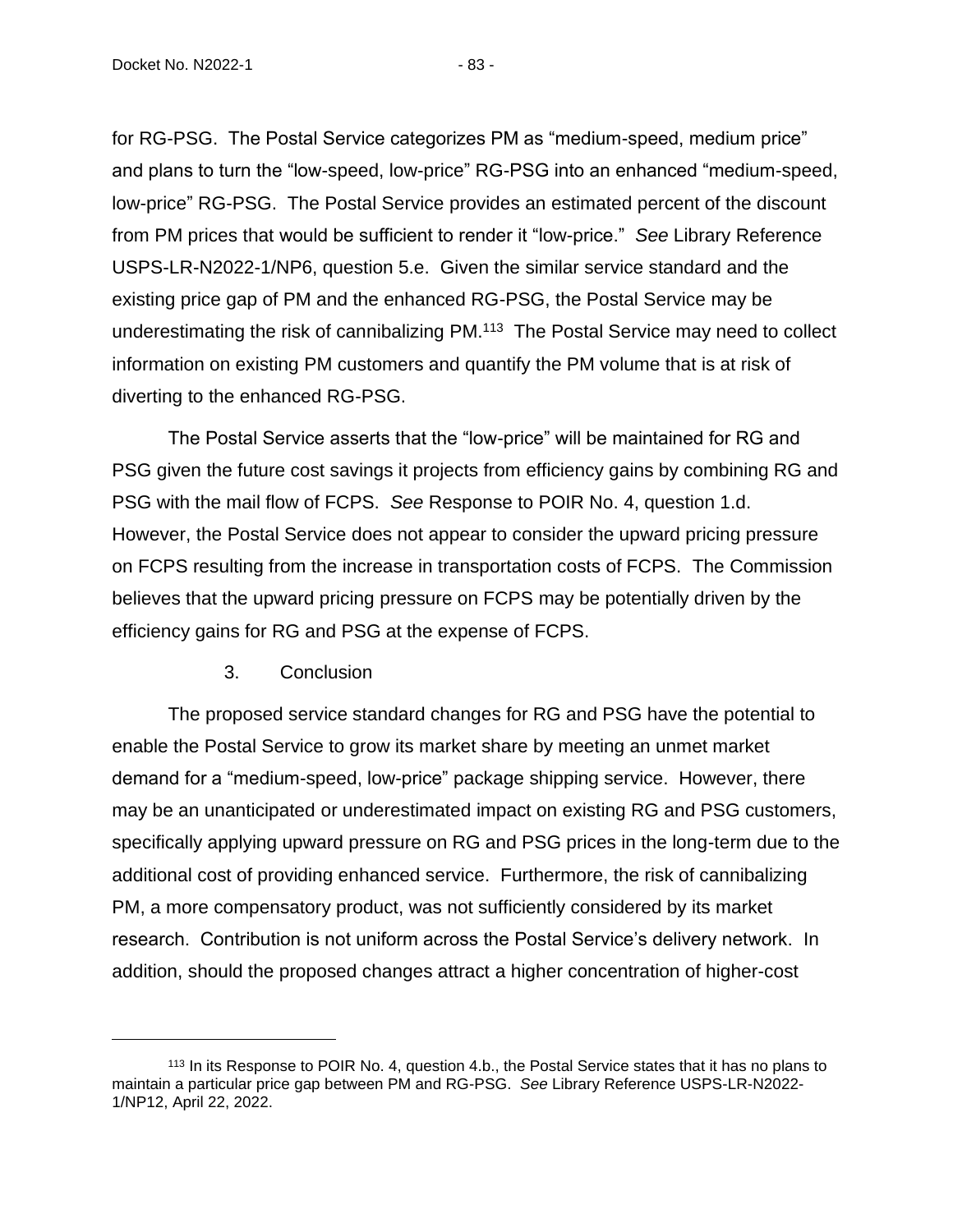for RG-PSG. The Postal Service categorizes PM as "medium-speed, medium price" and plans to turn the "low-speed, low-price" RG-PSG into an enhanced "medium-speed, low-price" RG-PSG. The Postal Service provides an estimated percent of the discount from PM prices that would be sufficient to render it "low-price." *See* Library Reference USPS-LR-N2022-1/NP6, question 5.e. Given the similar service standard and the existing price gap of PM and the enhanced RG-PSG, the Postal Service may be underestimating the risk of cannibalizing PM.[113] The Postal Service may need to collect information on existing PM customers and quantify the PM volume that is at risk of diverting to the enhanced RG-PSG.

The Postal Service asserts that the "low-price" will be maintained for RG and PSG given the future cost savings it projects from efficiency gains by combining RG and PSG with the mail flow of FCPS. *See* Response to POIR No. 4, question 1.d. However, the Postal Service does not appear to consider the upward pricing pressure on FCPS resulting from the increase in transportation costs of FCPS. The Commission believes that the upward pricing pressure on FCPS may be potentially driven by the efficiency gains for RG and PSG at the expense of FCPS.

### 3. Conclusion

The proposed service standard changes for RG and PSG have the potential to enable the Postal Service to grow its market share by meeting an unmet market demand for a "medium-speed, low-price" package shipping service. However, there may be an unanticipated or underestimated impact on existing RG and PSG customers, specifically applying upward pressure on RG and PSG prices in the long-term due to the additional cost of providing enhanced service. Furthermore, the risk of cannibalizing PM, a more compensatory product, was not sufficiently considered by its market research. Contribution is not uniform across the Postal Service's delivery network. In addition, should the proposed changes attract a higher concentration of higher-cost

---

[113] In its Response to POIR No. 4, question 4.b., the Postal Service states that it has no plans to maintain a particular price gap between PM and RG-PSG. *See* Library Reference USPS-LR-N2022-1/NP12, April 22, 2022.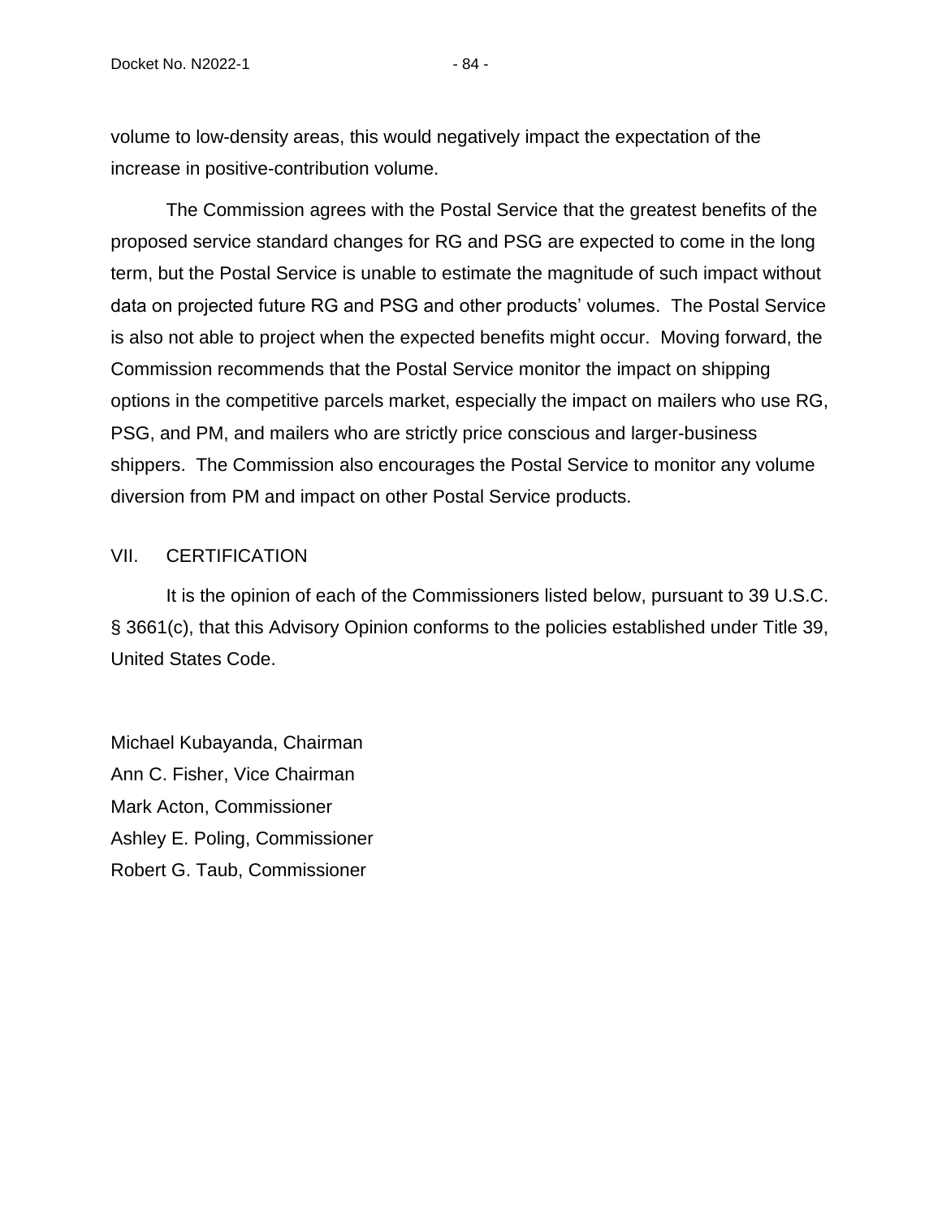volume to low-density areas, this would negatively impact the expectation of the increase in positive-contribution volume.

The Commission agrees with the Postal Service that the greatest benefits of the proposed service standard changes for RG and PSG are expected to come in the long term, but the Postal Service is unable to estimate the magnitude of such impact without data on projected future RG and PSG and other products' volumes. The Postal Service is also not able to project when the expected benefits might occur. Moving forward, the Commission recommends that the Postal Service monitor the impact on shipping options in the competitive parcels market, especially the impact on mailers who use RG, PSG, and PM, and mailers who are strictly price conscious and larger-business shippers. The Commission also encourages the Postal Service to monitor any volume diversion from PM and impact on other Postal Service products.

## VII. CERTIFICATION

It is the opinion of each of the Commissioners listed below, pursuant to 39 U.S.C. § 3661(c), that this Advisory Opinion conforms to the policies established under Title 39, United States Code.

Michael Kubayanda, Chairman  
Ann C. Fisher, Vice Chairman  
Mark Acton, Commissioner  
Ashley E. Poling, Commissioner  
Robert G. Taub, Commissioner